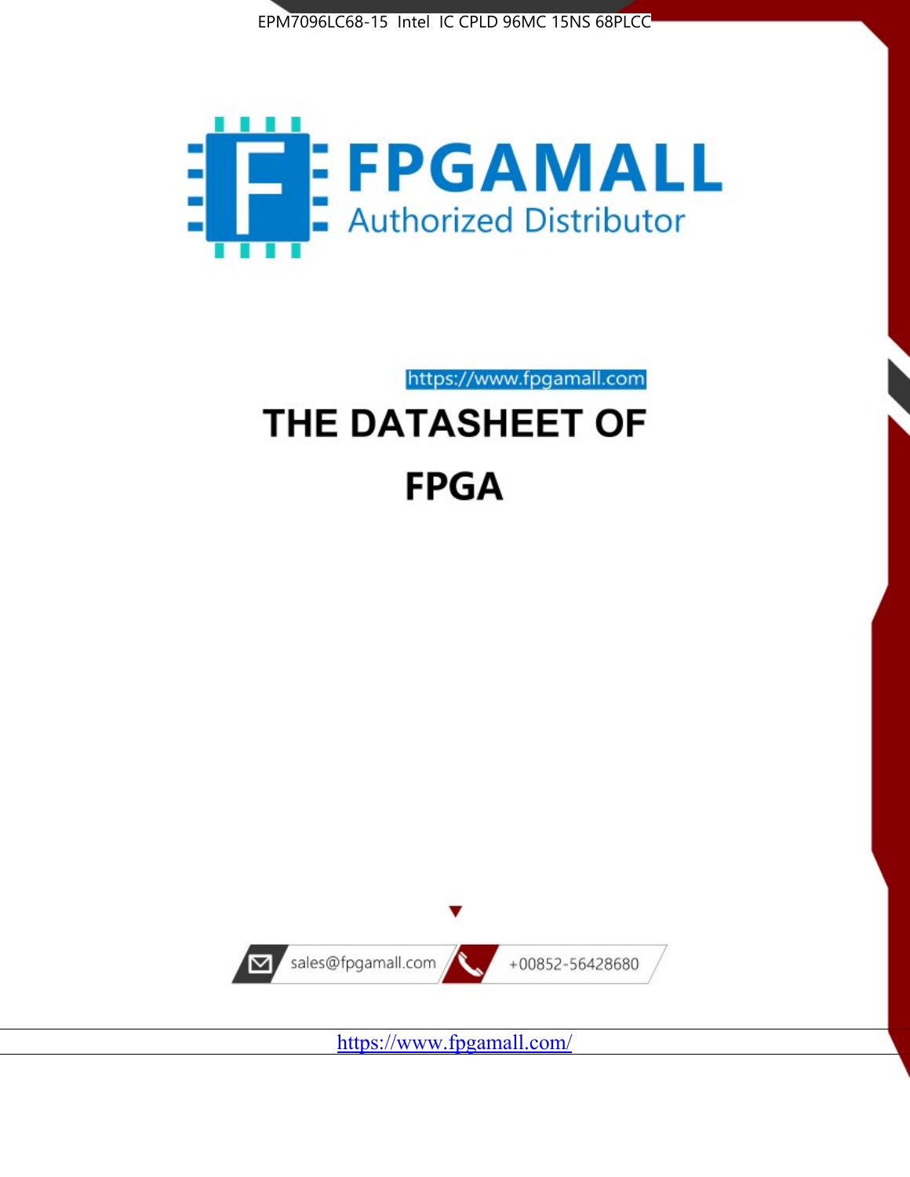EPM7096LC68-15 Intel IC CPLD 96MC 15NS 68PLCC

FPGAMALL

Authorized Distributor

https://www.fpgamall.com

# THE DATASHEET OF

# FPGA

sales@fpgamall.com

+00852-56428680

https://www.fpgamall.com/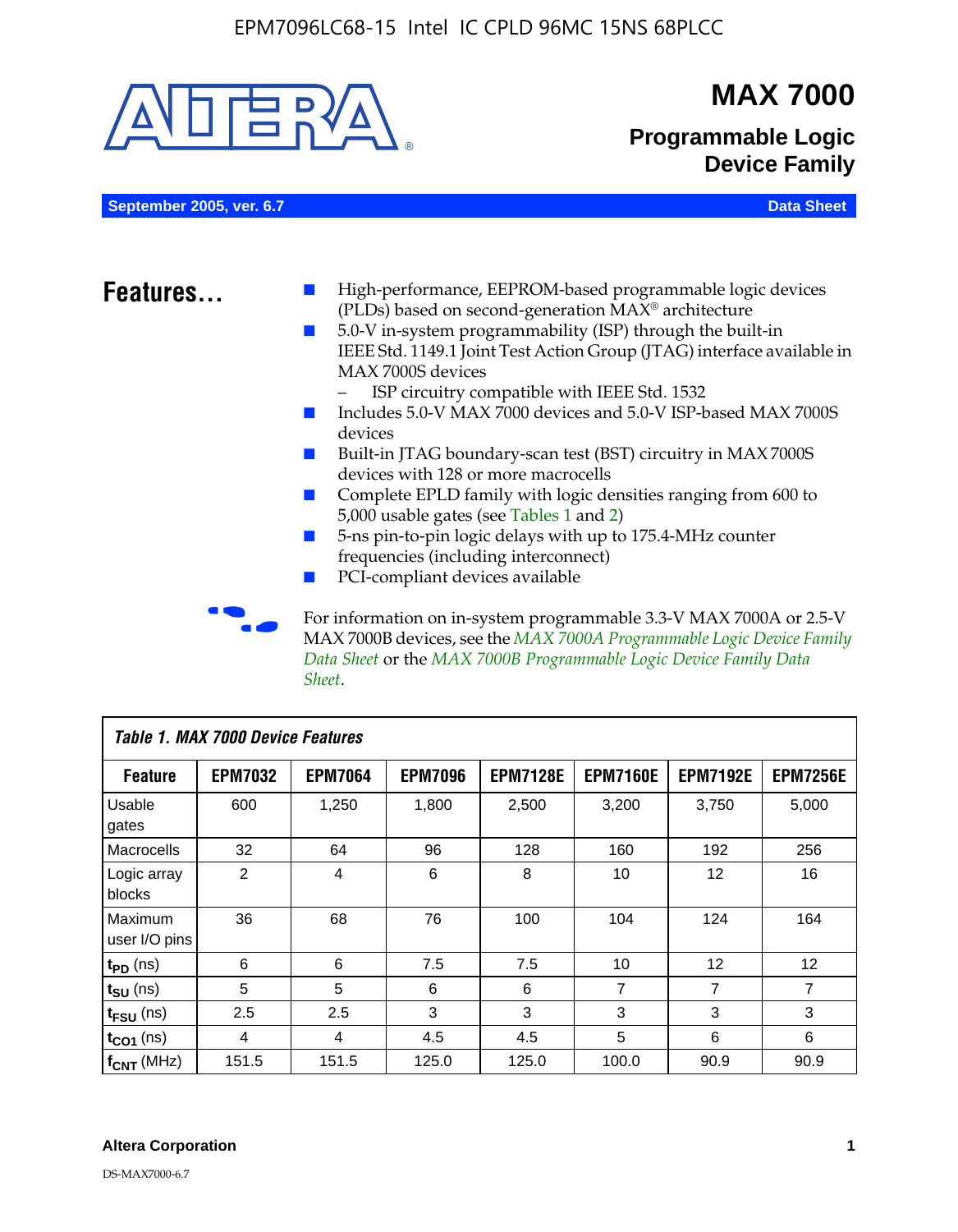# MAX 7000

## Programmable Logic Device Family

**September 2005, ver. 6.7** **Data Sheet**

## Features...

- High-performance, EEPROM-based programmable logic devices (PLDs) based on second-generation MAX® architecture
- 5.0-V in-system programmability (ISP) through the built-in IEEE Std. 1149.1 Joint Test Action Group (JTAG) interface available in MAX 7000S devices
  - ISP circuitry compatible with IEEE Std. 1532
- Includes 5.0-V MAX 7000 devices and 5.0-V ISP-based MAX 7000S devices
- Built-in JTAG boundary-scan test (BST) circuitry in MAX 7000S devices with 128 or more macrocells
- Complete EPLD family with logic densities ranging from 600 to 5,000 usable gates (see Tables 1 and 2)
- 5-ns pin-to-pin logic delays with up to 175.4-MHz counter frequencies (including interconnect)
- PCI-compliant devices available

For information on in-system programmable 3.3-V MAX 7000A or 2.5-V MAX 7000B devices, see the *MAX 7000A Programmable Logic Device Family Data Sheet* or the *MAX 7000B Programmable Logic Device Family Data Sheet*.

**Table 1. MAX 7000 Device Features**

| Feature | EPM7032 | EPM7064 | EPM7096 | EPM7128E | EPM7160E | EPM7192E | EPM7256E |
|---|---|---|---|---|---|---|---|
| Usable gates | 600 | 1,250 | 1,800 | 2,500 | 3,200 | 3,750 | 5,000 |
| Macrocells | 32 | 64 | 96 | 128 | 160 | 192 | 256 |
| Logic array blocks | 2 | 4 | 6 | 8 | 10 | 12 | 16 |
| Maximum user I/O pins | 36 | 68 | 76 | 100 | 104 | 124 | 164 |
| $t_{PD}$ (ns) | 6 | 6 | 7.5 | 7.5 | 10 | 12 | 12 |
| $t_{SU}$ (ns) | 5 | 5 | 6 | 6 | 7 | 7 | 7 |
| $t_{FSU}$ (ns) | 2.5 | 2.5 | 3 | 3 | 3 | 3 | 3 |
| $t_{CO1}$ (ns) | 4 | 4 | 4.5 | 4.5 | 5 | 6 | 6 |
| $f_{CNT}$ (MHz) | 151.5 | 151.5 | 125.0 | 125.0 | 100.0 | 90.9 | 90.9 |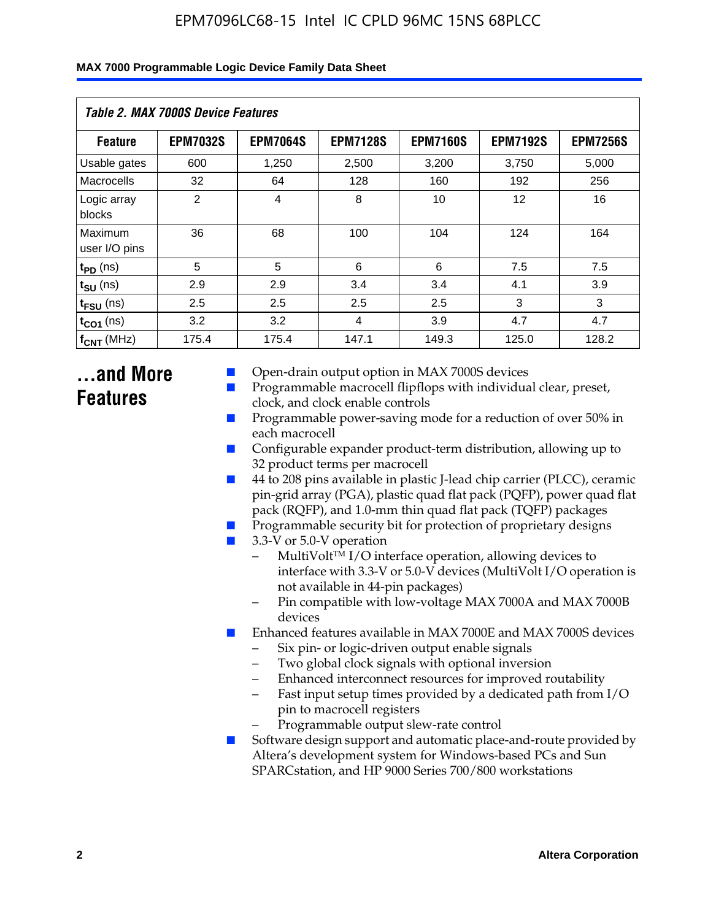*Table 2. MAX 7000S Device Features*

| Feature | EPM7032S | EPM7064S | EPM7128S | EPM7160S | EPM7192S | EPM7256S |
|---|---|---|---|---|---|---|
| Usable gates | 600 | 1,250 | 2,500 | 3,200 | 3,750 | 5,000 |
| Macrocells | 32 | 64 | 128 | 160 | 192 | 256 |
| Logic array blocks | 2 | 4 | 8 | 10 | 12 | 16 |
| Maximum user I/O pins | 36 | 68 | 100 | 104 | 124 | 164 |
| $t_{PD}$ (ns) | 5 | 5 | 6 | 6 | 7.5 | 7.5 |
| $t_{SU}$ (ns) | 2.9 | 2.9 | 3.4 | 3.4 | 4.1 | 3.9 |
| $t_{FSU}$ (ns) | 2.5 | 2.5 | 2.5 | 2.5 | 3 | 3 |
| $t_{CO1}$ (ns) | 3.2 | 3.2 | 4 | 3.9 | 4.7 | 4.7 |
| $f_{CNT}$ (MHz) | 175.4 | 175.4 | 147.1 | 149.3 | 125.0 | 128.2 |

## ...and More Features

- Open-drain output option in MAX 7000S devices
- Programmable macrocell flipflops with individual clear, preset, clock, and clock enable controls
- Programmable power-saving mode for a reduction of over 50% in each macrocell
- Configurable expander product-term distribution, allowing up to 32 product terms per macrocell
- 44 to 208 pins available in plastic J-lead chip carrier (PLCC), ceramic pin-grid array (PGA), plastic quad flat pack (PQFP), power quad flat pack (RQFP), and 1.0-mm thin quad flat pack (TQFP) packages
- Programmable security bit for protection of proprietary designs
- 3.3-V or 5.0-V operation
  - MultiVolt™ I/O interface operation, allowing devices to interface with 3.3-V or 5.0-V devices (MultiVolt I/O operation is not available in 44-pin packages)
  - Pin compatible with low-voltage MAX 7000A and MAX 7000B devices
- Enhanced features available in MAX 7000E and MAX 7000S devices
  - Six pin- or logic-driven output enable signals
  - Two global clock signals with optional inversion
  - Enhanced interconnect resources for improved routability
  - Fast input setup times provided by a dedicated path from I/O pin to macrocell registers
  - Programmable output slew-rate control
- Software design support and automatic place-and-route provided by Altera's development system for Windows-based PCs and Sun SPARCstation, and HP 9000 Series 700/800 workstations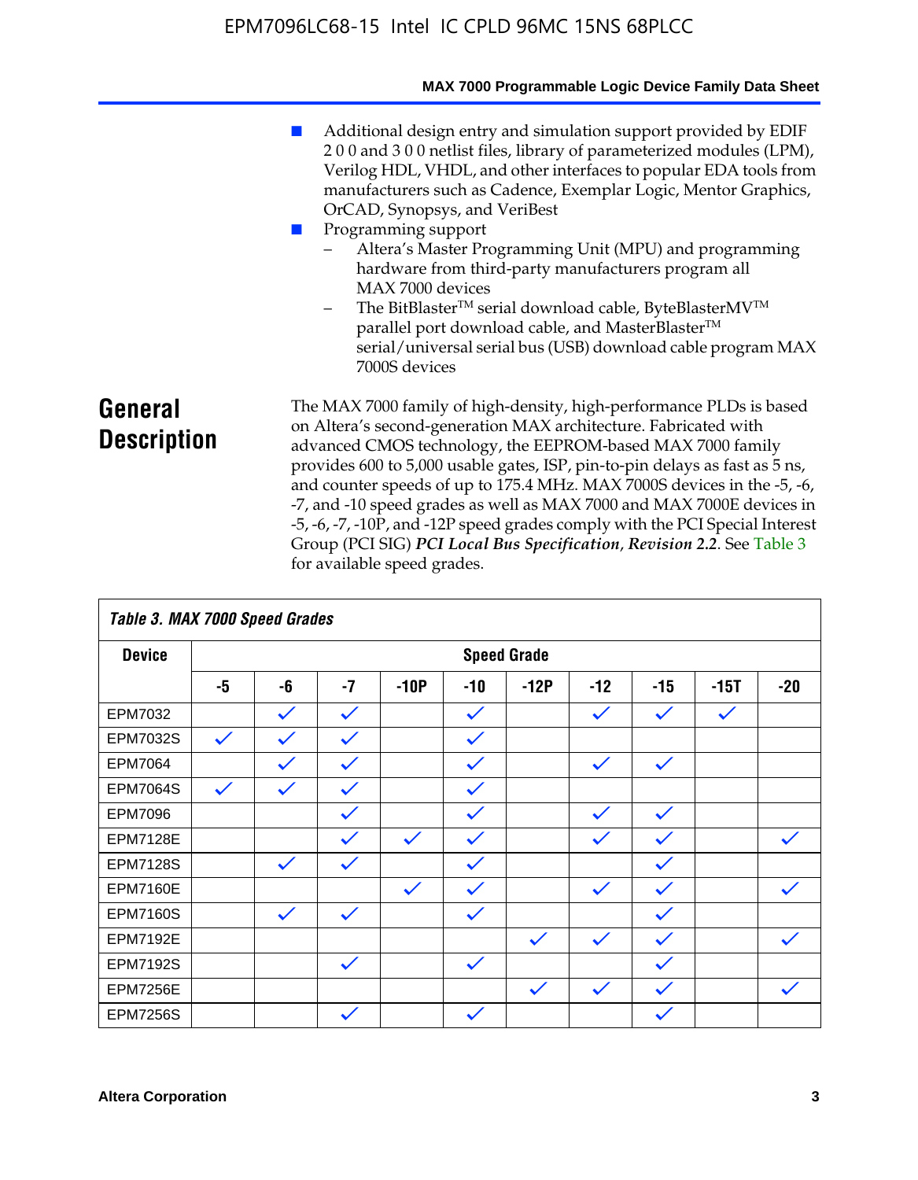- Additional design entry and simulation support provided by EDIF 2 0 0 and 3 0 0 netlist files, library of parameterized modules (LPM), Verilog HDL, VHDL, and other interfaces to popular EDA tools from manufacturers such as Cadence, Exemplar Logic, Mentor Graphics, OrCAD, Synopsys, and VeriBest
- Programming support
  - Altera's Master Programming Unit (MPU) and programming hardware from third-party manufacturers program all MAX 7000 devices
  - The BitBlaster™ serial download cable, ByteBlasterMV™ parallel port download cable, and MasterBlaster™ serial/universal serial bus (USB) download cable program MAX 7000S devices

## General Description

The MAX 7000 family of high-density, high-performance PLDs is based on Altera's second-generation MAX architecture. Fabricated with advanced CMOS technology, the EEPROM-based MAX 7000 family provides 600 to 5,000 usable gates, ISP, pin-to-pin delays as fast as 5 ns, and counter speeds of up to 175.4 MHz. MAX 7000S devices in the -5, -6, -7, and -10 speed grades as well as MAX 7000 and MAX 7000E devices in -5, -6, -7, -10P, and -12P speed grades comply with the PCI Special Interest Group (PCI SIG) ***PCI Local Bus Specification*, *Revision 2.2***. See Table 3 for available speed grades.

*Table 3. MAX 7000 Speed Grades*

| Device | Speed Grade | | | | | | | | | |
|---|---|---|---|---|---|---|---|---|---|---|
| | -5 | -6 | -7 | -10P | -10 | -12P | -12 | -15 | -15T | -20 |
| EPM7032 | | ✓ | ✓ | | ✓ | | ✓ | ✓ | ✓ | |
| EPM7032S | ✓ | ✓ | ✓ | | ✓ | | | | | |
| EPM7064 | | ✓ | ✓ | | ✓ | | ✓ | ✓ | | |
| EPM7064S | ✓ | ✓ | ✓ | | ✓ | | | | | |
| EPM7096 | | | ✓ | | ✓ | | ✓ | ✓ | | |
| EPM7128E | | | ✓ | ✓ | ✓ | | ✓ | ✓ | | ✓ |
| EPM7128S | | ✓ | ✓ | | ✓ | | | ✓ | | |
| EPM7160E | | | | ✓ | ✓ | | ✓ | ✓ | | ✓ |
| EPM7160S | | ✓ | ✓ | | ✓ | | | ✓ | | |
| EPM7192E | | | | | | ✓ | ✓ | ✓ | | ✓ |
| EPM7192S | | | ✓ | | ✓ | | | ✓ | | |
| EPM7256E | | | | | | ✓ | ✓ | ✓ | | ✓ |
| EPM7256S | | | ✓ | | ✓ | | | ✓ | | |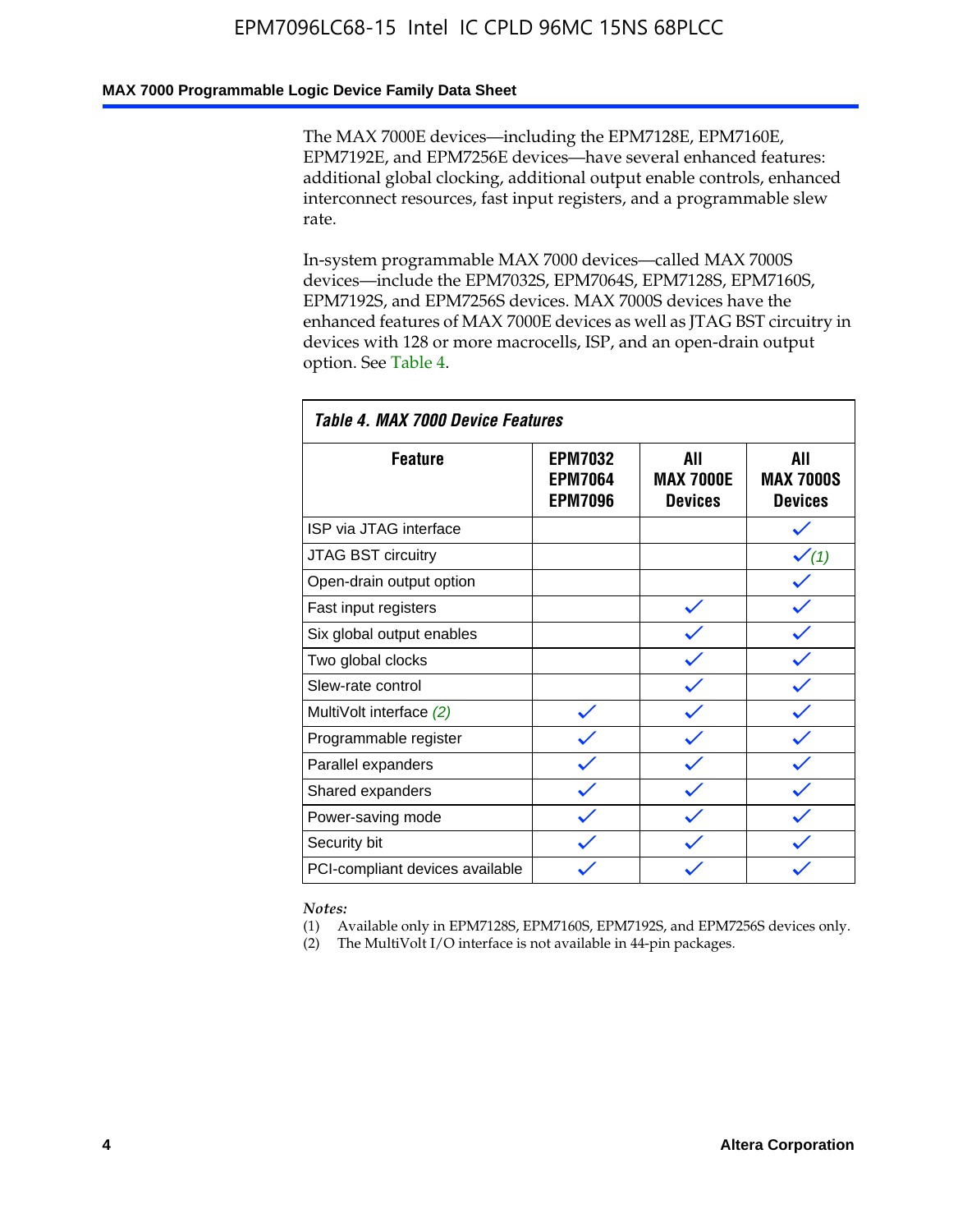The MAX 7000E devices—including the EPM7128E, EPM7160E, EPM7192E, and EPM7256E devices—have several enhanced features: additional global clocking, additional output enable controls, enhanced interconnect resources, fast input registers, and a programmable slew rate.

In-system programmable MAX 7000 devices—called MAX 7000S devices—include the EPM7032S, EPM7064S, EPM7128S, EPM7160S, EPM7192S, and EPM7256S devices. MAX 7000S devices have the enhanced features of MAX 7000E devices as well as JTAG BST circuitry in devices with 128 or more macrocells, ISP, and an open-drain output option. See Table 4.

**Table 4. MAX 7000 Device Features**

| Feature | EPM7032 EPM7064 EPM7096 | All MAX 7000E Devices | All MAX 7000S Devices |
|---|---|---|---|
| ISP via JTAG interface | | | ✓ |
| JTAG BST circuitry | | | ✓ (1) |
| Open-drain output option | | | ✓ |
| Fast input registers | | ✓ | ✓ |
| Six global output enables | | ✓ | ✓ |
| Two global clocks | | ✓ | ✓ |
| Slew-rate control | | ✓ | ✓ |
| MultiVolt interface (2) | ✓ | ✓ | ✓ |
| Programmable register | ✓ | ✓ | ✓ |
| Parallel expanders | ✓ | ✓ | ✓ |
| Shared expanders | ✓ | ✓ | ✓ |
| Power-saving mode | ✓ | ✓ | ✓ |
| Security bit | ✓ | ✓ | ✓ |
| PCI-compliant devices available | ✓ | ✓ | ✓ |

*Notes:*

(1) Available only in EPM7128S, EPM7160S, EPM7192S, and EPM7256S devices only.

(2) The MultiVolt I/O interface is not available in 44-pin packages.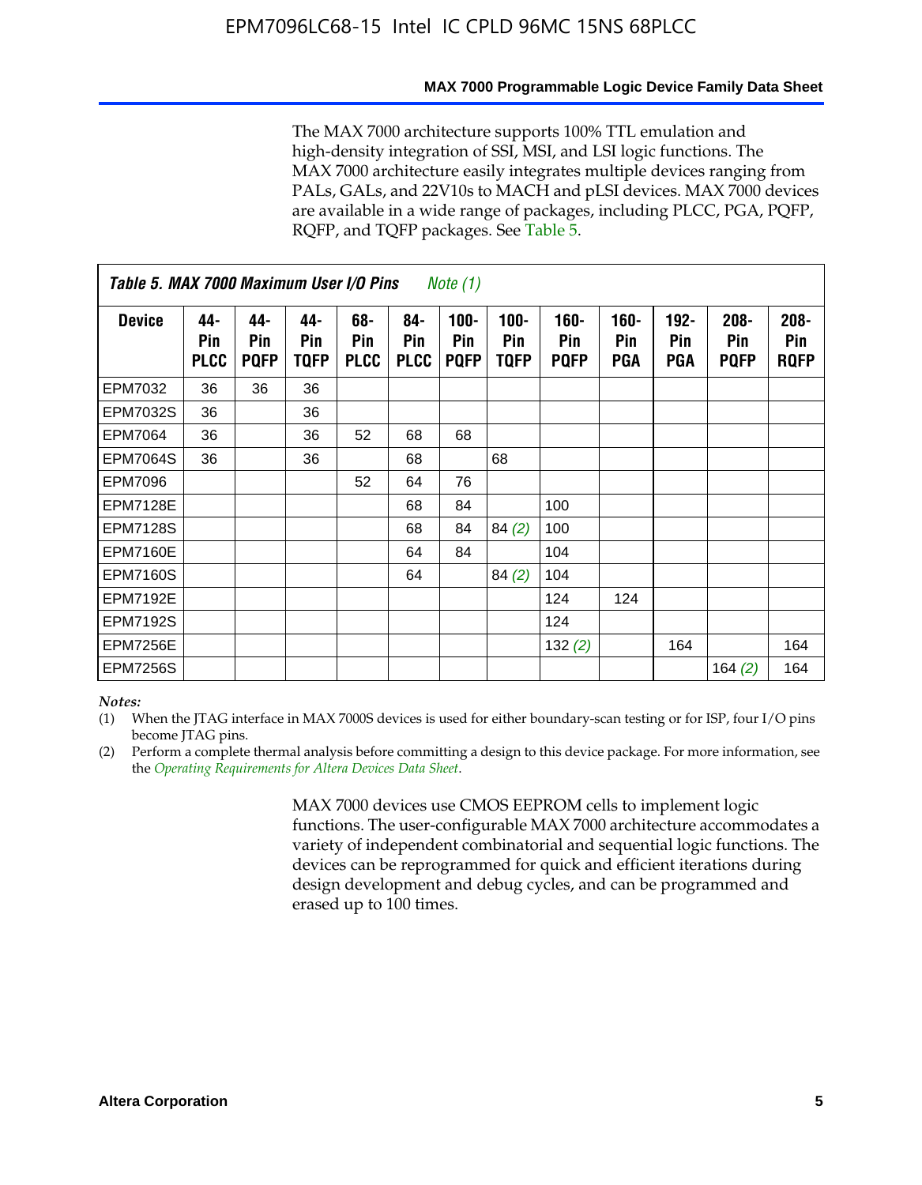The MAX 7000 architecture supports 100% TTL emulation and high-density integration of SSI, MSI, and LSI logic functions. The MAX 7000 architecture easily integrates multiple devices ranging from PALs, GALs, and 22V10s to MACH and pLSI devices. MAX 7000 devices are available in a wide range of packages, including PLCC, PGA, PQFP, RQFP, and TQFP packages. See Table 5.

**Table 5. MAX 7000 Maximum User I/O Pins** *Note (1)*

| Device | 44-Pin PLCC | 44-Pin PQFP | 44-Pin TQFP | 68-Pin PLCC | 84-Pin PLCC | 100-Pin PQFP | 100-Pin TQFP | 160-Pin PQFP | 160-Pin PGA | 192-Pin PGA | 208-Pin PQFP | 208-Pin RQFP |
|---|---|---|---|---|---|---|---|---|---|---|---|---|
| EPM7032 | 36 | 36 | 36 | | | | | | | | | |
| EPM7032S | 36 | | 36 | | | | | | | | | |
| EPM7064 | 36 | | 36 | 52 | 68 | 68 | | | | | | |
| EPM7064S | 36 | | 36 | | 68 | | 68 | | | | | |
| EPM7096 | | | | 52 | 64 | 76 | | | | | | |
| EPM7128E | | | | | 68 | 84 | | 100 | | | | |
| EPM7128S | | | | | 68 | 84 | 84 *(2)* | 100 | | | | |
| EPM7160E | | | | | 64 | 84 | | 104 | | | | |
| EPM7160S | | | | | 64 | | 84 *(2)* | 104 | | | | |
| EPM7192E | | | | | | | | 124 | 124 | | | |
| EPM7192S | | | | | | | | 124 | | | | |
| EPM7256E | | | | | | | | 132 *(2)* | | 164 | | 164 |
| EPM7256S | | | | | | | | | | | 164 *(2)* | 164 |

*Notes:*

(1) When the JTAG interface in MAX 7000S devices is used for either boundary-scan testing or for ISP, four I/O pins become JTAG pins.

(2) Perform a complete thermal analysis before committing a design to this device package. For more information, see the *Operating Requirements for Altera Devices Data Sheet*.

MAX 7000 devices use CMOS EEPROM cells to implement logic functions. The user-configurable MAX 7000 architecture accommodates a variety of independent combinatorial and sequential logic functions. The devices can be reprogrammed for quick and efficient iterations during design development and debug cycles, and can be programmed and erased up to 100 times.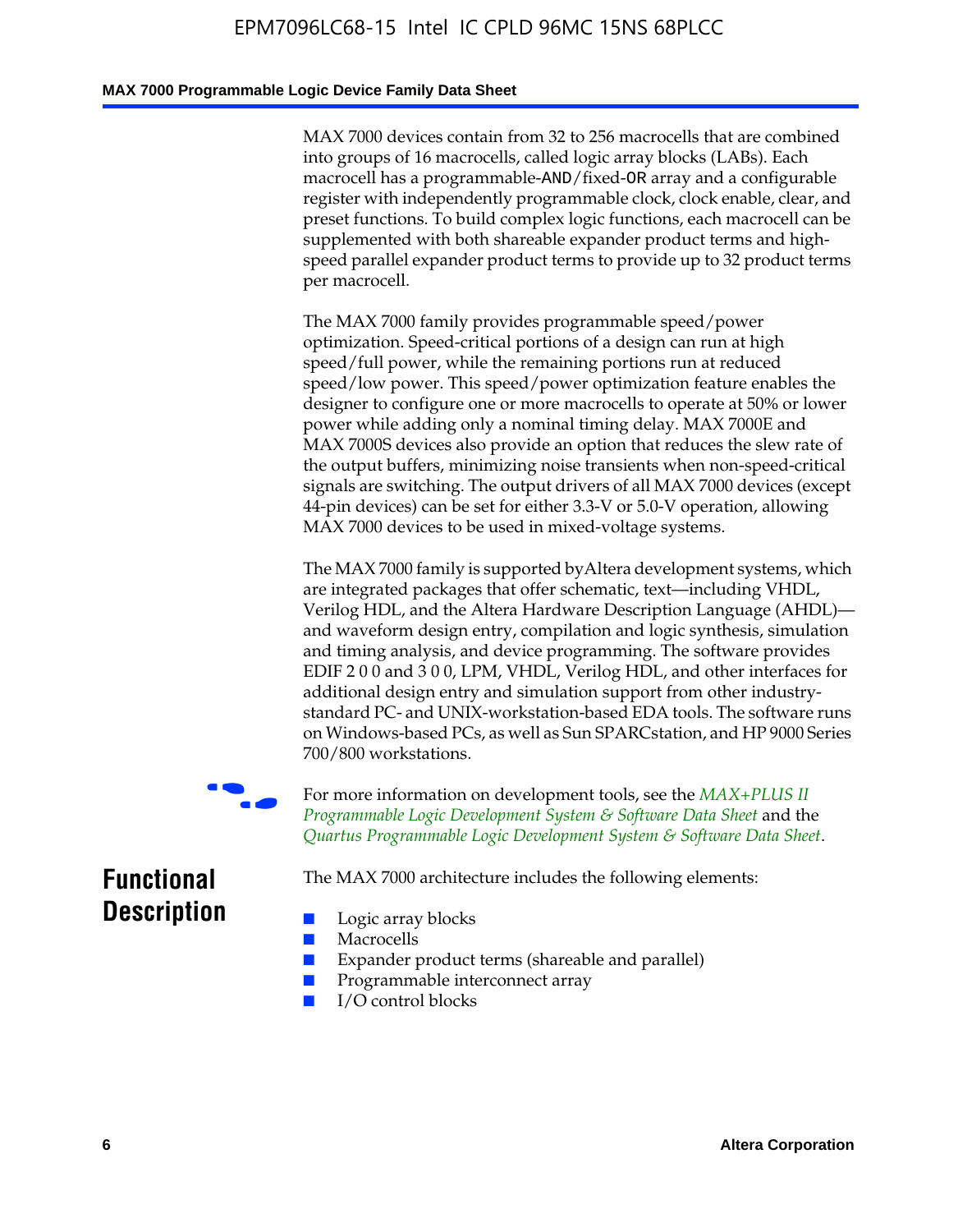MAX 7000 devices contain from 32 to 256 macrocells that are combined into groups of 16 macrocells, called logic array blocks (LABs). Each macrocell has a programmable-AND/fixed-OR array and a configurable register with independently programmable clock, clock enable, clear, and preset functions. To build complex logic functions, each macrocell can be supplemented with both shareable expander product terms and high-speed parallel expander product terms to provide up to 32 product terms per macrocell.

The MAX 7000 family provides programmable speed/power optimization. Speed-critical portions of a design can run at high speed/full power, while the remaining portions run at reduced speed/low power. This speed/power optimization feature enables the designer to configure one or more macrocells to operate at 50% or lower power while adding only a nominal timing delay. MAX 7000E and MAX 7000S devices also provide an option that reduces the slew rate of the output buffers, minimizing noise transients when non-speed-critical signals are switching. The output drivers of all MAX 7000 devices (except 44-pin devices) can be set for either 3.3-V or 5.0-V operation, allowing MAX 7000 devices to be used in mixed-voltage systems.

The MAX 7000 family is supported by Altera development systems, which are integrated packages that offer schematic, text—including VHDL, Verilog HDL, and the Altera Hardware Description Language (AHDL)—and waveform design entry, compilation and logic synthesis, simulation and timing analysis, and device programming. The software provides EDIF 2 0 0 and 3 0 0, LPM, VHDL, Verilog HDL, and other interfaces for additional design entry and simulation support from other industry-standard PC- and UNIX-workstation-based EDA tools. The software runs on Windows-based PCs, as well as Sun SPARCstation, and HP 9000 Series 700/800 workstations.

For more information on development tools, see the *MAX+PLUS II Programmable Logic Development System & Software Data Sheet* and the *Quartus Programmable Logic Development System & Software Data Sheet*.

## Functional Description

The MAX 7000 architecture includes the following elements:

- Logic array blocks
- Macrocells
- Expander product terms (shareable and parallel)
- Programmable interconnect array
- I/O control blocks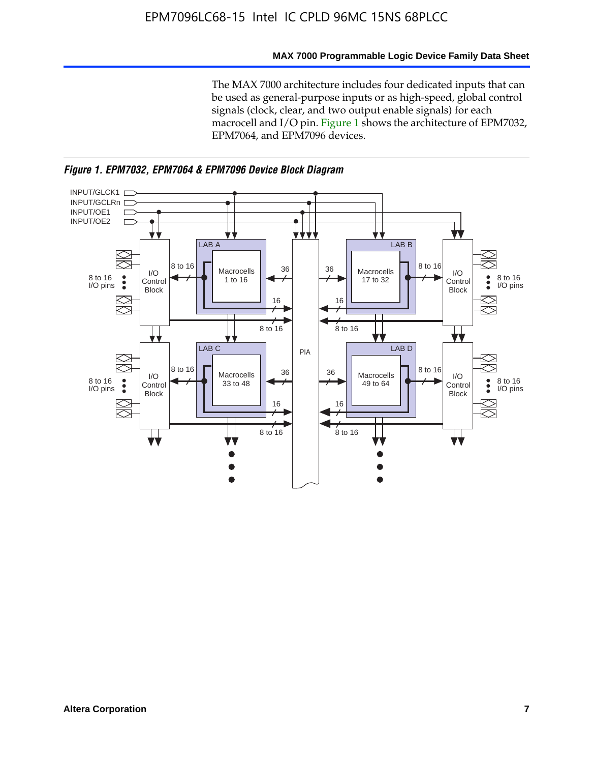The MAX 7000 architecture includes four dedicated inputs that can be used as general-purpose inputs or as high-speed, global control signals (clock, clear, and two output enable signals) for each macrocell and I/O pin. Figure 1 shows the architecture of EPM7032, EPM7064, and EPM7096 devices.

*Figure 1. EPM7032, EPM7064 & EPM7096 Device Block Diagram*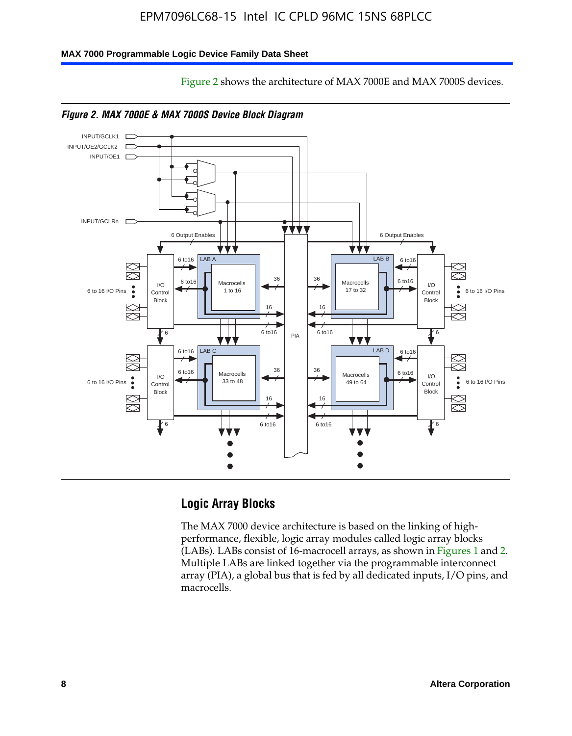Figure 2 shows the architecture of MAX 7000E and MAX 7000S devices.

*Figure 2. MAX 7000E & MAX 7000S Device Block Diagram*

## Logic Array Blocks

The MAX 7000 device architecture is based on the linking of high-performance, flexible, logic array modules called logic array blocks (LABs). LABs consist of 16-macrocell arrays, as shown in Figures 1 and 2. Multiple LABs are linked together via the programmable interconnect array (PIA), a global bus that is fed by all dedicated inputs, I/O pins, and macrocells.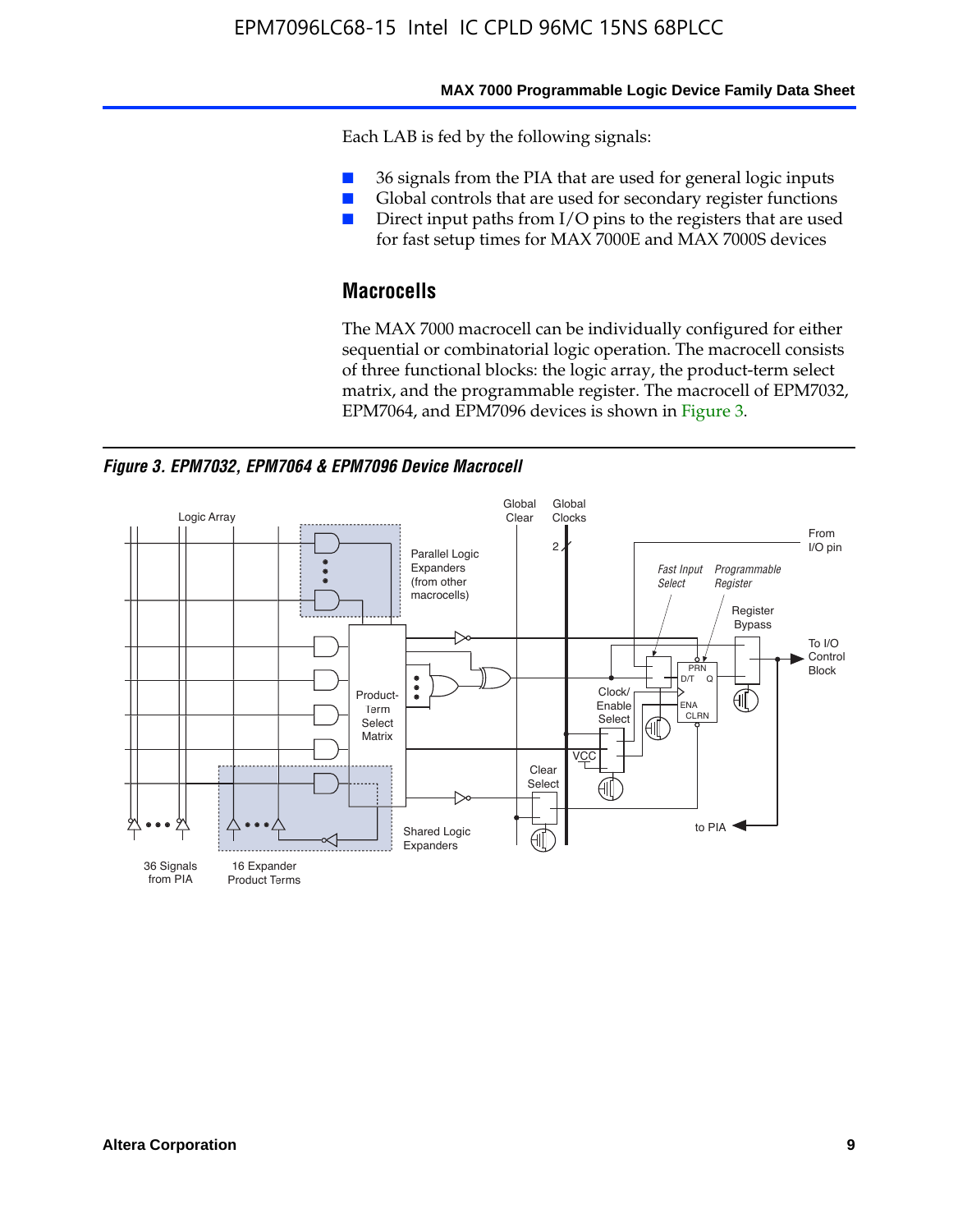Each LAB is fed by the following signals:

- 36 signals from the PIA that are used for general logic inputs
- Global controls that are used for secondary register functions
- Direct input paths from I/O pins to the registers that are used for fast setup times for MAX 7000E and MAX 7000S devices

## Macrocells

The MAX 7000 macrocell can be individually configured for either sequential or combinatorial logic operation. The macrocell consists of three functional blocks: the logic array, the product-term select matrix, and the programmable register. The macrocell of EPM7032, EPM7064, and EPM7096 devices is shown in Figure 3.

*Figure 3. EPM7032, EPM7064 & EPM7096 Device Macrocell*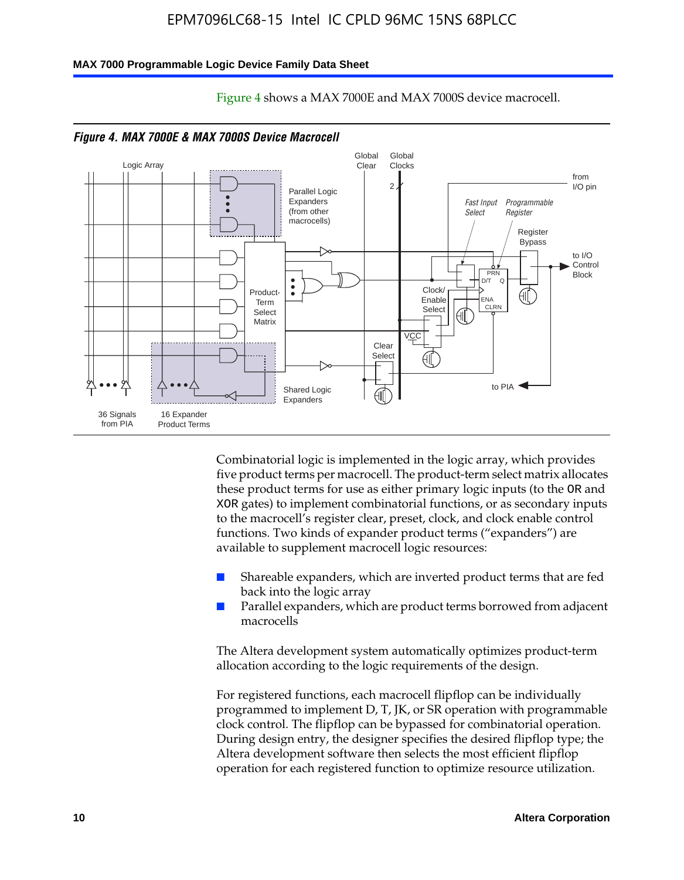Figure 4 shows a MAX 7000E and MAX 7000S device macrocell.

*Figure 4. MAX 7000E & MAX 7000S Device Macrocell*

Combinatorial logic is implemented in the logic array, which provides five product terms per macrocell. The product-term select matrix allocates these product terms for use as either primary logic inputs (to the OR and XOR gates) to implement combinatorial functions, or as secondary inputs to the macrocell's register clear, preset, clock, and clock enable control functions. Two kinds of expander product terms ("expanders") are available to supplement macrocell logic resources:

- Shareable expanders, which are inverted product terms that are fed back into the logic array
- Parallel expanders, which are product terms borrowed from adjacent macrocells

The Altera development system automatically optimizes product-term allocation according to the logic requirements of the design.

For registered functions, each macrocell flipflop can be individually programmed to implement D, T, JK, or SR operation with programmable clock control. The flipflop can be bypassed for combinatorial operation. During design entry, the designer specifies the desired flipflop type; the Altera development software then selects the most efficient flipflop operation for each registered function to optimize resource utilization.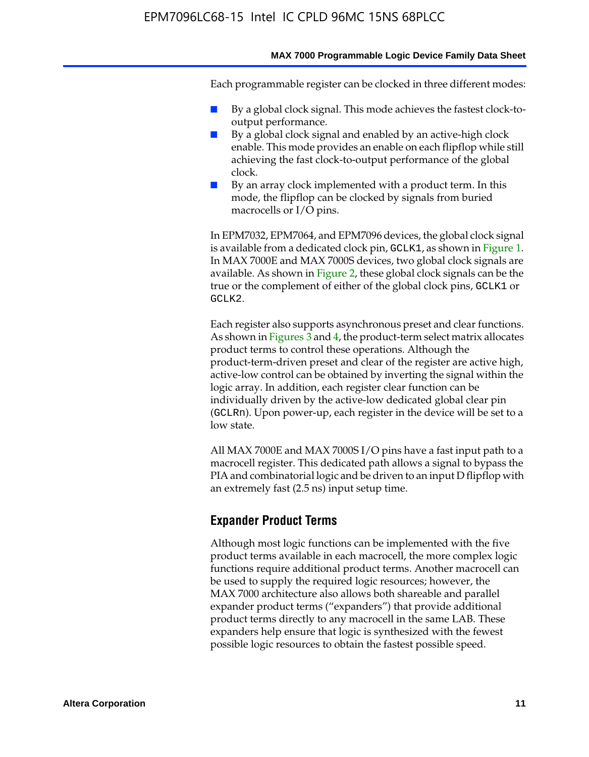Each programmable register can be clocked in three different modes:

- By a global clock signal. This mode achieves the fastest clock-to-output performance.
- By a global clock signal and enabled by an active-high clock enable. This mode provides an enable on each flipflop while still achieving the fast clock-to-output performance of the global clock.
- By an array clock implemented with a product term. In this mode, the flipflop can be clocked by signals from buried macrocells or I/O pins.

In EPM7032, EPM7064, and EPM7096 devices, the global clock signal is available from a dedicated clock pin, GCLK1, as shown in Figure 1. In MAX 7000E and MAX 7000S devices, two global clock signals are available. As shown in Figure 2, these global clock signals can be the true or the complement of either of the global clock pins, GCLK1 or GCLK2.

Each register also supports asynchronous preset and clear functions. As shown in Figures 3 and 4, the product-term select matrix allocates product terms to control these operations. Although the product-term-driven preset and clear of the register are active high, active-low control can be obtained by inverting the signal within the logic array. In addition, each register clear function can be individually driven by the active-low dedicated global clear pin (GCLRn). Upon power-up, each register in the device will be set to a low state.

All MAX 7000E and MAX 7000S I/O pins have a fast input path to a macrocell register. This dedicated path allows a signal to bypass the PIA and combinatorial logic and be driven to an input D flipflop with an extremely fast (2.5 ns) input setup time.

## Expander Product Terms

Although most logic functions can be implemented with the five product terms available in each macrocell, the more complex logic functions require additional product terms. Another macrocell can be used to supply the required logic resources; however, the MAX 7000 architecture also allows both shareable and parallel expander product terms ("expanders") that provide additional product terms directly to any macrocell in the same LAB. These expanders help ensure that logic is synthesized with the fewest possible logic resources to obtain the fastest possible speed.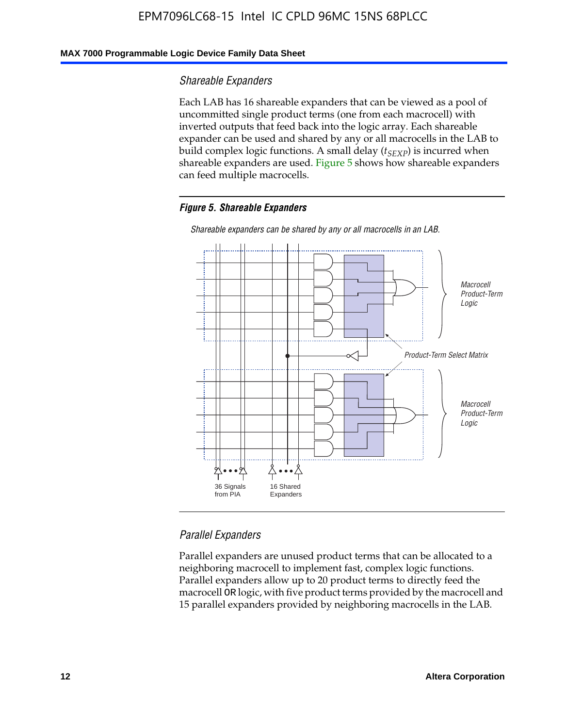### Shareable Expanders

Each LAB has 16 shareable expanders that can be viewed as a pool of uncommitted single product terms (one from each macrocell) with inverted outputs that feed back into the logic array. Each shareable expander can be used and shared by any or all macrocells in the LAB to build complex logic functions. A small delay ($t_{SEXP}$) is incurred when shareable expanders are used. Figure 5 shows how shareable expanders can feed multiple macrocells.

**Figure 5. Shareable Expanders**

*Shareable expanders can be shared by any or all macrocells in an LAB.*

### Parallel Expanders

Parallel expanders are unused product terms that can be allocated to a neighboring macrocell to implement fast, complex logic functions. Parallel expanders allow up to 20 product terms to directly feed the macrocell OR logic, with five product terms provided by the macrocell and 15 parallel expanders provided by neighboring macrocells in the LAB.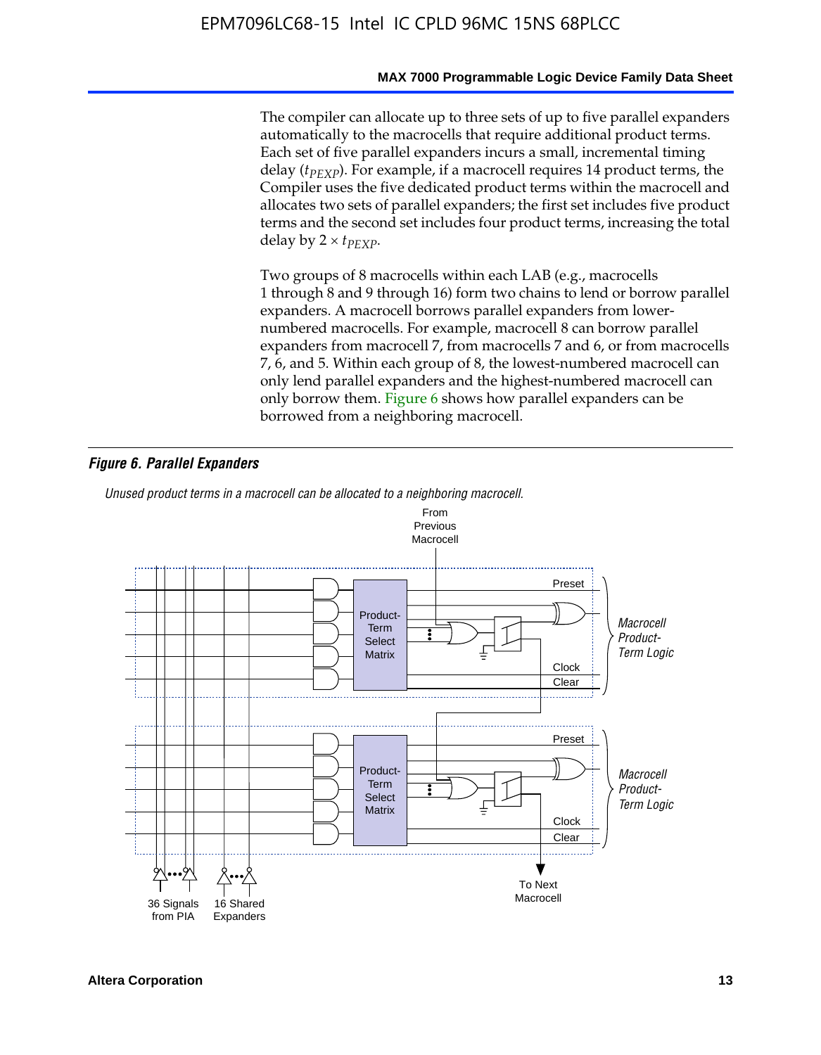The compiler can allocate up to three sets of up to five parallel expanders automatically to the macrocells that require additional product terms. Each set of five parallel expanders incurs a small, incremental timing delay ($t_{PEXP}$). For example, if a macrocell requires 14 product terms, the Compiler uses the five dedicated product terms within the macrocell and allocates two sets of parallel expanders; the first set includes five product terms and the second set includes four product terms, increasing the total delay by $2 \times t_{PEXP}$.

Two groups of 8 macrocells within each LAB (e.g., macrocells 1 through 8 and 9 through 16) form two chains to lend or borrow parallel expanders. A macrocell borrows parallel expanders from lower-numbered macrocells. For example, macrocell 8 can borrow parallel expanders from macrocell 7, from macrocells 7 and 6, or from macrocells 7, 6, and 5. Within each group of 8, the lowest-numbered macrocell can only lend parallel expanders and the highest-numbered macrocell can only borrow them. Figure 6 shows how parallel expanders can be borrowed from a neighboring macrocell.

***Figure 6. Parallel Expanders***

*Unused product terms in a macrocell can be allocated to a neighboring macrocell.*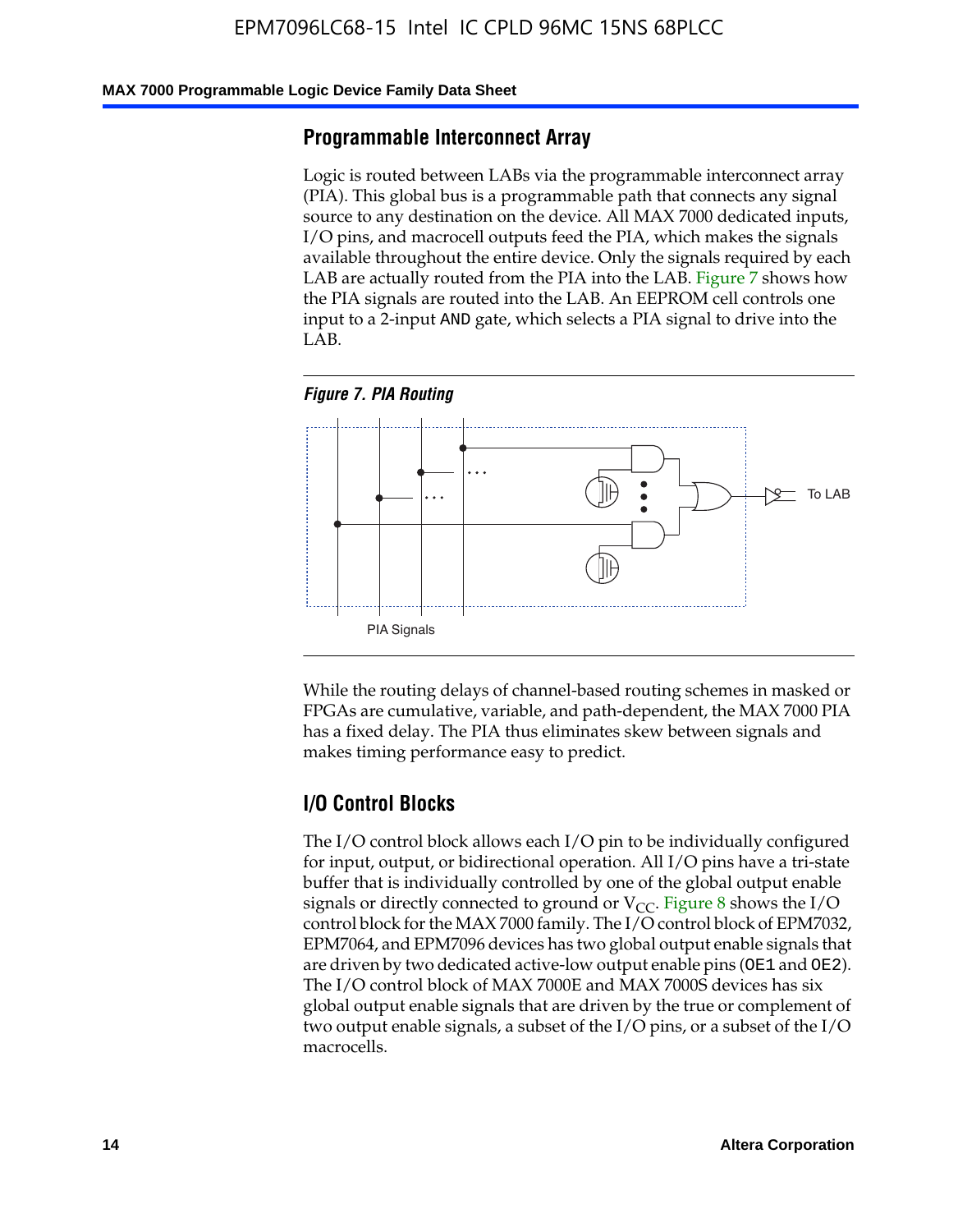## Programmable Interconnect Array

Logic is routed between LABs via the programmable interconnect array (PIA). This global bus is a programmable path that connects any signal source to any destination on the device. All MAX 7000 dedicated inputs, I/O pins, and macrocell outputs feed the PIA, which makes the signals available throughout the entire device. Only the signals required by each LAB are actually routed from the PIA into the LAB. Figure 7 shows how the PIA signals are routed into the LAB. An EEPROM cell controls one input to a 2-input AND gate, which selects a PIA signal to drive into the LAB.

*Figure 7. PIA Routing*

While the routing delays of channel-based routing schemes in masked or FPGAs are cumulative, variable, and path-dependent, the MAX 7000 PIA has a fixed delay. The PIA thus eliminates skew between signals and makes timing performance easy to predict.

## I/O Control Blocks

The I/O control block allows each I/O pin to be individually configured for input, output, or bidirectional operation. All I/O pins have a tri-state buffer that is individually controlled by one of the global output enable signals or directly connected to ground or $V_{CC}$. Figure 8 shows the I/O control block for the MAX 7000 family. The I/O control block of EPM7032, EPM7064, and EPM7096 devices has two global output enable signals that are driven by two dedicated active-low output enable pins (OE1 and OE2). The I/O control block of MAX 7000E and MAX 7000S devices has six global output enable signals that are driven by the true or complement of two output enable signals, a subset of the I/O pins, or a subset of the I/O macrocells.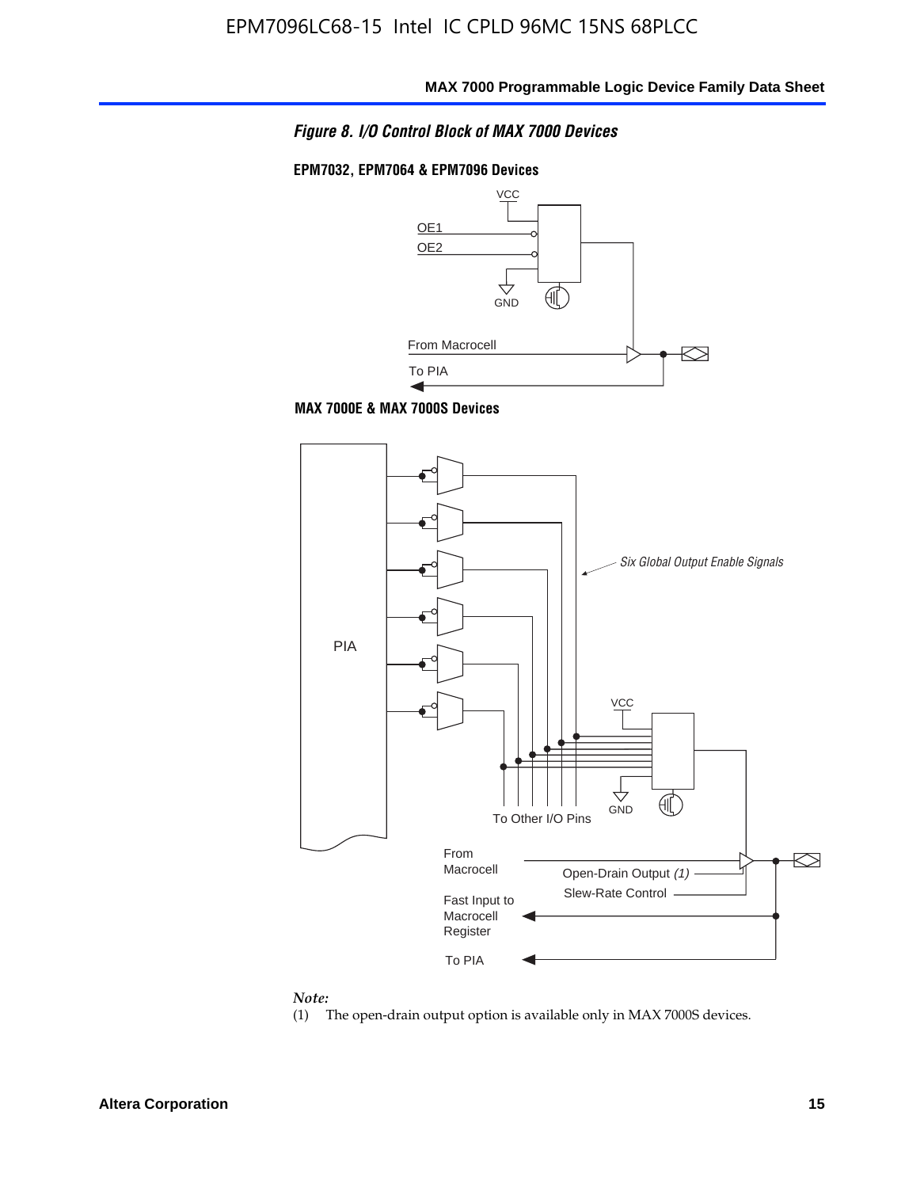*Figure 8. I/O Control Block of MAX 7000 Devices*

**EPM7032, EPM7064 & EPM7096 Devices**

VCC

OE1

OE2

GND

From Macrocell

To PIA

**MAX 7000E & MAX 7000S Devices**

PIA

*Six Global Output Enable Signals*

VCC

GND

To Other I/O Pins

From Macrocell

Open-Drain Output *(1)*

Slew-Rate Control

Fast Input to Macrocell Register

To PIA

*Note:*

(1) The open-drain output option is available only in MAX 7000S devices.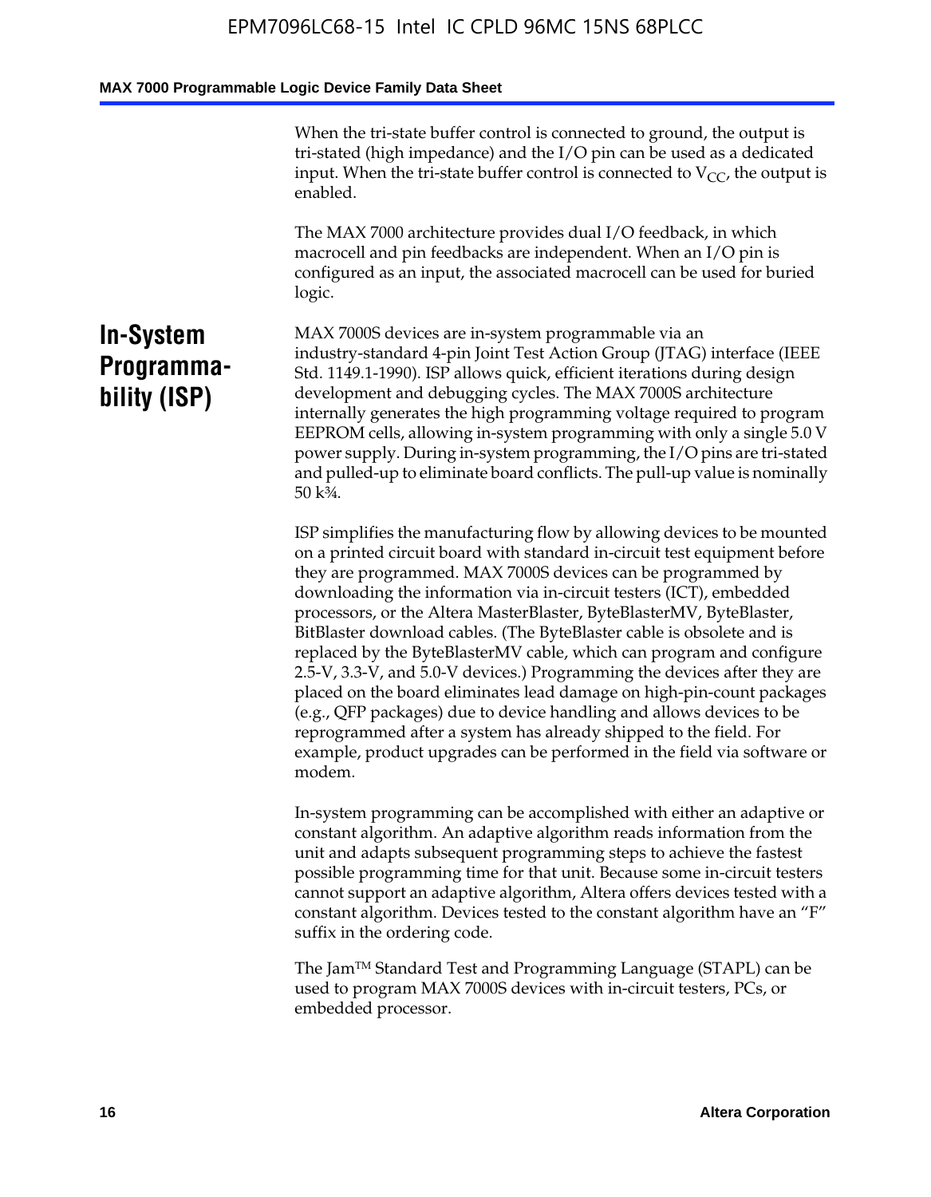When the tri-state buffer control is connected to ground, the output is tri-stated (high impedance) and the I/O pin can be used as a dedicated input. When the tri-state buffer control is connected to $V_{CC}$, the output is enabled.

The MAX 7000 architecture provides dual I/O feedback, in which macrocell and pin feedbacks are independent. When an I/O pin is configured as an input, the associated macrocell can be used for buried logic.

## In-System Programmability (ISP)

MAX 7000S devices are in-system programmable via an industry-standard 4-pin Joint Test Action Group (JTAG) interface (IEEE Std. 1149.1-1990). ISP allows quick, efficient iterations during design development and debugging cycles. The MAX 7000S architecture internally generates the high programming voltage required to program EEPROM cells, allowing in-system programming with only a single 5.0 V power supply. During in-system programming, the I/O pins are tri-stated and pulled-up to eliminate board conflicts. The pull-up value is nominally 50 k¾.

ISP simplifies the manufacturing flow by allowing devices to be mounted on a printed circuit board with standard in-circuit test equipment before they are programmed. MAX 7000S devices can be programmed by downloading the information via in-circuit testers (ICT), embedded processors, or the Altera MasterBlaster, ByteBlasterMV, ByteBlaster, BitBlaster download cables. (The ByteBlaster cable is obsolete and is replaced by the ByteBlasterMV cable, which can program and configure 2.5-V, 3.3-V, and 5.0-V devices.) Programming the devices after they are placed on the board eliminates lead damage on high-pin-count packages (e.g., QFP packages) due to device handling and allows devices to be reprogrammed after a system has already shipped to the field. For example, product upgrades can be performed in the field via software or modem.

In-system programming can be accomplished with either an adaptive or constant algorithm. An adaptive algorithm reads information from the unit and adapts subsequent programming steps to achieve the fastest possible programming time for that unit. Because some in-circuit testers cannot support an adaptive algorithm, Altera offers devices tested with a constant algorithm. Devices tested to the constant algorithm have an “F” suffix in the ordering code.

The Jam™ Standard Test and Programming Language (STAPL) can be used to program MAX 7000S devices with in-circuit testers, PCs, or embedded processor.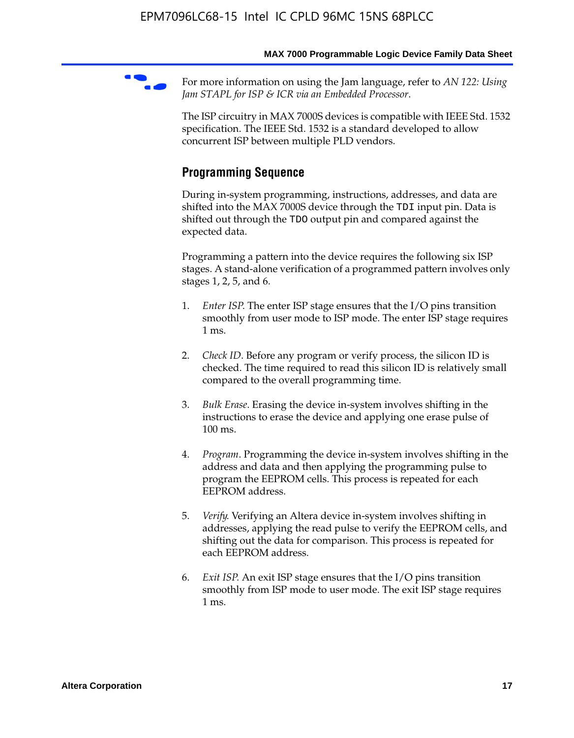For more information on using the Jam language, refer to *AN 122: Using Jam STAPL for ISP & ICR via an Embedded Processor*.

The ISP circuitry in MAX 7000S devices is compatible with IEEE Std. 1532 specification. The IEEE Std. 1532 is a standard developed to allow concurrent ISP between multiple PLD vendors.

## Programming Sequence

During in-system programming, instructions, addresses, and data are shifted into the MAX 7000S device through the `TDI` input pin. Data is shifted out through the `TDO` output pin and compared against the expected data.

Programming a pattern into the device requires the following six ISP stages. A stand-alone verification of a programmed pattern involves only stages 1, 2, 5, and 6.

1. *Enter ISP*. The enter ISP stage ensures that the I/O pins transition smoothly from user mode to ISP mode. The enter ISP stage requires 1 ms.
2. *Check ID*. Before any program or verify process, the silicon ID is checked. The time required to read this silicon ID is relatively small compared to the overall programming time.
3. *Bulk Erase*. Erasing the device in-system involves shifting in the instructions to erase the device and applying one erase pulse of 100 ms.
4. *Program*. Programming the device in-system involves shifting in the address and data and then applying the programming pulse to program the EEPROM cells. This process is repeated for each EEPROM address.
5. *Verify*. Verifying an Altera device in-system involves shifting in addresses, applying the read pulse to verify the EEPROM cells, and shifting out the data for comparison. This process is repeated for each EEPROM address.
6. *Exit ISP*. An exit ISP stage ensures that the I/O pins transition smoothly from ISP mode to user mode. The exit ISP stage requires 1 ms.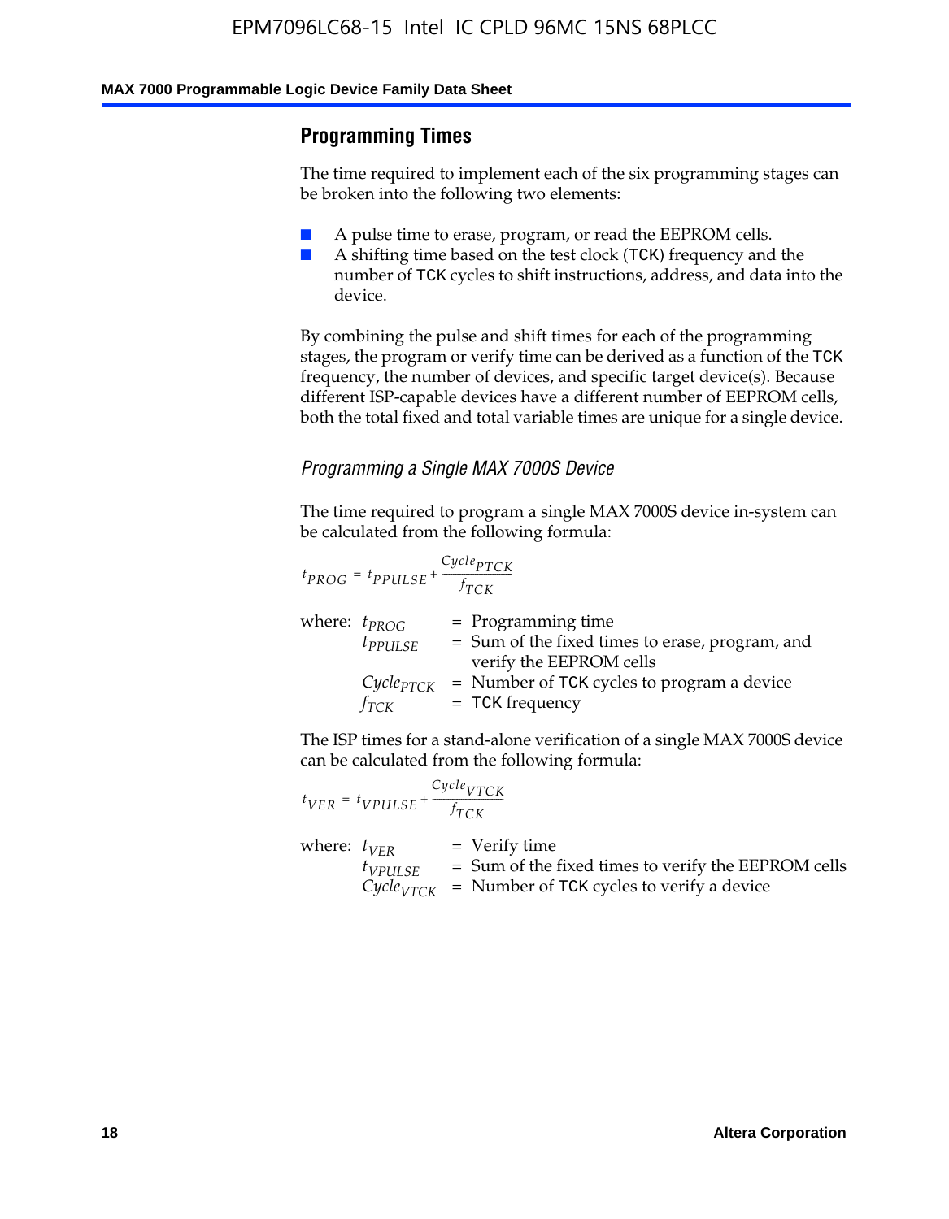## Programming Times

The time required to implement each of the six programming stages can be broken into the following two elements:

- A pulse time to erase, program, or read the EEPROM cells.
- A shifting time based on the test clock (TCK) frequency and the number of TCK cycles to shift instructions, address, and data into the device.

By combining the pulse and shift times for each of the programming stages, the program or verify time can be derived as a function of the TCK frequency, the number of devices, and specific target device(s). Because different ISP-capable devices have a different number of EEPROM cells, both the total fixed and total variable times are unique for a single device.

### *Programming a Single MAX 7000S Device*

The time required to program a single MAX 7000S device in-system can be calculated from the following formula:

$$t_{PROG} = t_{PPULSE} + \frac{Cycle_{PTCK}}{f_{TCK}}$$

where:
- $t_{PROG}$ = Programming time
- $t_{PPULSE}$ = Sum of the fixed times to erase, program, and verify the EEPROM cells
- $Cycle_{PTCK}$ = Number of TCK cycles to program a device
- $f_{TCK}$ = TCK frequency

The ISP times for a stand-alone verification of a single MAX 7000S device can be calculated from the following formula:

$$t_{VER} = t_{VPULSE} + \frac{Cycle_{VTCK}}{f_{TCK}}$$

where:
- $t_{VER}$ = Verify time
- $t_{VPULSE}$ = Sum of the fixed times to verify the EEPROM cells
- $Cycle_{VTCK}$ = Number of TCK cycles to verify a device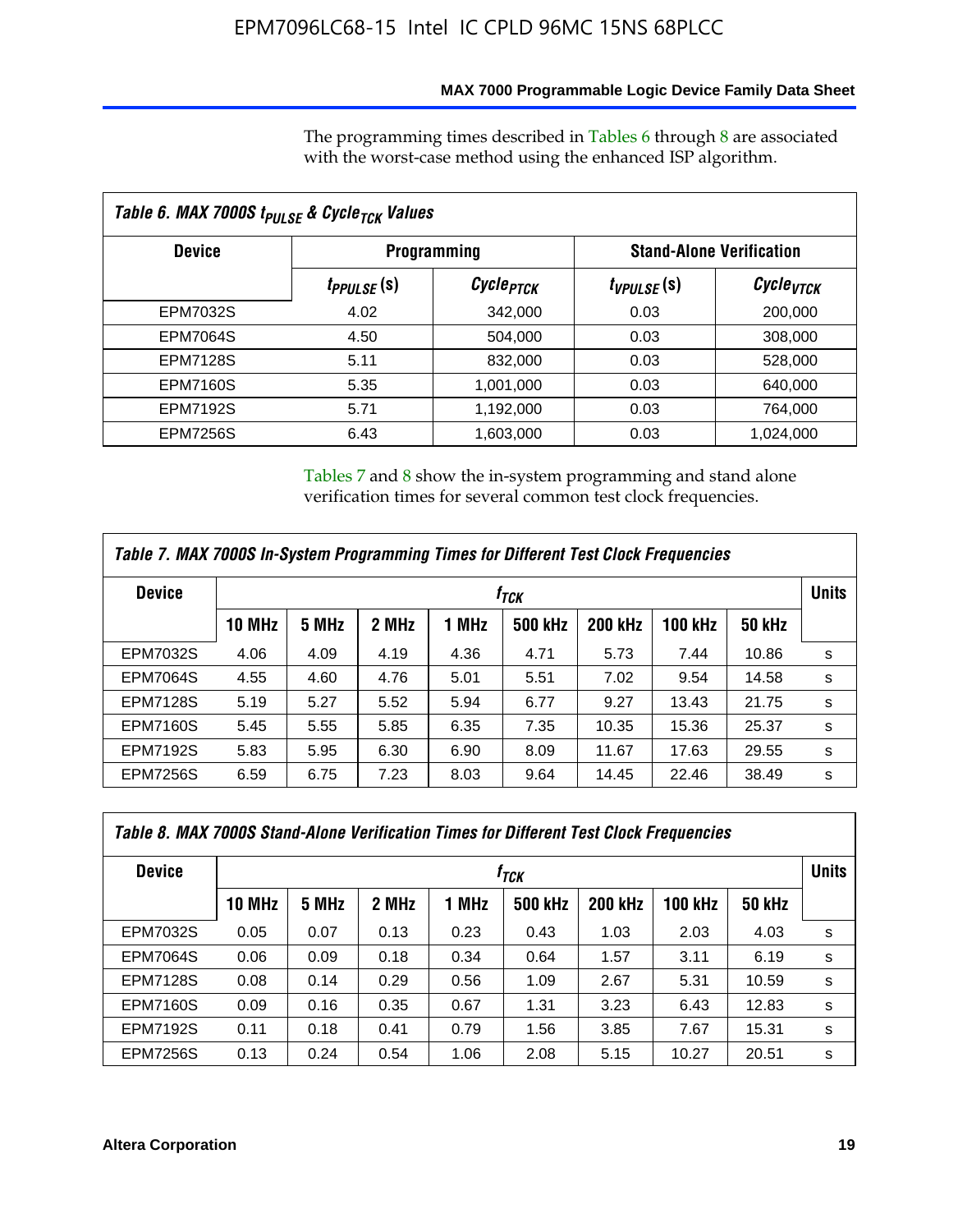The programming times described in Tables 6 through 8 are associated with the worst-case method using the enhanced ISP algorithm.

*Table 6. MAX 7000S $t_{PULSE}$ & $Cycle_{TCK}$ Values*

| Device | Programming | | Stand-Alone Verification | |
|---|---|---|---|---|
| | $t_{PPULSE}$ (s) | $Cycle_{PTCK}$ | $t_{VPULSE}$ (s) | $Cycle_{VTCK}$ |
| EPM7032S | 4.02 | 342,000 | 0.03 | 200,000 |
| EPM7064S | 4.50 | 504,000 | 0.03 | 308,000 |
| EPM7128S | 5.11 | 832,000 | 0.03 | 528,000 |
| EPM7160S | 5.35 | 1,001,000 | 0.03 | 640,000 |
| EPM7192S | 5.71 | 1,192,000 | 0.03 | 764,000 |
| EPM7256S | 6.43 | 1,603,000 | 0.03 | 1,024,000 |

Tables 7 and 8 show the in-system programming and stand alone verification times for several common test clock frequencies.

*Table 7. MAX 7000S In-System Programming Times for Different Test Clock Frequencies*

| Device | $f_{TCK}$ | | | | | | | | Units |
|---|---|---|---|---|---|---|---|---|---|
| | 10 MHz | 5 MHz | 2 MHz | 1 MHz | 500 kHz | 200 kHz | 100 kHz | 50 kHz | |
| EPM7032S | 4.06 | 4.09 | 4.19 | 4.36 | 4.71 | 5.73 | 7.44 | 10.86 | s |
| EPM7064S | 4.55 | 4.60 | 4.76 | 5.01 | 5.51 | 7.02 | 9.54 | 14.58 | s |
| EPM7128S | 5.19 | 5.27 | 5.52 | 5.94 | 6.77 | 9.27 | 13.43 | 21.75 | s |
| EPM7160S | 5.45 | 5.55 | 5.85 | 6.35 | 7.35 | 10.35 | 15.36 | 25.37 | s |
| EPM7192S | 5.83 | 5.95 | 6.30 | 6.90 | 8.09 | 11.67 | 17.63 | 29.55 | s |
| EPM7256S | 6.59 | 6.75 | 7.23 | 8.03 | 9.64 | 14.45 | 22.46 | 38.49 | s |

*Table 8. MAX 7000S Stand-Alone Verification Times for Different Test Clock Frequencies*

| Device | $f_{TCK}$ | | | | | | | | Units |
|---|---|---|---|---|---|---|---|---|---|
| | 10 MHz | 5 MHz | 2 MHz | 1 MHz | 500 kHz | 200 kHz | 100 kHz | 50 kHz | |
| EPM7032S | 0.05 | 0.07 | 0.13 | 0.23 | 0.43 | 1.03 | 2.03 | 4.03 | s |
| EPM7064S | 0.06 | 0.09 | 0.18 | 0.34 | 0.64 | 1.57 | 3.11 | 6.19 | s |
| EPM7128S | 0.08 | 0.14 | 0.29 | 0.56 | 1.09 | 2.67 | 5.31 | 10.59 | s |
| EPM7160S | 0.09 | 0.16 | 0.35 | 0.67 | 1.31 | 3.23 | 6.43 | 12.83 | s |
| EPM7192S | 0.11 | 0.18 | 0.41 | 0.79 | 1.56 | 3.85 | 7.67 | 15.31 | s |
| EPM7256S | 0.13 | 0.24 | 0.54 | 1.06 | 2.08 | 5.15 | 10.27 | 20.51 | s |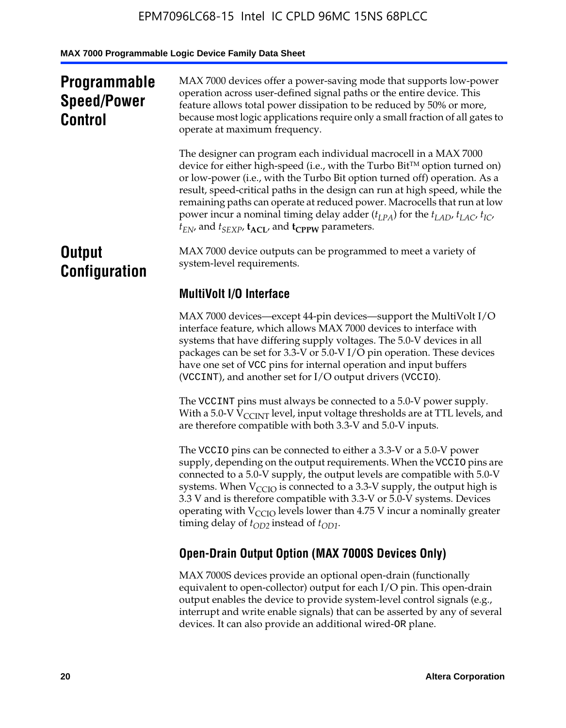## Programmable Speed/Power Control

MAX 7000 devices offer a power-saving mode that supports low-power operation across user-defined signal paths or the entire device. This feature allows total power dissipation to be reduced by 50% or more, because most logic applications require only a small fraction of all gates to operate at maximum frequency.

The designer can program each individual macrocell in a MAX 7000 device for either high-speed (i.e., with the Turbo Bit™ option turned on) or low-power (i.e., with the Turbo Bit option turned off) operation. As a result, speed-critical paths in the design can run at high speed, while the remaining paths can operate at reduced power. Macrocells that run at low power incur a nominal timing delay adder ($t_{LPA}$) for the $t_{LAD}$, $t_{LAC}$, $t_{IC}$, $t_{EN}$, and $t_{SEXP}$, $\mathbf{t_{ACL}}$, and $\mathbf{t_{CPPW}}$ parameters.

## Output Configuration

MAX 7000 device outputs can be programmed to meet a variety of system-level requirements.

### MultiVolt I/O Interface

MAX 7000 devices—except 44-pin devices—support the MultiVolt I/O interface feature, which allows MAX 7000 devices to interface with systems that have differing supply voltages. The 5.0-V devices in all packages can be set for 3.3-V or 5.0-V I/O pin operation. These devices have one set of VCC pins for internal operation and input buffers (VCCINT), and another set for I/O output drivers (VCCIO).

The VCCINT pins must always be connected to a 5.0-V power supply. With a 5.0-V $V_{CCINT}$ level, input voltage thresholds are at TTL levels, and are therefore compatible with both 3.3-V and 5.0-V inputs.

The VCCIO pins can be connected to either a 3.3-V or a 5.0-V power supply, depending on the output requirements. When the VCCIO pins are connected to a 5.0-V supply, the output levels are compatible with 5.0-V systems. When $V_{CCIO}$ is connected to a 3.3-V supply, the output high is 3.3 V and is therefore compatible with 3.3-V or 5.0-V systems. Devices operating with $V_{CCIO}$ levels lower than 4.75 V incur a nominally greater timing delay of $t_{OD2}$ instead of $t_{OD1}$.

### Open-Drain Output Option (MAX 7000S Devices Only)

MAX 7000S devices provide an optional open-drain (functionally equivalent to open-collector) output for each I/O pin. This open-drain output enables the device to provide system-level control signals (e.g., interrupt and write enable signals) that can be asserted by any of several devices. It can also provide an additional wired-OR plane.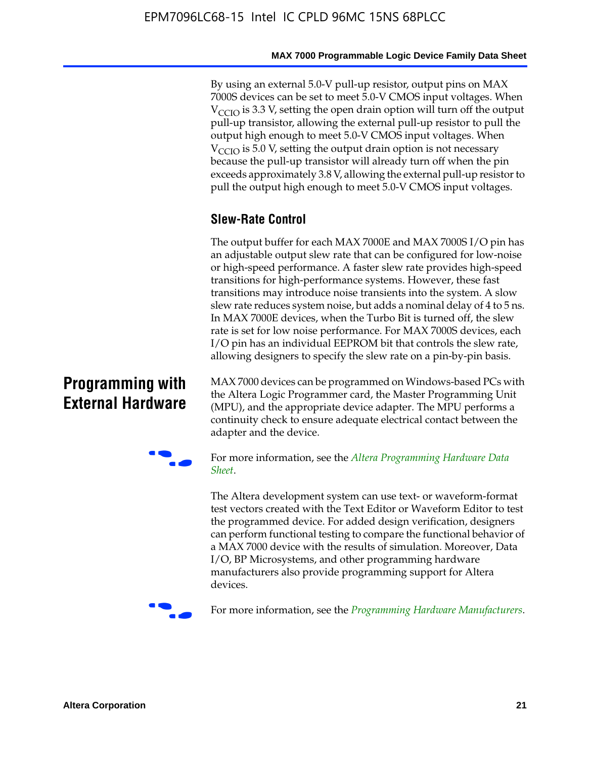By using an external 5.0-V pull-up resistor, output pins on MAX 7000S devices can be set to meet 5.0-V CMOS input voltages. When $V_{CCIO}$ is 3.3 V, setting the open drain option will turn off the output pull-up transistor, allowing the external pull-up resistor to pull the output high enough to meet 5.0-V CMOS input voltages. When $V_{CCIO}$ is 5.0 V, setting the output drain option is not necessary because the pull-up transistor will already turn off when the pin exceeds approximately 3.8 V, allowing the external pull-up resistor to pull the output high enough to meet 5.0-V CMOS input voltages.

### Slew-Rate Control

The output buffer for each MAX 7000E and MAX 7000S I/O pin has an adjustable output slew rate that can be configured for low-noise or high-speed performance. A faster slew rate provides high-speed transitions for high-performance systems. However, these fast transitions may introduce noise transients into the system. A slow slew rate reduces system noise, but adds a nominal delay of 4 to 5 ns. In MAX 7000E devices, when the Turbo Bit is turned off, the slew rate is set for low noise performance. For MAX 7000S devices, each I/O pin has an individual EEPROM bit that controls the slew rate, allowing designers to specify the slew rate on a pin-by-pin basis.

## Programming with External Hardware

MAX 7000 devices can be programmed on Windows-based PCs with the Altera Logic Programmer card, the Master Programming Unit (MPU), and the appropriate device adapter. The MPU performs a continuity check to ensure adequate electrical contact between the adapter and the device.

For more information, see the *Altera Programming Hardware Data Sheet*.

The Altera development system can use text- or waveform-format test vectors created with the Text Editor or Waveform Editor to test the programmed device. For added design verification, designers can perform functional testing to compare the functional behavior of a MAX 7000 device with the results of simulation. Moreover, Data I/O, BP Microsystems, and other programming hardware manufacturers also provide programming support for Altera devices.

For more information, see the *Programming Hardware Manufacturers*.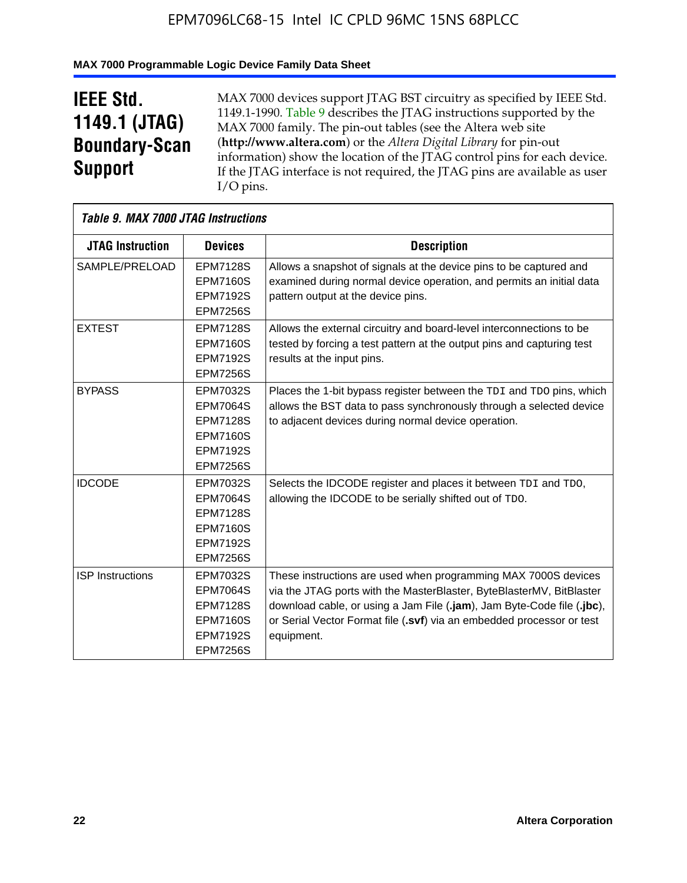# IEEE Std. 1149.1 (JTAG) Boundary-Scan Support

MAX 7000 devices support JTAG BST circuitry as specified by IEEE Std. 1149.1-1990. Table 9 describes the JTAG instructions supported by the MAX 7000 family. The pin-out tables (see the Altera web site (**http://www.altera.com**) or the *Altera Digital Library* for pin-out information) show the location of the JTAG control pins for each device. If the JTAG interface is not required, the JTAG pins are available as user I/O pins.

*Table 9. MAX 7000 JTAG Instructions*

| JTAG Instruction | Devices | Description |
|---|---|---|
| SAMPLE/PRELOAD | EPM7128S<br>EPM7160S<br>EPM7192S<br>EPM7256S | Allows a snapshot of signals at the device pins to be captured and examined during normal device operation, and permits an initial data pattern output at the device pins. |
| EXTEST | EPM7128S<br>EPM7160S<br>EPM7192S<br>EPM7256S | Allows the external circuitry and board-level interconnections to be tested by forcing a test pattern at the output pins and capturing test results at the input pins. |
| BYPASS | EPM7032S<br>EPM7064S<br>EPM7128S<br>EPM7160S<br>EPM7192S<br>EPM7256S | Places the 1-bit bypass register between the TDI and TDO pins, which allows the BST data to pass synchronously through a selected device to adjacent devices during normal device operation. |
| IDCODE | EPM7032S<br>EPM7064S<br>EPM7128S<br>EPM7160S<br>EPM7192S<br>EPM7256S | Selects the IDCODE register and places it between TDI and TDO, allowing the IDCODE to be serially shifted out of TDO. |
| ISP Instructions | EPM7032S<br>EPM7064S<br>EPM7128S<br>EPM7160S<br>EPM7192S<br>EPM7256S | These instructions are used when programming MAX 7000S devices via the JTAG ports with the MasterBlaster, ByteBlasterMV, BitBlaster download cable, or using a Jam File (**.jam**), Jam Byte-Code file (**.jbc**), or Serial Vector Format file (**.svf**) via an embedded processor or test equipment. |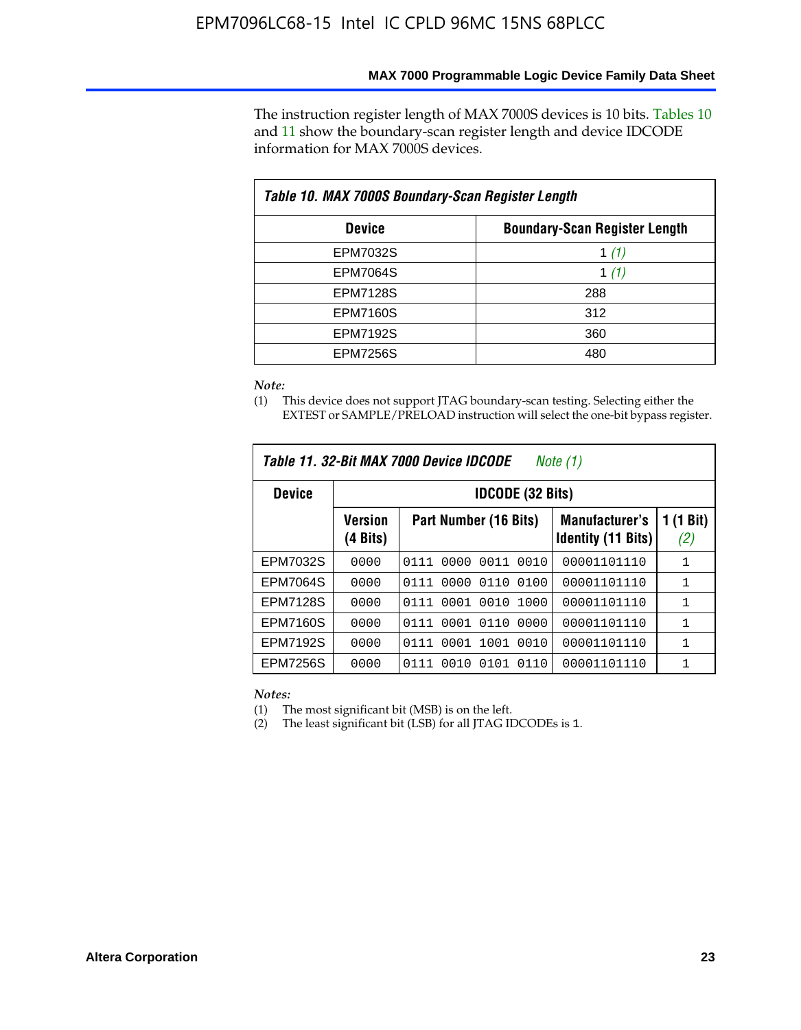The instruction register length of MAX 7000S devices is 10 bits. Tables 10 and 11 show the boundary-scan register length and device IDCODE information for MAX 7000S devices.

| Table 10. MAX 7000S Boundary-Scan Register Length | |
|---|---|
| **Device** | **Boundary-Scan Register Length** |
| EPM7032S | 1 *(1)* |
| EPM7064S | 1 *(1)* |
| EPM7128S | 288 |
| EPM7160S | 312 |
| EPM7192S | 360 |
| EPM7256S | 480 |

*Note:*

(1) This device does not support JTAG boundary-scan testing. Selecting either the EXTEST or SAMPLE/PRELOAD instruction will select the one-bit bypass register.

**Table 11. 32-Bit MAX 7000 Device IDCODE** *Note (1)*

| Device | IDCODE (32 Bits) | | | |
|---|---|---|---|---|
| | **Version (4 Bits)** | **Part Number (16 Bits)** | **Manufacturer's Identity (11 Bits)** | **1 (1 Bit) *(2)*** |
| EPM7032S | 0000 | 0111 0000 0011 0010 | 00001101110 | 1 |
| EPM7064S | 0000 | 0111 0000 0110 0100 | 00001101110 | 1 |
| EPM7128S | 0000 | 0111 0001 0010 1000 | 00001101110 | 1 |
| EPM7160S | 0000 | 0111 0001 0110 0000 | 00001101110 | 1 |
| EPM7192S | 0000 | 0111 0001 1001 0010 | 00001101110 | 1 |
| EPM7256S | 0000 | 0111 0010 0101 0110 | 00001101110 | 1 |

*Notes:*

(1) The most significant bit (MSB) is on the left.

(2) The least significant bit (LSB) for all JTAG IDCODEs is 1.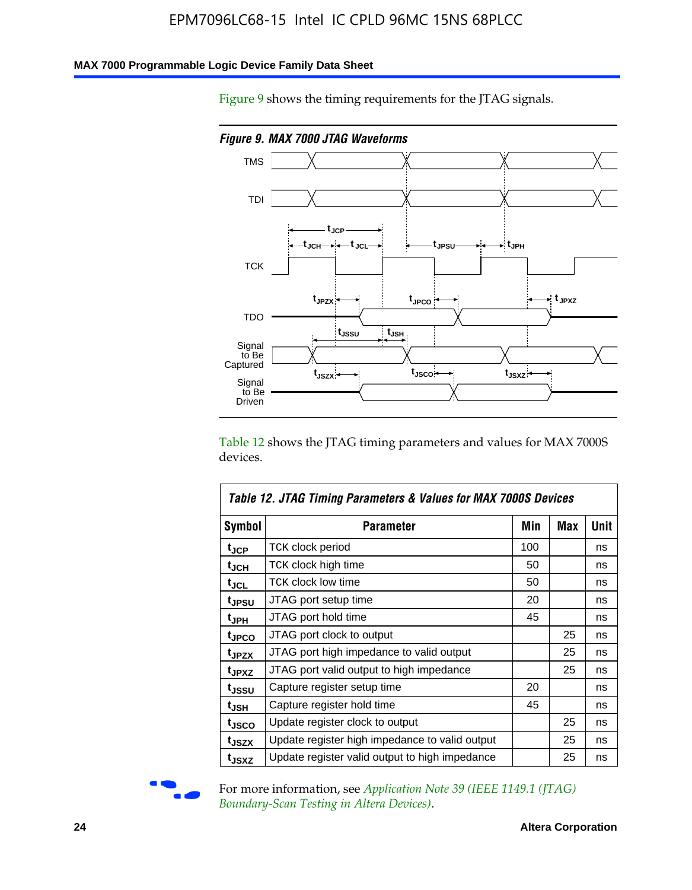Figure 9 shows the timing requirements for the JTAG signals.

*Figure 9. MAX 7000 JTAG Waveforms*

Table 12 shows the JTAG timing parameters and values for MAX 7000S devices.

| *Table 12. JTAG Timing Parameters & Values for MAX 7000S Devices* | | | | |
|---|---|---|---|---|
| **Symbol** | **Parameter** | **Min** | **Max** | **Unit** |
| $t_{JCP}$ | TCK clock period | 100 | | ns |
| $t_{JCH}$ | TCK clock high time | 50 | | ns |
| $t_{JCL}$ | TCK clock low time | 50 | | ns |
| $t_{JPSU}$ | JTAG port setup time | 20 | | ns |
| $t_{JPH}$ | JTAG port hold time | 45 | | ns |
| $t_{JPCO}$ | JTAG port clock to output | | 25 | ns |
| $t_{JPZX}$ | JTAG port high impedance to valid output | | 25 | ns |
| $t_{JPXZ}$ | JTAG port valid output to high impedance | | 25 | ns |
| $t_{JSSU}$ | Capture register setup time | 20 | | ns |
| $t_{JSH}$ | Capture register hold time | 45 | | ns |
| $t_{JSCO}$ | Update register clock to output | | 25 | ns |
| $t_{JSZX}$ | Update register high impedance to valid output | | 25 | ns |
| $t_{JSXZ}$ | Update register valid output to high impedance | | 25 | ns |

For more information, see *Application Note 39 (IEEE 1149.1 (JTAG) Boundary-Scan Testing in Altera Devices)*.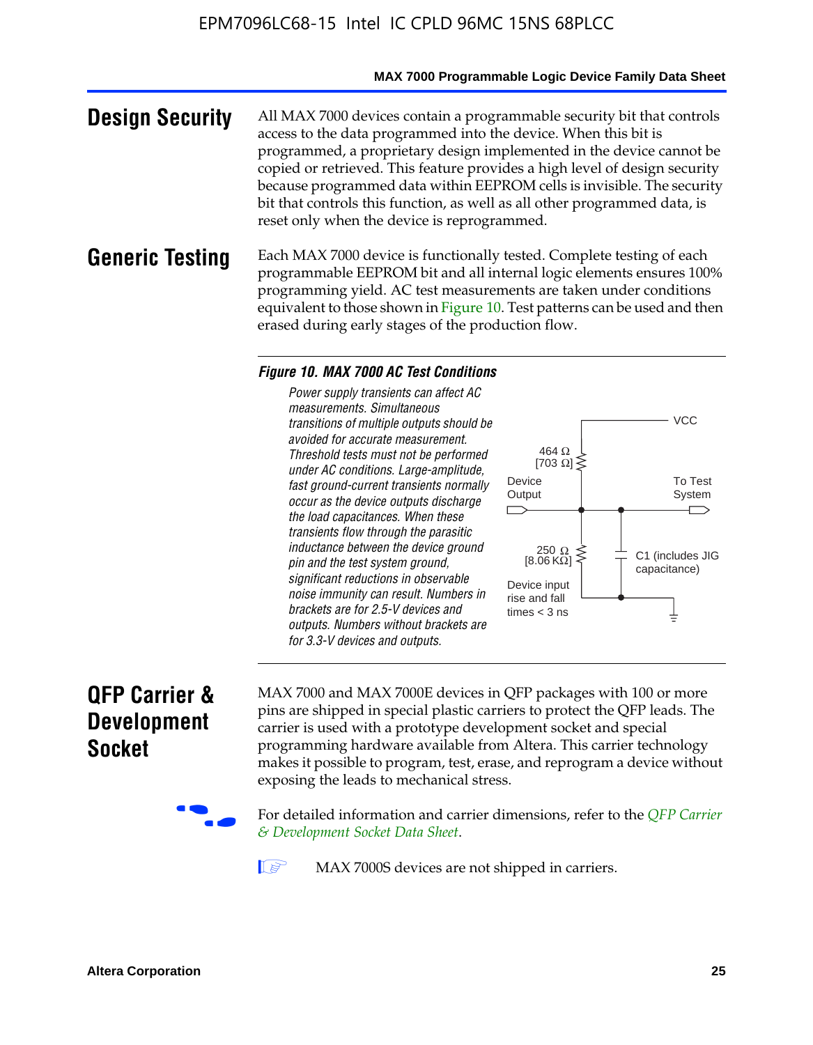## Design Security

All MAX 7000 devices contain a programmable security bit that controls access to the data programmed into the device. When this bit is programmed, a proprietary design implemented in the device cannot be copied or retrieved. This feature provides a high level of design security because programmed data within EEPROM cells is invisible. The security bit that controls this function, as well as all other programmed data, is reset only when the device is reprogrammed.

## Generic Testing

Each MAX 7000 device is functionally tested. Complete testing of each programmable EEPROM bit and all internal logic elements ensures 100% programming yield. AC test measurements are taken under conditions equivalent to those shown in Figure 10. Test patterns can be used and then erased during early stages of the production flow.

**Figure 10. MAX 7000 AC Test Conditions**

*Power supply transients can affect AC measurements. Simultaneous transitions of multiple outputs should be avoided for accurate measurement. Threshold tests must not be performed under AC conditions. Large-amplitude, fast ground-current transients normally occur as the device outputs discharge the load capacitances. When these transients flow through the parasitic inductance between the device ground pin and the test system ground, significant reductions in observable noise immunity can result. Numbers in brackets are for 2.5-V devices and outputs. Numbers without brackets are for 3.3-V devices and outputs.*

VCC

464 Ω [703 Ω]

Device Output

To Test System

250 Ω [8.06 KΩ]

C1 (includes JIG capacitance)

Device input rise and fall times < 3 ns

## QFP Carrier & Development Socket

MAX 7000 and MAX 7000E devices in QFP packages with 100 or more pins are shipped in special plastic carriers to protect the QFP leads. The carrier is used with a prototype development socket and special programming hardware available from Altera. This carrier technology makes it possible to program, test, erase, and reprogram a device without exposing the leads to mechanical stress.

For detailed information and carrier dimensions, refer to the *QFP Carrier & Development Socket Data Sheet*.

MAX 7000S devices are not shipped in carriers.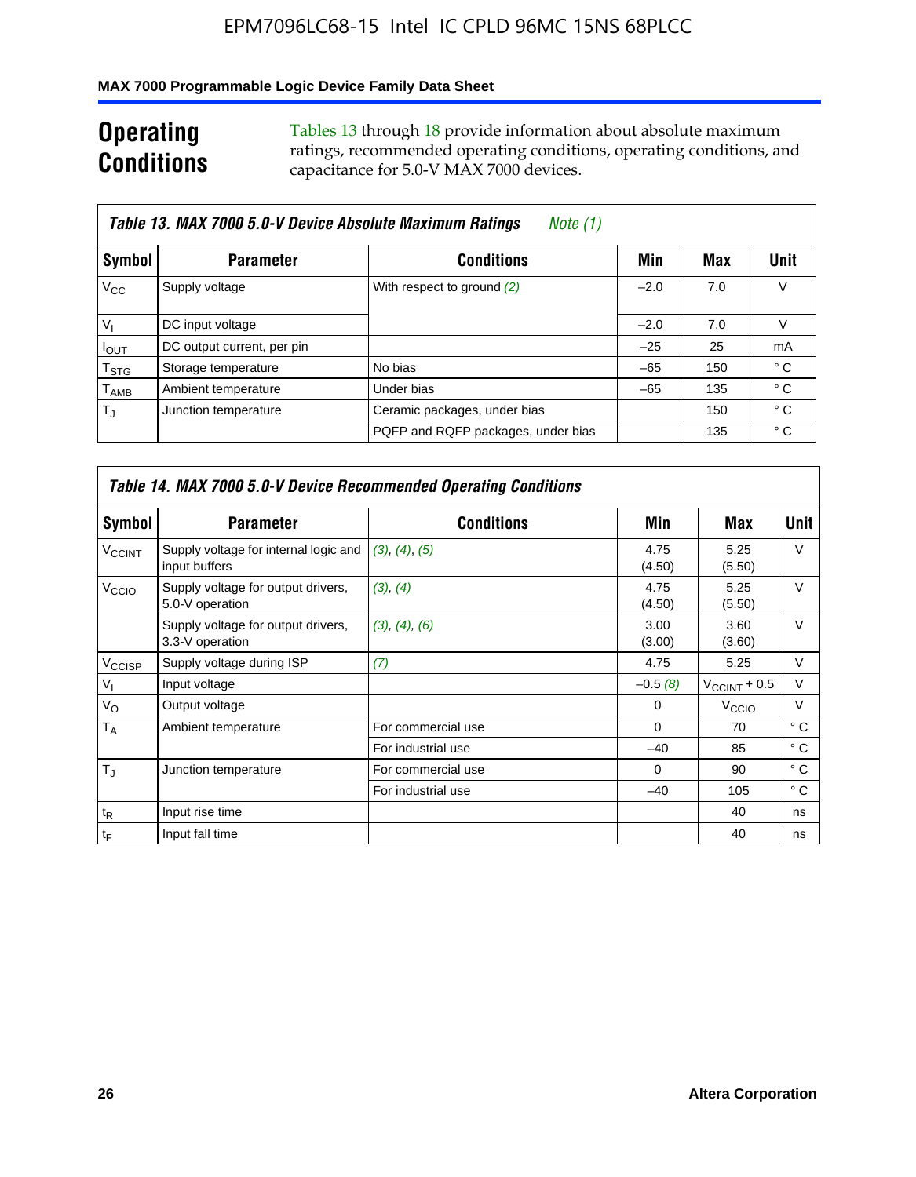## Operating Conditions

Tables 13 through 18 provide information about absolute maximum ratings, recommended operating conditions, operating conditions, and capacitance for 5.0-V MAX 7000 devices.

**Table 13. MAX 7000 5.0-V Device Absolute Maximum Ratings** *Note (1)*

| Symbol | Parameter | Conditions | Min | Max | Unit |
|---|---|---|---|---|---|
| $V_{CC}$ | Supply voltage | With respect to ground *(2)* | –2.0 | 7.0 | V |
| $V_I$ | DC input voltage | | –2.0 | 7.0 | V |
| $I_{OUT}$ | DC output current, per pin | | –25 | 25 | mA |
| $T_{STG}$ | Storage temperature | No bias | –65 | 150 | ° C |
| $T_{AMB}$ | Ambient temperature | Under bias | –65 | 135 | ° C |
| $T_J$ | Junction temperature | Ceramic packages, under bias | | 150 | ° C |
| | | PQFP and RQFP packages, under bias | | 135 | ° C |

**Table 14. MAX 7000 5.0-V Device Recommended Operating Conditions**

| Symbol | Parameter | Conditions | Min | Max | Unit |
|---|---|---|---|---|---|
| $V_{CCINT}$ | Supply voltage for internal logic and input buffers | *(3)*, *(4)*, *(5)* | 4.75 (4.50) | 5.25 (5.50) | V |
| $V_{CCIO}$ | Supply voltage for output drivers, 5.0-V operation | *(3)*, *(4)* | 4.75 (4.50) | 5.25 (5.50) | V |
| | Supply voltage for output drivers, 3.3-V operation | *(3)*, *(4)*, *(6)* | 3.00 (3.00) | 3.60 (3.60) | V |
| $V_{CCISP}$ | Supply voltage during ISP | *(7)* | 4.75 | 5.25 | V |
| $V_I$ | Input voltage | | –0.5 *(8)* | $V_{CCINT}$ + 0.5 | V |
| $V_O$ | Output voltage | | 0 | $V_{CCIO}$ | V |
| $T_A$ | Ambient temperature | For commercial use | 0 | 70 | ° C |
| | | For industrial use | –40 | 85 | ° C |
| $T_J$ | Junction temperature | For commercial use | 0 | 90 | ° C |
| | | For industrial use | –40 | 105 | ° C |
| $t_R$ | Input rise time | | | 40 | ns |
| $t_F$ | Input fall time | | | 40 | ns |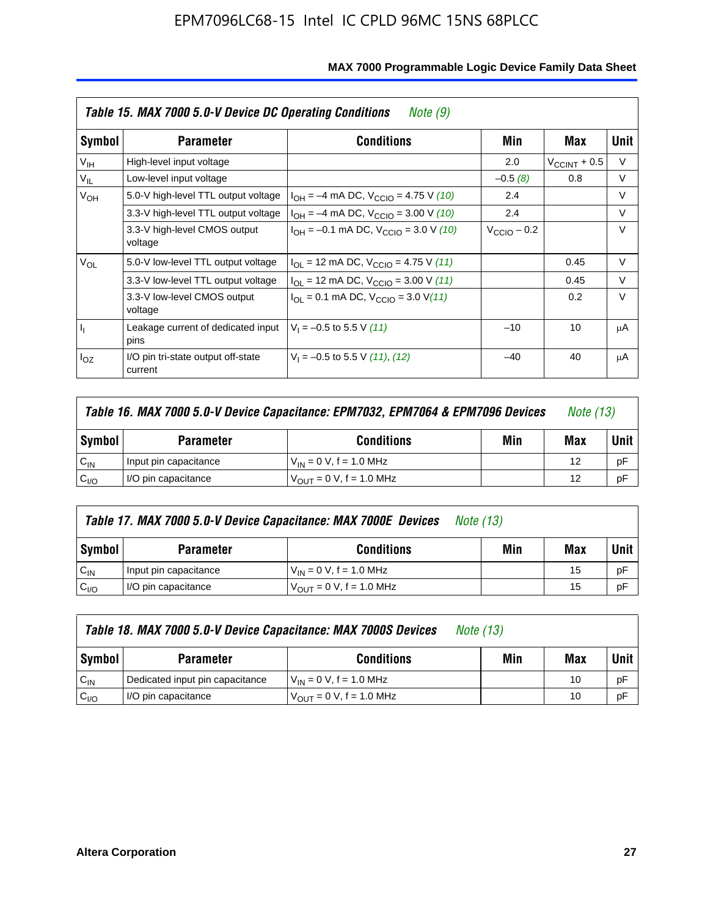**Table 15. MAX 7000 5.0-V Device DC Operating Conditions** *Note (9)*

| Symbol | Parameter | Conditions | Min | Max | Unit |
|---|---|---|---|---|---|
| $V_{IH}$ | High-level input voltage | | 2.0 | $V_{CCINT}$ + 0.5 | V |
| $V_{IL}$ | Low-level input voltage | | –0.5 *(8)* | 0.8 | V |
| $V_{OH}$ | 5.0-V high-level TTL output voltage | $I_{OH}$ = –4 mA DC, $V_{CCIO}$ = 4.75 V *(10)* | 2.4 | | V |
| | 3.3-V high-level TTL output voltage | $I_{OH}$ = –4 mA DC, $V_{CCIO}$ = 3.00 V *(10)* | 2.4 | | V |
| | 3.3-V high-level CMOS output voltage | $I_{OH}$ = –0.1 mA DC, $V_{CCIO}$ = 3.0 V *(10)* | $V_{CCIO}$ – 0.2 | | V |
| $V_{OL}$ | 5.0-V low-level TTL output voltage | $I_{OL}$ = 12 mA DC, $V_{CCIO}$ = 4.75 V *(11)* | | 0.45 | V |
| | 3.3-V low-level TTL output voltage | $I_{OL}$ = 12 mA DC, $V_{CCIO}$ = 3.00 V *(11)* | | 0.45 | V |
| | 3.3-V low-level CMOS output voltage | $I_{OL}$ = 0.1 mA DC, $V_{CCIO}$ = 3.0 V *(11)* | | 0.2 | V |
| $I_I$ | Leakage current of dedicated input pins | $V_I$ = –0.5 to 5.5 V *(11)* | –10 | 10 | μA |
| $I_{OZ}$ | I/O pin tri-state output off-state current | $V_I$ = –0.5 to 5.5 V *(11)*, *(12)* | –40 | 40 | μA |

**Table 16. MAX 7000 5.0-V Device Capacitance: EPM7032, EPM7064 & EPM7096 Devices** *Note (13)*

| Symbol | Parameter | Conditions | Min | Max | Unit |
|---|---|---|---|---|---|
| $C_{IN}$ | Input pin capacitance | $V_{IN}$ = 0 V, f = 1.0 MHz | | 12 | pF |
| $C_{I/O}$ | I/O pin capacitance | $V_{OUT}$ = 0 V, f = 1.0 MHz | | 12 | pF |

**Table 17. MAX 7000 5.0-V Device Capacitance: MAX 7000E Devices** *Note (13)*

| Symbol | Parameter | Conditions | Min | Max | Unit |
|---|---|---|---|---|---|
| $C_{IN}$ | Input pin capacitance | $V_{IN}$ = 0 V, f = 1.0 MHz | | 15 | pF |
| $C_{I/O}$ | I/O pin capacitance | $V_{OUT}$ = 0 V, f = 1.0 MHz | | 15 | pF |

**Table 18. MAX 7000 5.0-V Device Capacitance: MAX 7000S Devices** *Note (13)*

| Symbol | Parameter | Conditions | Min | Max | Unit |
|---|---|---|---|---|---|
| $C_{IN}$ | Dedicated input pin capacitance | $V_{IN}$ = 0 V, f = 1.0 MHz | | 10 | pF |
| $C_{I/O}$ | I/O pin capacitance | $V_{OUT}$ = 0 V, f = 1.0 MHz | | 10 | pF |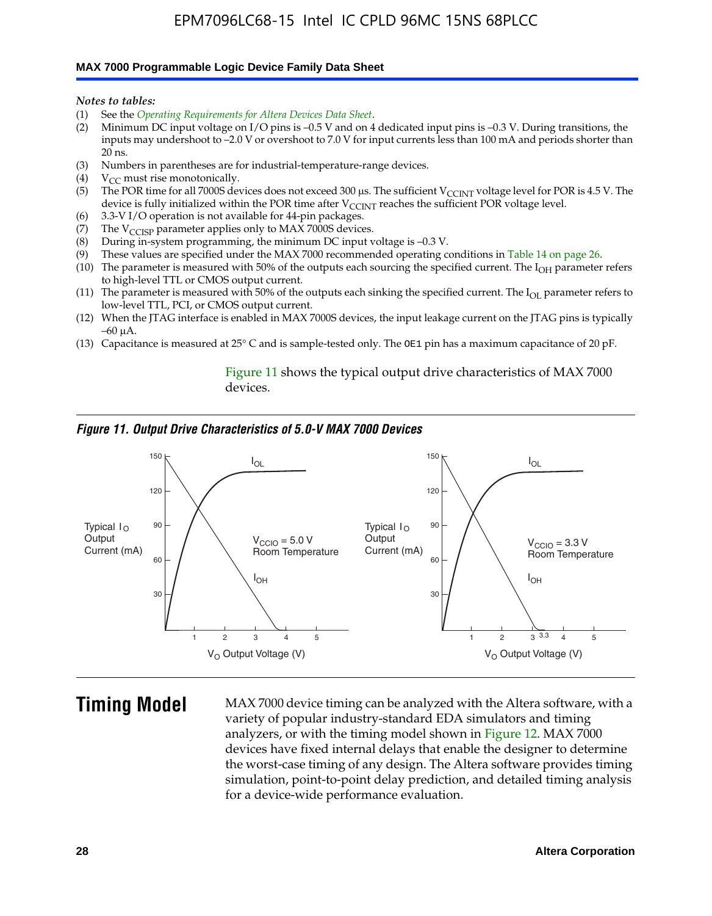*Notes to tables:*

(1) See the *Operating Requirements for Altera Devices Data Sheet*.
(2) Minimum DC input voltage on I/O pins is –0.5 V and on 4 dedicated input pins is –0.3 V. During transitions, the inputs may undershoot to –2.0 V or overshoot to 7.0 V for input currents less than 100 mA and periods shorter than 20 ns.
(3) Numbers in parentheses are for industrial-temperature-range devices.
(4) $V_{CC}$ must rise monotonically.
(5) The POR time for all 7000S devices does not exceed 300 μs. The sufficient $V_{CCINT}$ voltage level for POR is 4.5 V. The device is fully initialized within the POR time after $V_{CCINT}$ reaches the sufficient POR voltage level.
(6) 3.3-V I/O operation is not available for 44-pin packages.
(7) The $V_{CCISP}$ parameter applies only to MAX 7000S devices.
(8) During in-system programming, the minimum DC input voltage is –0.3 V.
(9) These values are specified under the MAX 7000 recommended operating conditions in Table 14 on page 26.
(10) The parameter is measured with 50% of the outputs each sourcing the specified current. The $I_{OH}$ parameter refers to high-level TTL or CMOS output current.
(11) The parameter is measured with 50% of the outputs each sinking the specified current. The $I_{OL}$ parameter refers to low-level TTL, PCI, or CMOS output current.
(12) When the JTAG interface is enabled in MAX 7000S devices, the input leakage current on the JTAG pins is typically –60 μA.
(13) Capacitance is measured at 25° C and is sample-tested only. The OE1 pin has a maximum capacitance of 20 pF.

Figure 11 shows the typical output drive characteristics of MAX 7000 devices.

*Figure 11. Output Drive Characteristics of 5.0-V MAX 7000 Devices*

## Timing Model

MAX 7000 device timing can be analyzed with the Altera software, with a variety of popular industry-standard EDA simulators and timing analyzers, or with the timing model shown in Figure 12. MAX 7000 devices have fixed internal delays that enable the designer to determine the worst-case timing of any design. The Altera software provides timing simulation, point-to-point delay prediction, and detailed timing analysis for a device-wide performance evaluation.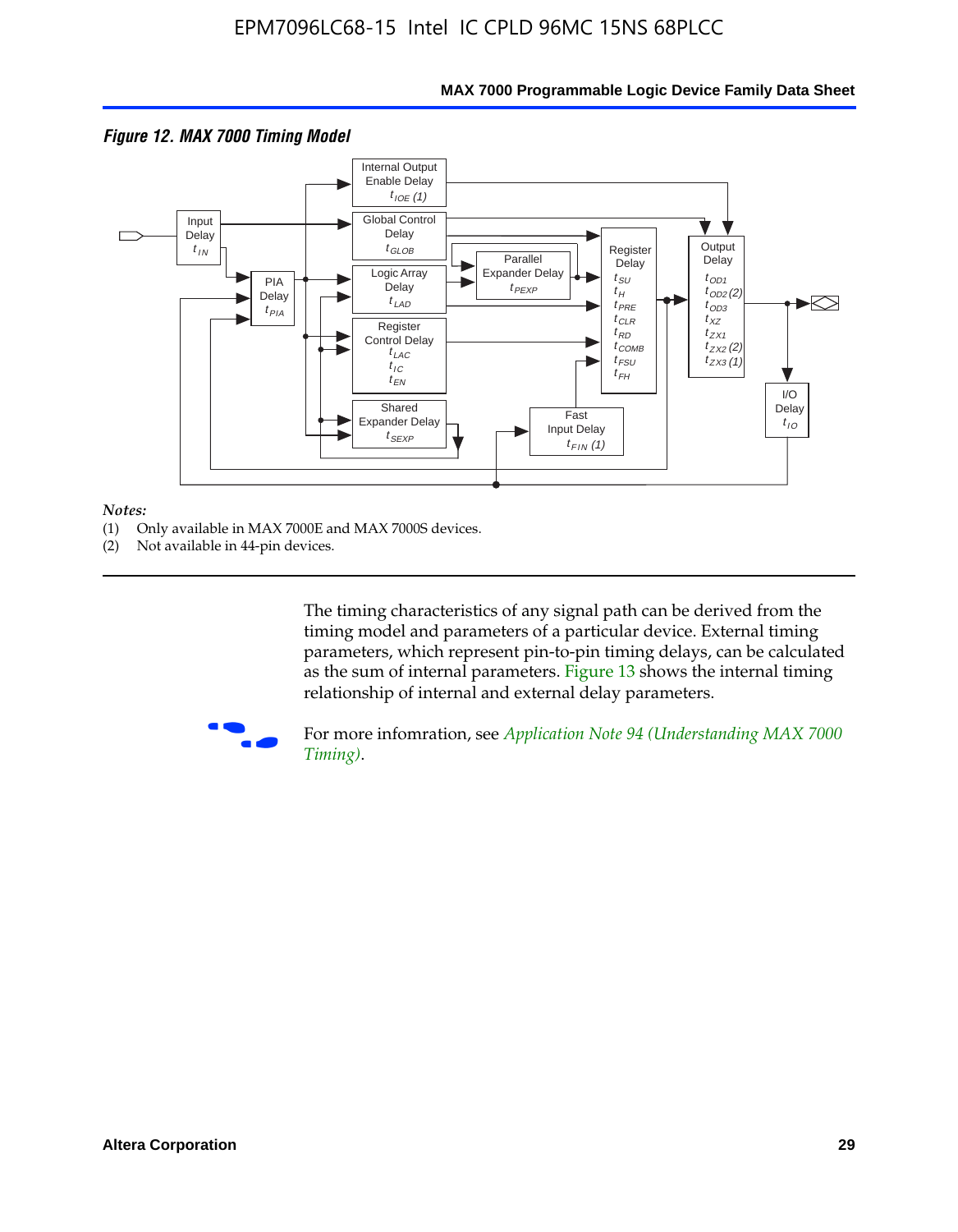*Figure 12. MAX 7000 Timing Model*

*Notes:*

(1) Only available in MAX 7000E and MAX 7000S devices.

(2) Not available in 44-pin devices.

The timing characteristics of any signal path can be derived from the timing model and parameters of a particular device. External timing parameters, which represent pin-to-pin timing delays, can be calculated as the sum of internal parameters. Figure 13 shows the internal timing relationship of internal and external delay parameters.

For more infomration, see *Application Note 94 (Understanding MAX 7000 Timing)*.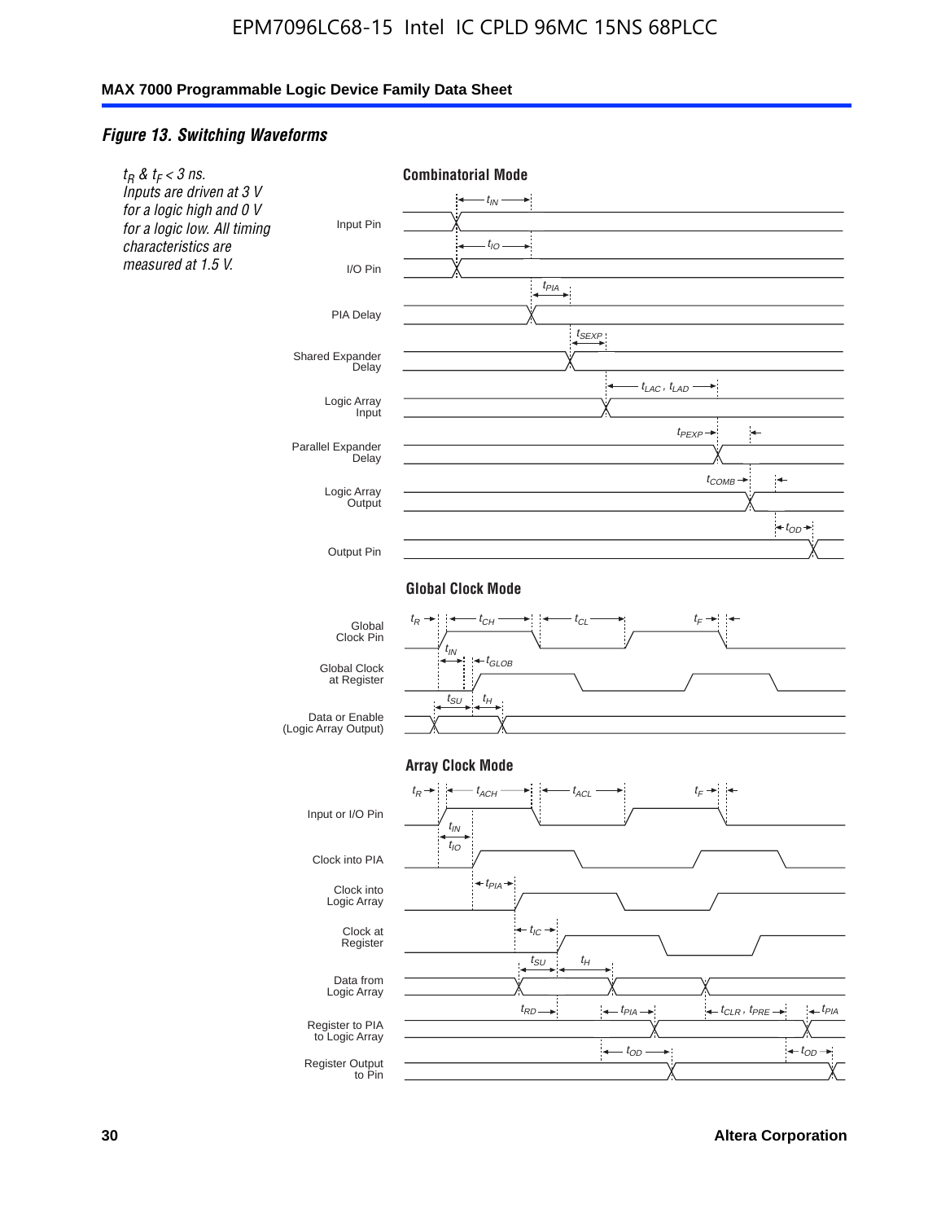### *Figure 13. Switching Waveforms*

*$t_R$ & $t_F$ < 3 ns.*
*Inputs are driven at 3 V for a logic high and 0 V for a logic low. All timing characteristics are measured at 1.5 V.*

**Combinatorial Mode**

Input Pin — $t_{IN}$
I/O Pin — $t_{IO}$
PIA Delay — $t_{PIA}$
Shared Expander Delay — $t_{SEXP}$
Logic Array Input — $t_{LAC}$ , $t_{LAD}$
Parallel Expander Delay — $t_{PEXP}$
Logic Array Output — $t_{COMB}$
Output Pin — $t_{OD}$

**Global Clock Mode**

Global Clock Pin — $t_R$, $t_{CH}$, $t_{CL}$, $t_F$
Global Clock at Register — $t_{IN}$, $t_{GLOB}$
Data or Enable (Logic Array Output) — $t_{SU}$, $t_H$

**Array Clock Mode**

Input or I/O Pin — $t_R$, $t_{ACH}$, $t_{ACL}$, $t_F$
Clock into PIA — $t_{IN}$, $t_{IO}$
Clock into Logic Array — $t_{PIA}$
Clock at Register — $t_{IC}$
Data from Logic Array — $t_{SU}$, $t_H$
Register to PIA to Logic Array — $t_{RD}$, $t_{PIA}$, $t_{CLR}$ , $t_{PRE}$, $t_{PIA}$
Register Output to Pin — $t_{OD}$, $t_{OD}$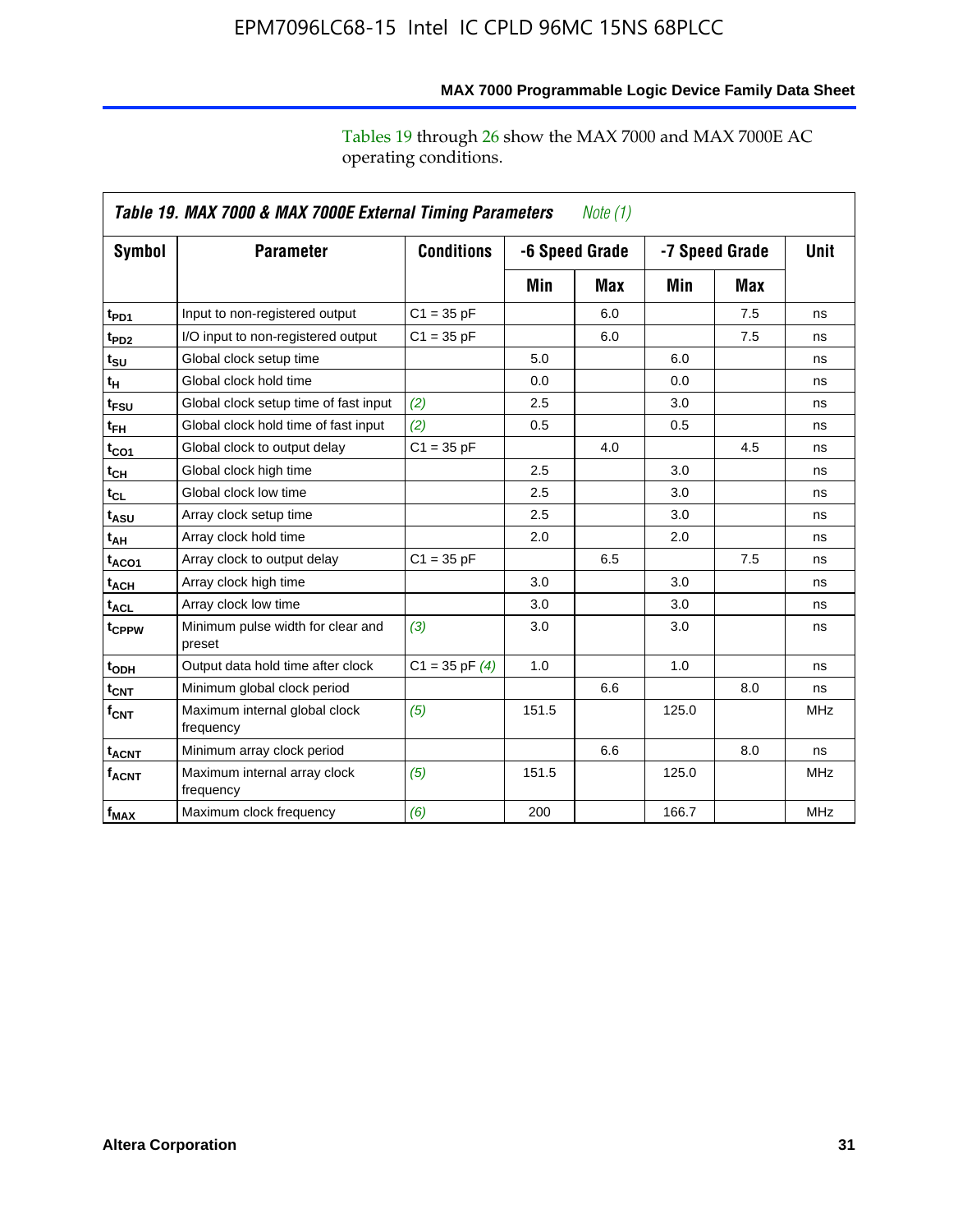Tables 19 through 26 show the MAX 7000 and MAX 7000E AC operating conditions.

**Table 19. MAX 7000 & MAX 7000E External Timing Parameters** *Note (1)*

| Symbol | Parameter | Conditions | -6 Speed Grade | | -7 Speed Grade | | Unit |
|---|---|---|---|---|---|---|---|
| | | | Min | Max | Min | Max | |
| $t_{PD1}$ | Input to non-registered output | C1 = 35 pF | | 6.0 | | 7.5 | ns |
| $t_{PD2}$ | I/O input to non-registered output | C1 = 35 pF | | 6.0 | | 7.5 | ns |
| $t_{SU}$ | Global clock setup time | | 5.0 | | 6.0 | | ns |
| $t_{H}$ | Global clock hold time | | 0.0 | | 0.0 | | ns |
| $t_{FSU}$ | Global clock setup time of fast input | *(2)* | 2.5 | | 3.0 | | ns |
| $t_{FH}$ | Global clock hold time of fast input | *(2)* | 0.5 | | 0.5 | | ns |
| $t_{CO1}$ | Global clock to output delay | C1 = 35 pF | | 4.0 | | 4.5 | ns |
| $t_{CH}$ | Global clock high time | | 2.5 | | 3.0 | | ns |
| $t_{CL}$ | Global clock low time | | 2.5 | | 3.0 | | ns |
| $t_{ASU}$ | Array clock setup time | | 2.5 | | 3.0 | | ns |
| $t_{AH}$ | Array clock hold time | | 2.0 | | 2.0 | | ns |
| $t_{ACO1}$ | Array clock to output delay | C1 = 35 pF | | 6.5 | | 7.5 | ns |
| $t_{ACH}$ | Array clock high time | | 3.0 | | 3.0 | | ns |
| $t_{ACL}$ | Array clock low time | | 3.0 | | 3.0 | | ns |
| $t_{CPPW}$ | Minimum pulse width for clear and preset | *(3)* | 3.0 | | 3.0 | | ns |
| $t_{ODH}$ | Output data hold time after clock | C1 = 35 pF *(4)* | 1.0 | | 1.0 | | ns |
| $t_{CNT}$ | Minimum global clock period | | | 6.6 | | 8.0 | ns |
| $f_{CNT}$ | Maximum internal global clock frequency | *(5)* | 151.5 | | 125.0 | | MHz |
| $t_{ACNT}$ | Minimum array clock period | | | 6.6 | | 8.0 | ns |
| $f_{ACNT}$ | Maximum internal array clock frequency | *(5)* | 151.5 | | 125.0 | | MHz |
| $f_{MAX}$ | Maximum clock frequency | *(6)* | 200 | | 166.7 | | MHz |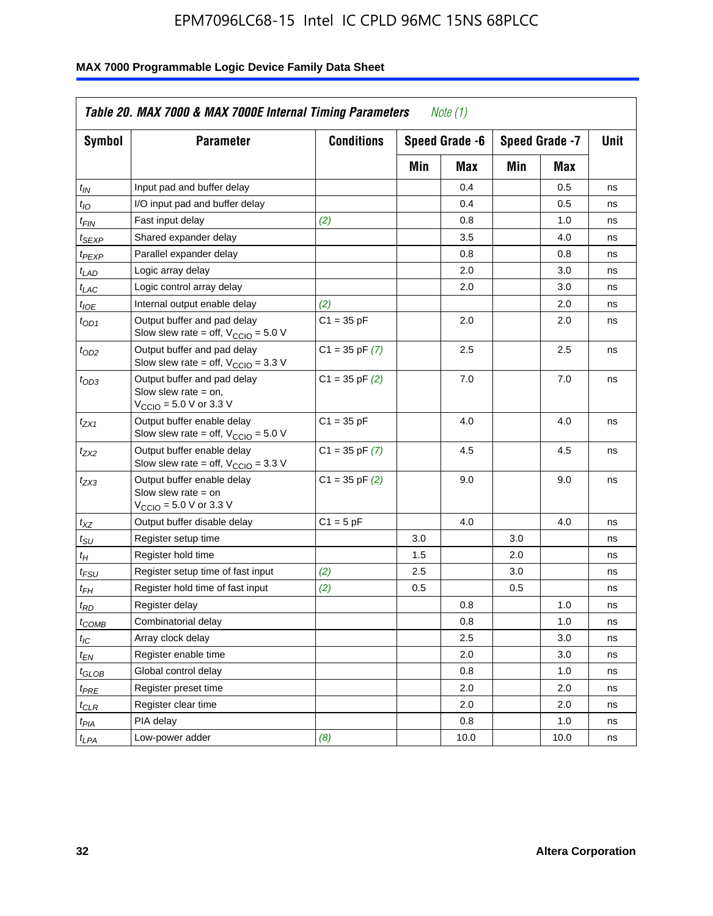**Table 20. MAX 7000 & MAX 7000E Internal Timing Parameters** *Note (1)*

| Symbol | Parameter | Conditions | Speed Grade -6 | | Speed Grade -7 | | Unit |
|---|---|---|---|---|---|---|---|
| | | | Min | Max | Min | Max | |
| $t_{IN}$ | Input pad and buffer delay | | | 0.4 | | 0.5 | ns |
| $t_{IO}$ | I/O input pad and buffer delay | | | 0.4 | | 0.5 | ns |
| $t_{FIN}$ | Fast input delay | *(2)* | | 0.8 | | 1.0 | ns |
| $t_{SEXP}$ | Shared expander delay | | | 3.5 | | 4.0 | ns |
| $t_{PEXP}$ | Parallel expander delay | | | 0.8 | | 0.8 | ns |
| $t_{LAD}$ | Logic array delay | | | 2.0 | | 3.0 | ns |
| $t_{LAC}$ | Logic control array delay | | | 2.0 | | 3.0 | ns |
| $t_{IOE}$ | Internal output enable delay | *(2)* | | | | 2.0 | ns |
| $t_{OD1}$ | Output buffer and pad delay Slow slew rate = off, $V_{CCIO}$ = 5.0 V | C1 = 35 pF | | 2.0 | | 2.0 | ns |
| $t_{OD2}$ | Output buffer and pad delay Slow slew rate = off, $V_{CCIO}$ = 3.3 V | C1 = 35 pF *(7)* | | 2.5 | | 2.5 | ns |
| $t_{OD3}$ | Output buffer and pad delay Slow slew rate = on, $V_{CCIO}$ = 5.0 V or 3.3 V | C1 = 35 pF *(2)* | | 7.0 | | 7.0 | ns |
| $t_{ZX1}$ | Output buffer enable delay Slow slew rate = off, $V_{CCIO}$ = 5.0 V | C1 = 35 pF | | 4.0 | | 4.0 | ns |
| $t_{ZX2}$ | Output buffer enable delay Slow slew rate = off, $V_{CCIO}$ = 3.3 V | C1 = 35 pF *(7)* | | 4.5 | | 4.5 | ns |
| $t_{ZX3}$ | Output buffer enable delay Slow slew rate = on $V_{CCIO}$ = 5.0 V or 3.3 V | C1 = 35 pF *(2)* | | 9.0 | | 9.0 | ns |
| $t_{XZ}$ | Output buffer disable delay | C1 = 5 pF | | 4.0 | | 4.0 | ns |
| $t_{SU}$ | Register setup time | | 3.0 | | 3.0 | | ns |
| $t_{H}$ | Register hold time | | 1.5 | | 2.0 | | ns |
| $t_{FSU}$ | Register setup time of fast input | *(2)* | 2.5 | | 3.0 | | ns |
| $t_{FH}$ | Register hold time of fast input | *(2)* | 0.5 | | 0.5 | | ns |
| $t_{RD}$ | Register delay | | | 0.8 | | 1.0 | ns |
| $t_{COMB}$ | Combinatorial delay | | | 0.8 | | 1.0 | ns |
| $t_{IC}$ | Array clock delay | | | 2.5 | | 3.0 | ns |
| $t_{EN}$ | Register enable time | | | 2.0 | | 3.0 | ns |
| $t_{GLOB}$ | Global control delay | | | 0.8 | | 1.0 | ns |
| $t_{PRE}$ | Register preset time | | | 2.0 | | 2.0 | ns |
| $t_{CLR}$ | Register clear time | | | 2.0 | | 2.0 | ns |
| $t_{PIA}$ | PIA delay | | | 0.8 | | 1.0 | ns |
| $t_{LPA}$ | Low-power adder | *(8)* | | 10.0 | | 10.0 | ns |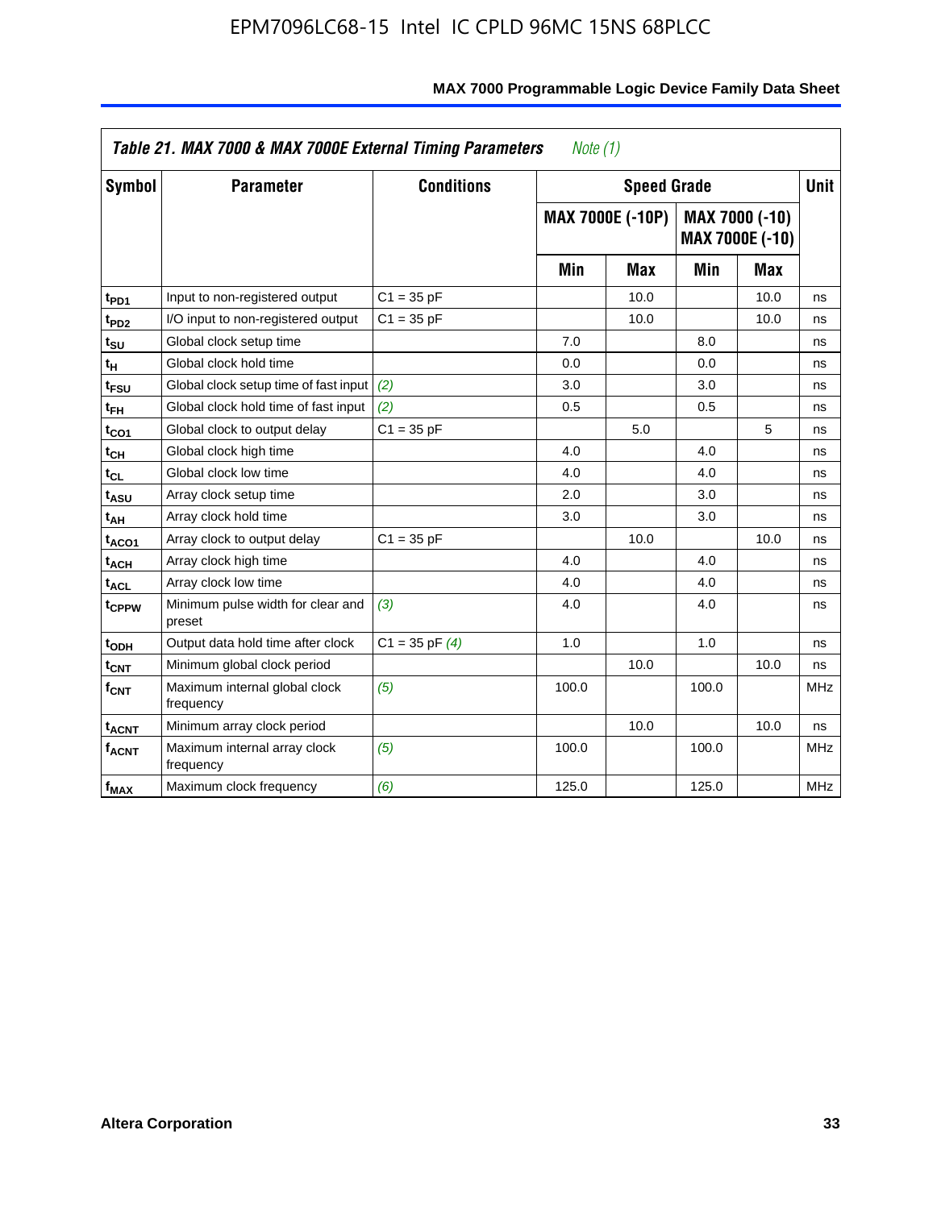**Table 21. MAX 7000 & MAX 7000E External Timing Parameters** *Note (1)*

| Symbol | Parameter | Conditions | Speed Grade | | | | Unit |
|---|---|---|---|---|---|---|---|
| | | | MAX 7000E (-10P) | | MAX 7000 (-10) MAX 7000E (-10) | | |
| | | | Min | Max | Min | Max | |
| $t_{PD1}$ | Input to non-registered output | C1 = 35 pF | | 10.0 | | 10.0 | ns |
| $t_{PD2}$ | I/O input to non-registered output | C1 = 35 pF | | 10.0 | | 10.0 | ns |
| $t_{SU}$ | Global clock setup time | | 7.0 | | 8.0 | | ns |
| $t_{H}$ | Global clock hold time | | 0.0 | | 0.0 | | ns |
| $t_{FSU}$ | Global clock setup time of fast input | *(2)* | 3.0 | | 3.0 | | ns |
| $t_{FH}$ | Global clock hold time of fast input | *(2)* | 0.5 | | 0.5 | | ns |
| $t_{CO1}$ | Global clock to output delay | C1 = 35 pF | | 5.0 | | 5 | ns |
| $t_{CH}$ | Global clock high time | | 4.0 | | 4.0 | | ns |
| $t_{CL}$ | Global clock low time | | 4.0 | | 4.0 | | ns |
| $t_{ASU}$ | Array clock setup time | | 2.0 | | 3.0 | | ns |
| $t_{AH}$ | Array clock hold time | | 3.0 | | 3.0 | | ns |
| $t_{ACO1}$ | Array clock to output delay | C1 = 35 pF | | 10.0 | | 10.0 | ns |
| $t_{ACH}$ | Array clock high time | | 4.0 | | 4.0 | | ns |
| $t_{ACL}$ | Array clock low time | | 4.0 | | 4.0 | | ns |
| $t_{CPPW}$ | Minimum pulse width for clear and preset | *(3)* | 4.0 | | 4.0 | | ns |
| $t_{ODH}$ | Output data hold time after clock | C1 = 35 pF *(4)* | 1.0 | | 1.0 | | ns |
| $t_{CNT}$ | Minimum global clock period | | | 10.0 | | 10.0 | ns |
| $f_{CNT}$ | Maximum internal global clock frequency | *(5)* | 100.0 | | 100.0 | | MHz |
| $t_{ACNT}$ | Minimum array clock period | | | 10.0 | | 10.0 | ns |
| $f_{ACNT}$ | Maximum internal array clock frequency | *(5)* | 100.0 | | 100.0 | | MHz |
| $f_{MAX}$ | Maximum clock frequency | *(6)* | 125.0 | | 125.0 | | MHz |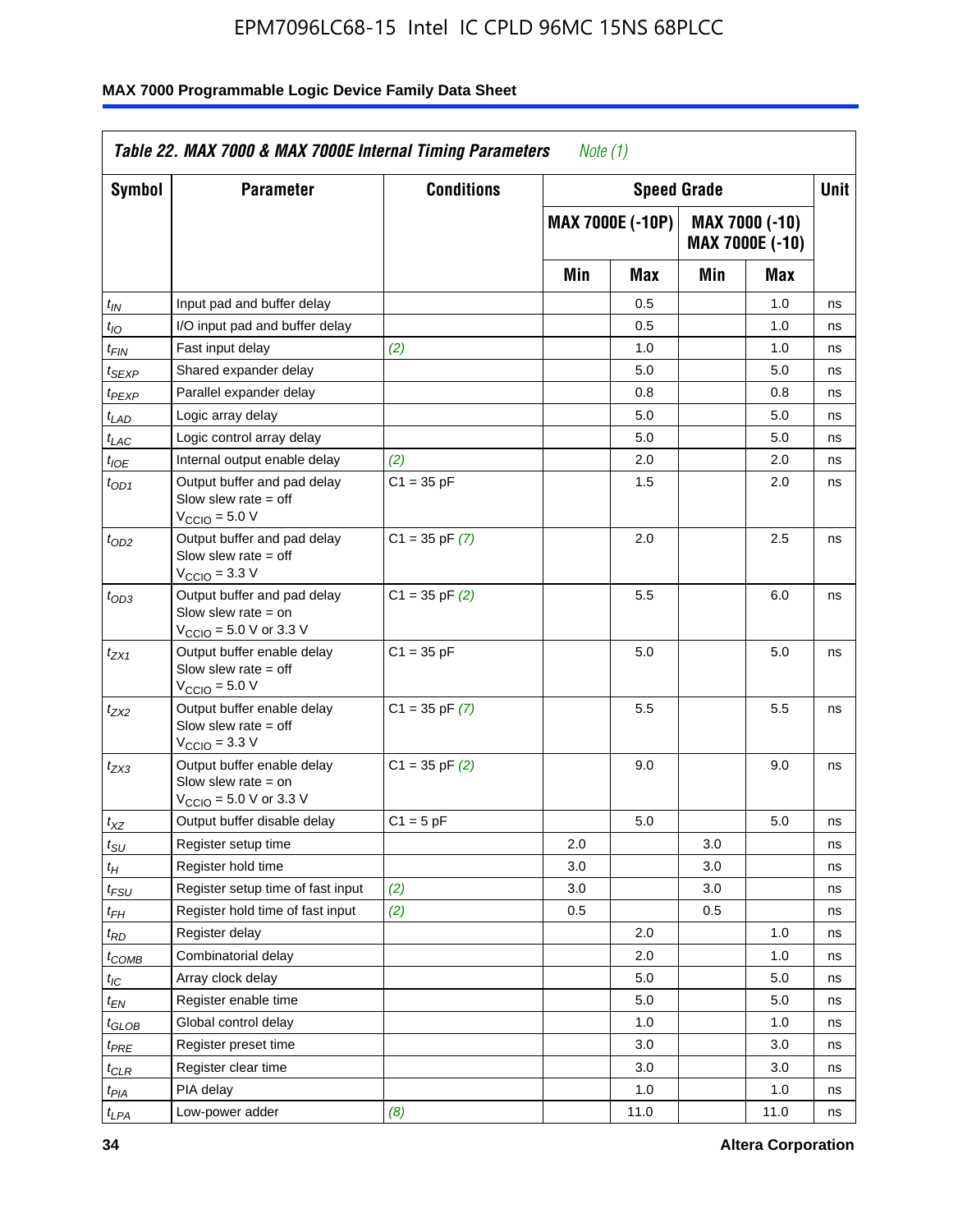**Table 22. MAX 7000 & MAX 7000E Internal Timing Parameters** *Note (1)*

| Symbol | Parameter | Conditions | Speed Grade | | | | Unit |
|---|---|---|---|---|---|---|---|
| | | | MAX 7000E (-10P) | | MAX 7000 (-10) MAX 7000E (-10) | | |
| | | | Min | Max | Min | Max | |
| $t_{IN}$ | Input pad and buffer delay | | | 0.5 | | 1.0 | ns |
| $t_{IO}$ | I/O input pad and buffer delay | | | 0.5 | | 1.0 | ns |
| $t_{FIN}$ | Fast input delay | *(2)* | | 1.0 | | 1.0 | ns |
| $t_{SEXP}$ | Shared expander delay | | | 5.0 | | 5.0 | ns |
| $t_{PEXP}$ | Parallel expander delay | | | 0.8 | | 0.8 | ns |
| $t_{LAD}$ | Logic array delay | | | 5.0 | | 5.0 | ns |
| $t_{LAC}$ | Logic control array delay | | | 5.0 | | 5.0 | ns |
| $t_{IOE}$ | Internal output enable delay | *(2)* | | 2.0 | | 2.0 | ns |
| $t_{OD1}$ | Output buffer and pad delay Slow slew rate = off $V_{CCIO}$ = 5.0 V | C1 = 35 pF | | 1.5 | | 2.0 | ns |
| $t_{OD2}$ | Output buffer and pad delay Slow slew rate = off $V_{CCIO}$ = 3.3 V | C1 = 35 pF *(7)* | | 2.0 | | 2.5 | ns |
| $t_{OD3}$ | Output buffer and pad delay Slow slew rate = on $V_{CCIO}$ = 5.0 V or 3.3 V | C1 = 35 pF *(2)* | | 5.5 | | 6.0 | ns |
| $t_{ZX1}$ | Output buffer enable delay Slow slew rate = off $V_{CCIO}$ = 5.0 V | C1 = 35 pF | | 5.0 | | 5.0 | ns |
| $t_{ZX2}$ | Output buffer enable delay Slow slew rate = off $V_{CCIO}$ = 3.3 V | C1 = 35 pF *(7)* | | 5.5 | | 5.5 | ns |
| $t_{ZX3}$ | Output buffer enable delay Slow slew rate = on $V_{CCIO}$ = 5.0 V or 3.3 V | C1 = 35 pF *(2)* | | 9.0 | | 9.0 | ns |
| $t_{XZ}$ | Output buffer disable delay | C1 = 5 pF | | 5.0 | | 5.0 | ns |
| $t_{SU}$ | Register setup time | | 2.0 | | 3.0 | | ns |
| $t_{H}$ | Register hold time | | 3.0 | | 3.0 | | ns |
| $t_{FSU}$ | Register setup time of fast input | *(2)* | 3.0 | | 3.0 | | ns |
| $t_{FH}$ | Register hold time of fast input | *(2)* | 0.5 | | 0.5 | | ns |
| $t_{RD}$ | Register delay | | | 2.0 | | 1.0 | ns |
| $t_{COMB}$ | Combinatorial delay | | | 2.0 | | 1.0 | ns |
| $t_{IC}$ | Array clock delay | | | 5.0 | | 5.0 | ns |
| $t_{EN}$ | Register enable time | | | 5.0 | | 5.0 | ns |
| $t_{GLOB}$ | Global control delay | | | 1.0 | | 1.0 | ns |
| $t_{PRE}$ | Register preset time | | | 3.0 | | 3.0 | ns |
| $t_{CLR}$ | Register clear time | | | 3.0 | | 3.0 | ns |
| $t_{PIA}$ | PIA delay | | | 1.0 | | 1.0 | ns |
| $t_{LPA}$ | Low-power adder | *(8)* | | 11.0 | | 11.0 | ns |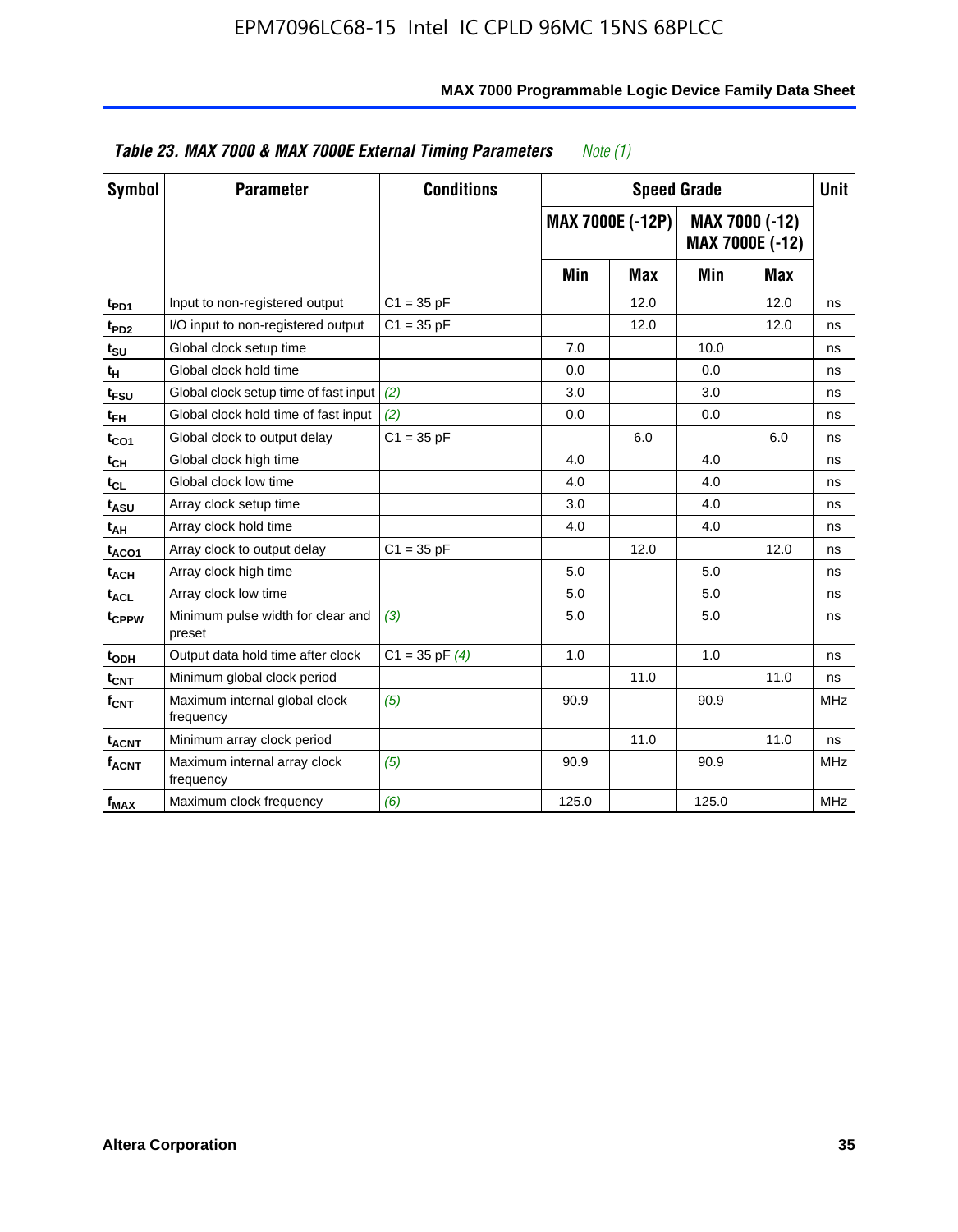**Table 23. MAX 7000 & MAX 7000E External Timing Parameters** *Note (1)*

| Symbol | Parameter | Conditions | Speed Grade | | | | Unit |
|---|---|---|---|---|---|---|---|
| | | | MAX 7000E (-12P) | | MAX 7000 (-12) MAX 7000E (-12) | | |
| | | | Min | Max | Min | Max | |
| $t_{PD1}$ | Input to non-registered output | C1 = 35 pF | | 12.0 | | 12.0 | ns |
| $t_{PD2}$ | I/O input to non-registered output | C1 = 35 pF | | 12.0 | | 12.0 | ns |
| $t_{SU}$ | Global clock setup time | | 7.0 | | 10.0 | | ns |
| $t_H$ | Global clock hold time | | 0.0 | | 0.0 | | ns |
| $t_{FSU}$ | Global clock setup time of fast input | *(2)* | 3.0 | | 3.0 | | ns |
| $t_{FH}$ | Global clock hold time of fast input | *(2)* | 0.0 | | 0.0 | | ns |
| $t_{CO1}$ | Global clock to output delay | C1 = 35 pF | | 6.0 | | 6.0 | ns |
| $t_{CH}$ | Global clock high time | | 4.0 | | 4.0 | | ns |
| $t_{CL}$ | Global clock low time | | 4.0 | | 4.0 | | ns |
| $t_{ASU}$ | Array clock setup time | | 3.0 | | 4.0 | | ns |
| $t_{AH}$ | Array clock hold time | | 4.0 | | 4.0 | | ns |
| $t_{ACO1}$ | Array clock to output delay | C1 = 35 pF | | 12.0 | | 12.0 | ns |
| $t_{ACH}$ | Array clock high time | | 5.0 | | 5.0 | | ns |
| $t_{ACL}$ | Array clock low time | | 5.0 | | 5.0 | | ns |
| $t_{CPPW}$ | Minimum pulse width for clear and preset | *(3)* | 5.0 | | 5.0 | | ns |
| $t_{ODH}$ | Output data hold time after clock | C1 = 35 pF *(4)* | 1.0 | | 1.0 | | ns |
| $t_{CNT}$ | Minimum global clock period | | | 11.0 | | 11.0 | ns |
| $f_{CNT}$ | Maximum internal global clock frequency | *(5)* | 90.9 | | 90.9 | | MHz |
| $t_{ACNT}$ | Minimum array clock period | | | 11.0 | | 11.0 | ns |
| $f_{ACNT}$ | Maximum internal array clock frequency | *(5)* | 90.9 | | 90.9 | | MHz |
| $f_{MAX}$ | Maximum clock frequency | *(6)* | 125.0 | | 125.0 | | MHz |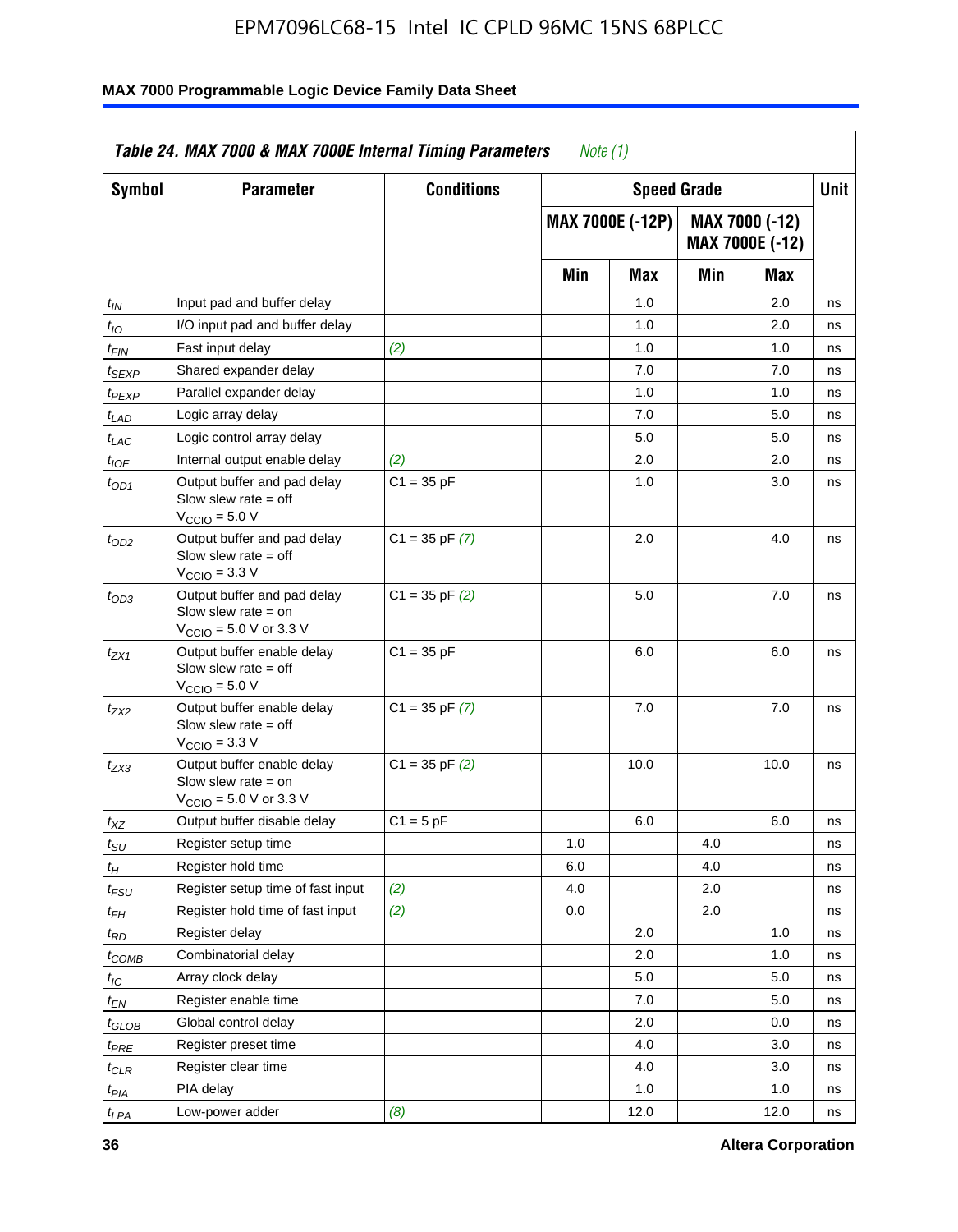**Table 24. MAX 7000 & MAX 7000E Internal Timing Parameters** *Note (1)*

| Symbol | Parameter | Conditions | Speed Grade | | | | Unit |
|---|---|---|---|---|---|---|---|
| | | | MAX 7000E (-12P) | | MAX 7000 (-12) MAX 7000E (-12) | | |
| | | | Min | Max | Min | Max | |
| $t_{IN}$ | Input pad and buffer delay | | | 1.0 | | 2.0 | ns |
| $t_{IO}$ | I/O input pad and buffer delay | | | 1.0 | | 2.0 | ns |
| $t_{FIN}$ | Fast input delay | *(2)* | | 1.0 | | 1.0 | ns |
| $t_{SEXP}$ | Shared expander delay | | | 7.0 | | 7.0 | ns |
| $t_{PEXP}$ | Parallel expander delay | | | 1.0 | | 1.0 | ns |
| $t_{LAD}$ | Logic array delay | | | 7.0 | | 5.0 | ns |
| $t_{LAC}$ | Logic control array delay | | | 5.0 | | 5.0 | ns |
| $t_{IOE}$ | Internal output enable delay | *(2)* | | 2.0 | | 2.0 | ns |
| $t_{OD1}$ | Output buffer and pad delay Slow slew rate = off $V_{CCIO}$ = 5.0 V | C1 = 35 pF | | 1.0 | | 3.0 | ns |
| $t_{OD2}$ | Output buffer and pad delay Slow slew rate = off $V_{CCIO}$ = 3.3 V | C1 = 35 pF *(7)* | | 2.0 | | 4.0 | ns |
| $t_{OD3}$ | Output buffer and pad delay Slow slew rate = on $V_{CCIO}$ = 5.0 V or 3.3 V | C1 = 35 pF *(2)* | | 5.0 | | 7.0 | ns |
| $t_{ZX1}$ | Output buffer enable delay Slow slew rate = off $V_{CCIO}$ = 5.0 V | C1 = 35 pF | | 6.0 | | 6.0 | ns |
| $t_{ZX2}$ | Output buffer enable delay Slow slew rate = off $V_{CCIO}$ = 3.3 V | C1 = 35 pF *(7)* | | 7.0 | | 7.0 | ns |
| $t_{ZX3}$ | Output buffer enable delay Slow slew rate = on $V_{CCIO}$ = 5.0 V or 3.3 V | C1 = 35 pF *(2)* | | 10.0 | | 10.0 | ns |
| $t_{XZ}$ | Output buffer disable delay | C1 = 5 pF | | 6.0 | | 6.0 | ns |
| $t_{SU}$ | Register setup time | | 1.0 | | 4.0 | | ns |
| $t_{H}$ | Register hold time | | 6.0 | | 4.0 | | ns |
| $t_{FSU}$ | Register setup time of fast input | *(2)* | 4.0 | | 2.0 | | ns |
| $t_{FH}$ | Register hold time of fast input | *(2)* | 0.0 | | 2.0 | | ns |
| $t_{RD}$ | Register delay | | | 2.0 | | 1.0 | ns |
| $t_{COMB}$ | Combinatorial delay | | | 2.0 | | 1.0 | ns |
| $t_{IC}$ | Array clock delay | | | 5.0 | | 5.0 | ns |
| $t_{EN}$ | Register enable time | | | 7.0 | | 5.0 | ns |
| $t_{GLOB}$ | Global control delay | | | 2.0 | | 0.0 | ns |
| $t_{PRE}$ | Register preset time | | | 4.0 | | 3.0 | ns |
| $t_{CLR}$ | Register clear time | | | 4.0 | | 3.0 | ns |
| $t_{PIA}$ | PIA delay | | | 1.0 | | 1.0 | ns |
| $t_{LPA}$ | Low-power adder | *(8)* | | 12.0 | | 12.0 | ns |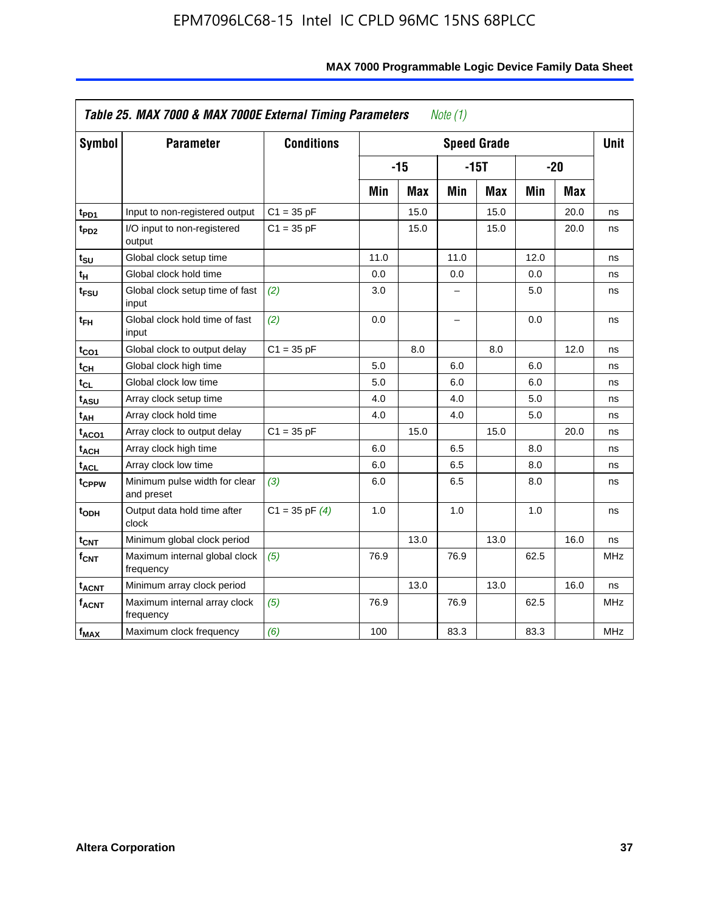**Table 25. MAX 7000 & MAX 7000E External Timing Parameters** *Note (1)*

| Symbol | Parameter | Conditions | Speed Grade | | | | | | Unit |
|---|---|---|---|---|---|---|---|---|---|
| | | | -15 | | -15T | | -20 | | |
| | | | Min | Max | Min | Max | Min | Max | |
| $t_{PD1}$ | Input to non-registered output | C1 = 35 pF | | 15.0 | | 15.0 | | 20.0 | ns |
| $t_{PD2}$ | I/O input to non-registered output | C1 = 35 pF | | 15.0 | | 15.0 | | 20.0 | ns |
| $t_{SU}$ | Global clock setup time | | 11.0 | | 11.0 | | 12.0 | | ns |
| $t_{H}$ | Global clock hold time | | 0.0 | | 0.0 | | 0.0 | | ns |
| $t_{FSU}$ | Global clock setup time of fast input | *(2)* | 3.0 | | – | | 5.0 | | ns |
| $t_{FH}$ | Global clock hold time of fast input | *(2)* | 0.0 | | – | | 0.0 | | ns |
| $t_{CO1}$ | Global clock to output delay | C1 = 35 pF | | 8.0 | | 8.0 | | 12.0 | ns |
| $t_{CH}$ | Global clock high time | | 5.0 | | 6.0 | | 6.0 | | ns |
| $t_{CL}$ | Global clock low time | | 5.0 | | 6.0 | | 6.0 | | ns |
| $t_{ASU}$ | Array clock setup time | | 4.0 | | 4.0 | | 5.0 | | ns |
| $t_{AH}$ | Array clock hold time | | 4.0 | | 4.0 | | 5.0 | | ns |
| $t_{ACO1}$ | Array clock to output delay | C1 = 35 pF | | 15.0 | | 15.0 | | 20.0 | ns |
| $t_{ACH}$ | Array clock high time | | 6.0 | | 6.5 | | 8.0 | | ns |
| $t_{ACL}$ | Array clock low time | | 6.0 | | 6.5 | | 8.0 | | ns |
| $t_{CPPW}$ | Minimum pulse width for clear and preset | *(3)* | 6.0 | | 6.5 | | 8.0 | | ns |
| $t_{ODH}$ | Output data hold time after clock | C1 = 35 pF *(4)* | 1.0 | | 1.0 | | 1.0 | | ns |
| $t_{CNT}$ | Minimum global clock period | | | 13.0 | | 13.0 | | 16.0 | ns |
| $f_{CNT}$ | Maximum internal global clock frequency | *(5)* | 76.9 | | 76.9 | | 62.5 | | MHz |
| $t_{ACNT}$ | Minimum array clock period | | | 13.0 | | 13.0 | | 16.0 | ns |
| $f_{ACNT}$ | Maximum internal array clock frequency | *(5)* | 76.9 | | 76.9 | | 62.5 | | MHz |
| $f_{MAX}$ | Maximum clock frequency | *(6)* | 100 | | 83.3 | | 83.3 | | MHz |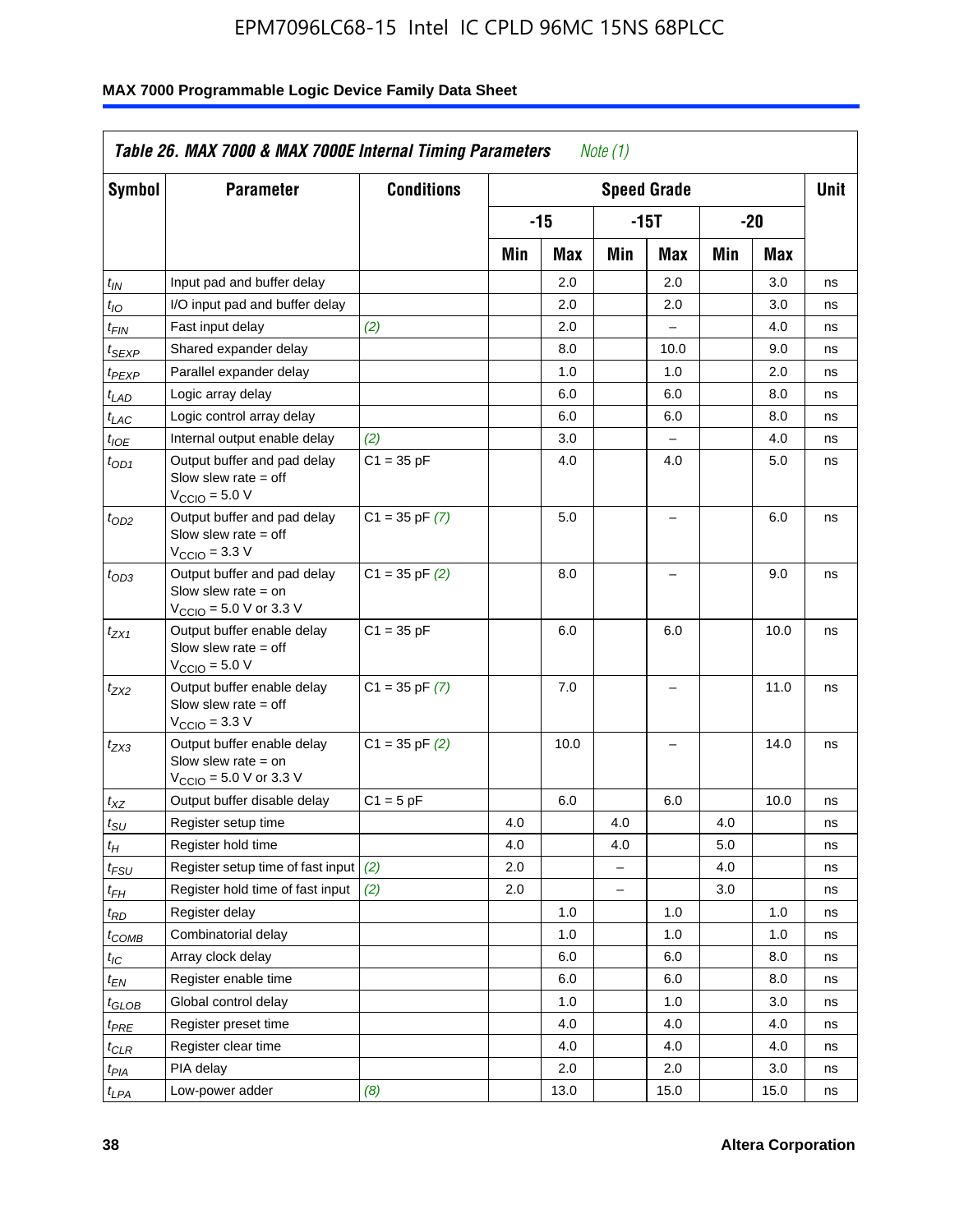**Table 26. MAX 7000 & MAX 7000E Internal Timing Parameters** *Note (1)*

| Symbol | Parameter | Conditions | Speed Grade | | | | | | Unit |
|---|---|---|---|---|---|---|---|---|---|
| | | | -15 | | -15T | | -20 | | |
| | | | Min | Max | Min | Max | Min | Max | |
| $t_{IN}$ | Input pad and buffer delay | | | 2.0 | | 2.0 | | 3.0 | ns |
| $t_{IO}$ | I/O input pad and buffer delay | | | 2.0 | | 2.0 | | 3.0 | ns |
| $t_{FIN}$ | Fast input delay | *(2)* | | 2.0 | | – | | 4.0 | ns |
| $t_{SEXP}$ | Shared expander delay | | | 8.0 | | 10.0 | | 9.0 | ns |
| $t_{PEXP}$ | Parallel expander delay | | | 1.0 | | 1.0 | | 2.0 | ns |
| $t_{LAD}$ | Logic array delay | | | 6.0 | | 6.0 | | 8.0 | ns |
| $t_{LAC}$ | Logic control array delay | | | 6.0 | | 6.0 | | 8.0 | ns |
| $t_{IOE}$ | Internal output enable delay | *(2)* | | 3.0 | | – | | 4.0 | ns |
| $t_{OD1}$ | Output buffer and pad delay Slow slew rate = off $V_{CCIO}$ = 5.0 V | C1 = 35 pF | | 4.0 | | 4.0 | | 5.0 | ns |
| $t_{OD2}$ | Output buffer and pad delay Slow slew rate = off $V_{CCIO}$ = 3.3 V | C1 = 35 pF *(7)* | | 5.0 | | – | | 6.0 | ns |
| $t_{OD3}$ | Output buffer and pad delay Slow slew rate = on $V_{CCIO}$ = 5.0 V or 3.3 V | C1 = 35 pF *(2)* | | 8.0 | | – | | 9.0 | ns |
| $t_{ZX1}$ | Output buffer enable delay Slow slew rate = off $V_{CCIO}$ = 5.0 V | C1 = 35 pF | | 6.0 | | 6.0 | | 10.0 | ns |
| $t_{ZX2}$ | Output buffer enable delay Slow slew rate = off $V_{CCIO}$ = 3.3 V | C1 = 35 pF *(7)* | | 7.0 | | – | | 11.0 | ns |
| $t_{ZX3}$ | Output buffer enable delay Slow slew rate = on $V_{CCIO}$ = 5.0 V or 3.3 V | C1 = 35 pF *(2)* | | 10.0 | | – | | 14.0 | ns |
| $t_{XZ}$ | Output buffer disable delay | C1 = 5 pF | | 6.0 | | 6.0 | | 10.0 | ns |
| $t_{SU}$ | Register setup time | | 4.0 | | 4.0 | | 4.0 | | ns |
| $t_{H}$ | Register hold time | | 4.0 | | 4.0 | | 5.0 | | ns |
| $t_{FSU}$ | Register setup time of fast input | *(2)* | 2.0 | | – | | 4.0 | | ns |
| $t_{FH}$ | Register hold time of fast input | *(2)* | 2.0 | | – | | 3.0 | | ns |
| $t_{RD}$ | Register delay | | | 1.0 | | 1.0 | | 1.0 | ns |
| $t_{COMB}$ | Combinatorial delay | | | 1.0 | | 1.0 | | 1.0 | ns |
| $t_{IC}$ | Array clock delay | | | 6.0 | | 6.0 | | 8.0 | ns |
| $t_{EN}$ | Register enable time | | | 6.0 | | 6.0 | | 8.0 | ns |
| $t_{GLOB}$ | Global control delay | | | 1.0 | | 1.0 | | 3.0 | ns |
| $t_{PRE}$ | Register preset time | | | 4.0 | | 4.0 | | 4.0 | ns |
| $t_{CLR}$ | Register clear time | | | 4.0 | | 4.0 | | 4.0 | ns |
| $t_{PIA}$ | PIA delay | | | 2.0 | | 2.0 | | 3.0 | ns |
| $t_{LPA}$ | Low-power adder | *(8)* | | 13.0 | | 15.0 | | 15.0 | ns |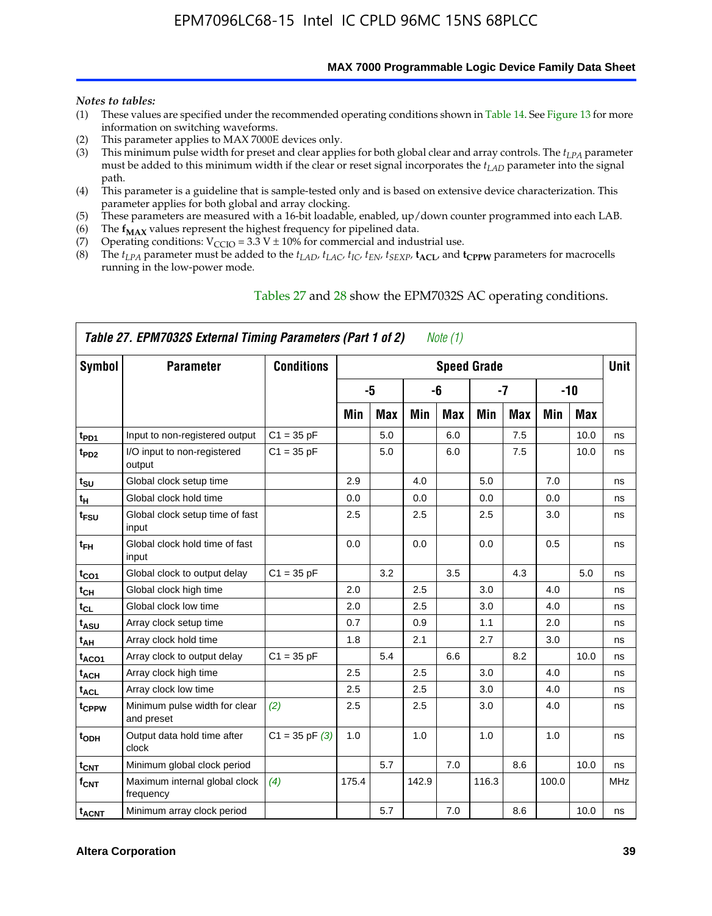*Notes to tables:*

(1) These values are specified under the recommended operating conditions shown in Table 14. See Figure 13 for more information on switching waveforms.
(2) This parameter applies to MAX 7000E devices only.
(3) This minimum pulse width for preset and clear applies for both global clear and array controls. The $t_{LPA}$ parameter must be added to this minimum width if the clear or reset signal incorporates the $t_{LAD}$ parameter into the signal path.
(4) This parameter is a guideline that is sample-tested only and is based on extensive device characterization. This parameter applies for both global and array clocking.
(5) These parameters are measured with a 16-bit loadable, enabled, up/down counter programmed into each LAB.
(6) The $\mathbf{f_{MAX}}$ values represent the highest frequency for pipelined data.
(7) Operating conditions: $V_{CCIO}$ = 3.3 V ± 10% for commercial and industrial use.
(8) The $t_{LPA}$ parameter must be added to the $t_{LAD}$, $t_{LAC}$, $t_{IC}$, $t_{EN}$, $t_{SEXP}$, $\mathbf{t_{ACL}}$, and $\mathbf{t_{CPPW}}$ parameters for macrocells running in the low-power mode.

Tables 27 and 28 show the EPM7032S AC operating conditions.

**Table 27. EPM7032S External Timing Parameters (Part 1 of 2)** *Note (1)*

| Symbol | Parameter | Conditions | Speed Grade | | | | | | | | Unit |
|---|---|---|---|---|---|---|---|---|---|---|---|
| | | | -5 | | -6 | | -7 | | -10 | | |
| | | | Min | Max | Min | Max | Min | Max | Min | Max | |
| $t_{PD1}$ | Input to non-registered output | C1 = 35 pF | | 5.0 | | 6.0 | | 7.5 | | 10.0 | ns |
| $t_{PD2}$ | I/O input to non-registered output | C1 = 35 pF | | 5.0 | | 6.0 | | 7.5 | | 10.0 | ns |
| $t_{SU}$ | Global clock setup time | | 2.9 | | 4.0 | | 5.0 | | 7.0 | | ns |
| $t_H$ | Global clock hold time | | 0.0 | | 0.0 | | 0.0 | | 0.0 | | ns |
| $t_{FSU}$ | Global clock setup time of fast input | | 2.5 | | 2.5 | | 2.5 | | 3.0 | | ns |
| $t_{FH}$ | Global clock hold time of fast input | | 0.0 | | 0.0 | | 0.0 | | 0.5 | | ns |
| $t_{CO1}$ | Global clock to output delay | C1 = 35 pF | | 3.2 | | 3.5 | | 4.3 | | 5.0 | ns |
| $t_{CH}$ | Global clock high time | | 2.0 | | 2.5 | | 3.0 | | 4.0 | | ns |
| $t_{CL}$ | Global clock low time | | 2.0 | | 2.5 | | 3.0 | | 4.0 | | ns |
| $t_{ASU}$ | Array clock setup time | | 0.7 | | 0.9 | | 1.1 | | 2.0 | | ns |
| $t_{AH}$ | Array clock hold time | | 1.8 | | 2.1 | | 2.7 | | 3.0 | | ns |
| $t_{ACO1}$ | Array clock to output delay | C1 = 35 pF | | 5.4 | | 6.6 | | 8.2 | | 10.0 | ns |
| $t_{ACH}$ | Array clock high time | | 2.5 | | 2.5 | | 3.0 | | 4.0 | | ns |
| $t_{ACL}$ | Array clock low time | | 2.5 | | 2.5 | | 3.0 | | 4.0 | | ns |
| $t_{CPPW}$ | Minimum pulse width for clear and preset | *(2)* | 2.5 | | 2.5 | | 3.0 | | 4.0 | | ns |
| $t_{ODH}$ | Output data hold time after clock | C1 = 35 pF *(3)* | 1.0 | | 1.0 | | 1.0 | | 1.0 | | ns |
| $t_{CNT}$ | Minimum global clock period | | | 5.7 | | 7.0 | | 8.6 | | 10.0 | ns |
| $f_{CNT}$ | Maximum internal global clock frequency | *(4)* | 175.4 | | 142.9 | | 116.3 | | 100.0 | | MHz |
| $t_{ACNT}$ | Minimum array clock period | | | 5.7 | | 7.0 | | 8.6 | | 10.0 | ns |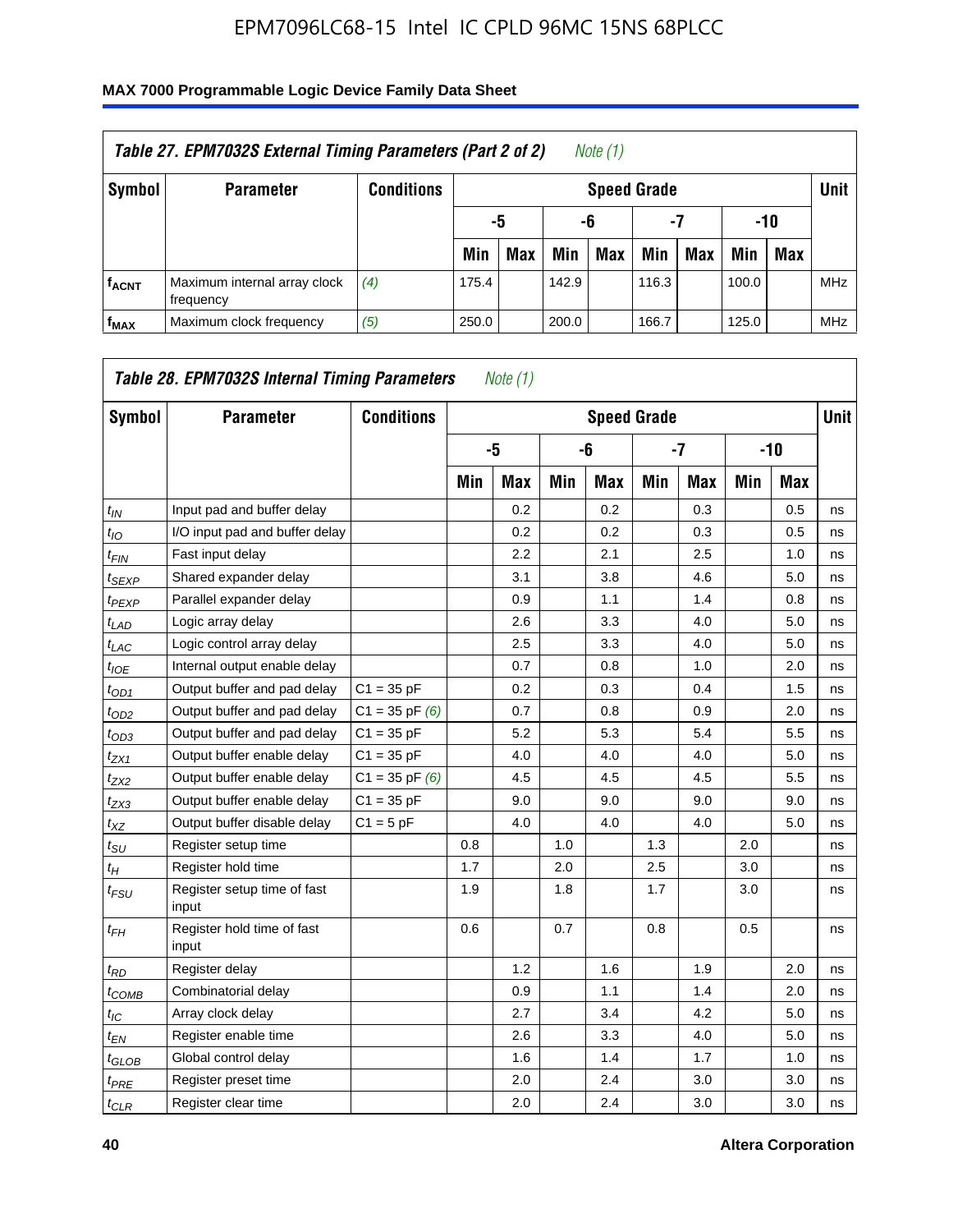| Table 27. EPM7032S External Timing Parameters (Part 2 of 2) *Note (1)* | | | | | | | | | | | |
|---|---|---|---|---|---|---|---|---|---|---|---|
| Symbol | Parameter | Conditions | Speed Grade | | | | | | | | Unit |
| | | | -5 | | -6 | | -7 | | -10 | | |
| | | | Min | Max | Min | Max | Min | Max | Min | Max | |
| $f_{ACNT}$ | Maximum internal array clock frequency | *(4)* | 175.4 | | 142.9 | | 116.3 | | 100.0 | | MHz |
| $f_{MAX}$ | Maximum clock frequency | *(5)* | 250.0 | | 200.0 | | 166.7 | | 125.0 | | MHz |

| Table 28. EPM7032S Internal Timing Parameters *Note (1)* | | | | | | | | | | | |
|---|---|---|---|---|---|---|---|---|---|---|---|
| Symbol | Parameter | Conditions | Speed Grade | | | | | | | | Unit |
| | | | -5 | | -6 | | -7 | | -10 | | |
| | | | Min | Max | Min | Max | Min | Max | Min | Max | |
| $t_{IN}$ | Input pad and buffer delay | | | 0.2 | | 0.2 | | 0.3 | | 0.5 | ns |
| $t_{IO}$ | I/O input pad and buffer delay | | | 0.2 | | 0.2 | | 0.3 | | 0.5 | ns |
| $t_{FIN}$ | Fast input delay | | | 2.2 | | 2.1 | | 2.5 | | 1.0 | ns |
| $t_{SEXP}$ | Shared expander delay | | | 3.1 | | 3.8 | | 4.6 | | 5.0 | ns |
| $t_{PEXP}$ | Parallel expander delay | | | 0.9 | | 1.1 | | 1.4 | | 0.8 | ns |
| $t_{LAD}$ | Logic array delay | | | 2.6 | | 3.3 | | 4.0 | | 5.0 | ns |
| $t_{LAC}$ | Logic control array delay | | | 2.5 | | 3.3 | | 4.0 | | 5.0 | ns |
| $t_{IOE}$ | Internal output enable delay | | | 0.7 | | 0.8 | | 1.0 | | 2.0 | ns |
| $t_{OD1}$ | Output buffer and pad delay | C1 = 35 pF | | 0.2 | | 0.3 | | 0.4 | | 1.5 | ns |
| $t_{OD2}$ | Output buffer and pad delay | C1 = 35 pF *(6)* | | 0.7 | | 0.8 | | 0.9 | | 2.0 | ns |
| $t_{OD3}$ | Output buffer and pad delay | C1 = 35 pF | | 5.2 | | 5.3 | | 5.4 | | 5.5 | ns |
| $t_{ZX1}$ | Output buffer enable delay | C1 = 35 pF | | 4.0 | | 4.0 | | 4.0 | | 5.0 | ns |
| $t_{ZX2}$ | Output buffer enable delay | C1 = 35 pF *(6)* | | 4.5 | | 4.5 | | 4.5 | | 5.5 | ns |
| $t_{ZX3}$ | Output buffer enable delay | C1 = 35 pF | | 9.0 | | 9.0 | | 9.0 | | 9.0 | ns |
| $t_{XZ}$ | Output buffer disable delay | C1 = 5 pF | | 4.0 | | 4.0 | | 4.0 | | 5.0 | ns |
| $t_{SU}$ | Register setup time | | 0.8 | | 1.0 | | 1.3 | | 2.0 | | ns |
| $t_{H}$ | Register hold time | | 1.7 | | 2.0 | | 2.5 | | 3.0 | | ns |
| $t_{FSU}$ | Register setup time of fast input | | 1.9 | | 1.8 | | 1.7 | | 3.0 | | ns |
| $t_{FH}$ | Register hold time of fast input | | 0.6 | | 0.7 | | 0.8 | | 0.5 | | ns |
| $t_{RD}$ | Register delay | | | 1.2 | | 1.6 | | 1.9 | | 2.0 | ns |
| $t_{COMB}$ | Combinatorial delay | | | 0.9 | | 1.1 | | 1.4 | | 2.0 | ns |
| $t_{IC}$ | Array clock delay | | | 2.7 | | 3.4 | | 4.2 | | 5.0 | ns |
| $t_{EN}$ | Register enable time | | | 2.6 | | 3.3 | | 4.0 | | 5.0 | ns |
| $t_{GLOB}$ | Global control delay | | | 1.6 | | 1.4 | | 1.7 | | 1.0 | ns |
| $t_{PRE}$ | Register preset time | | | 2.0 | | 2.4 | | 3.0 | | 3.0 | ns |
| $t_{CLR}$ | Register clear time | | | 2.0 | | 2.4 | | 3.0 | | 3.0 | ns |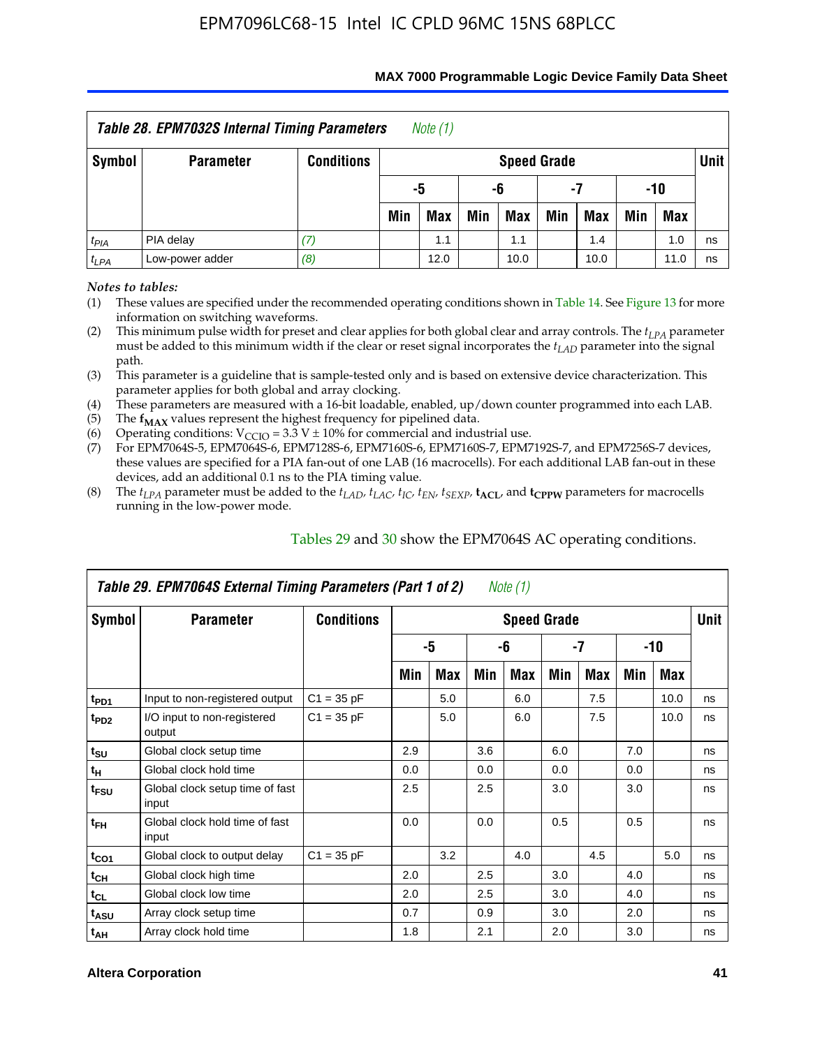### Table 28. EPM7032S Internal Timing Parameters *Note (1)*

| Symbol | Parameter | Conditions | Speed Grade | | | | | | | | Unit |
|---|---|---|---|---|---|---|---|---|---|---|---|
| | | | -5 | | -6 | | -7 | | -10 | | |
| | | | Min | Max | Min | Max | Min | Max | Min | Max | |
| $t_{PIA}$ | PIA delay | *(7)* | | 1.1 | | 1.1 | | 1.4 | | 1.0 | ns |
| $t_{LPA}$ | Low-power adder | *(8)* | | 12.0 | | 10.0 | | 10.0 | | 11.0 | ns |

*Notes to tables:*

(1) These values are specified under the recommended operating conditions shown in Table 14. See Figure 13 for more information on switching waveforms.

(2) This minimum pulse width for preset and clear applies for both global clear and array controls. The $t_{LPA}$ parameter must be added to this minimum width if the clear or reset signal incorporates the $t_{LAD}$ parameter into the signal path.

(3) This parameter is a guideline that is sample-tested only and is based on extensive device characterization. This parameter applies for both global and array clocking.

(4) These parameters are measured with a 16-bit loadable, enabled, up/down counter programmed into each LAB.

(5) The $\mathbf{f_{MAX}}$ values represent the highest frequency for pipelined data.

(6) Operating conditions: $V_{CCIO}$ = 3.3 V ± 10% for commercial and industrial use.

(7) For EPM7064S-5, EPM7064S-6, EPM7128S-6, EPM7160S-6, EPM7160S-7, EPM7192S-7, and EPM7256S-7 devices, these values are specified for a PIA fan-out of one LAB (16 macrocells). For each additional LAB fan-out in these devices, add an additional 0.1 ns to the PIA timing value.

(8) The $t_{LPA}$ parameter must be added to the $t_{LAD}$, $t_{LAC}$, $t_{IC}$, $t_{EN}$, $t_{SEXP}$, $\mathbf{t_{ACL}}$, and $\mathbf{t_{CPPW}}$ parameters for macrocells running in the low-power mode.

Tables 29 and 30 show the EPM7064S AC operating conditions.

### Table 29. EPM7064S External Timing Parameters (Part 1 of 2) *Note (1)*

| Symbol | Parameter | Conditions | Speed Grade | | | | | | | | Unit |
|---|---|---|---|---|---|---|---|---|---|---|---|
| | | | -5 | | -6 | | -7 | | -10 | | |
| | | | Min | Max | Min | Max | Min | Max | Min | Max | |
| $t_{PD1}$ | Input to non-registered output | C1 = 35 pF | | 5.0 | | 6.0 | | 7.5 | | 10.0 | ns |
| $t_{PD2}$ | I/O input to non-registered output | C1 = 35 pF | | 5.0 | | 6.0 | | 7.5 | | 10.0 | ns |
| $t_{SU}$ | Global clock setup time | | 2.9 | | 3.6 | | 6.0 | | 7.0 | | ns |
| $t_{H}$ | Global clock hold time | | 0.0 | | 0.0 | | 0.0 | | 0.0 | | ns |
| $t_{FSU}$ | Global clock setup time of fast input | | 2.5 | | 2.5 | | 3.0 | | 3.0 | | ns |
| $t_{FH}$ | Global clock hold time of fast input | | 0.0 | | 0.0 | | 0.5 | | 0.5 | | ns |
| $t_{CO1}$ | Global clock to output delay | C1 = 35 pF | | 3.2 | | 4.0 | | 4.5 | | 5.0 | ns |
| $t_{CH}$ | Global clock high time | | 2.0 | | 2.5 | | 3.0 | | 4.0 | | ns |
| $t_{CL}$ | Global clock low time | | 2.0 | | 2.5 | | 3.0 | | 4.0 | | ns |
| $t_{ASU}$ | Array clock setup time | | 0.7 | | 0.9 | | 3.0 | | 2.0 | | ns |
| $t_{AH}$ | Array clock hold time | | 1.8 | | 2.1 | | 2.0 | | 3.0 | | ns |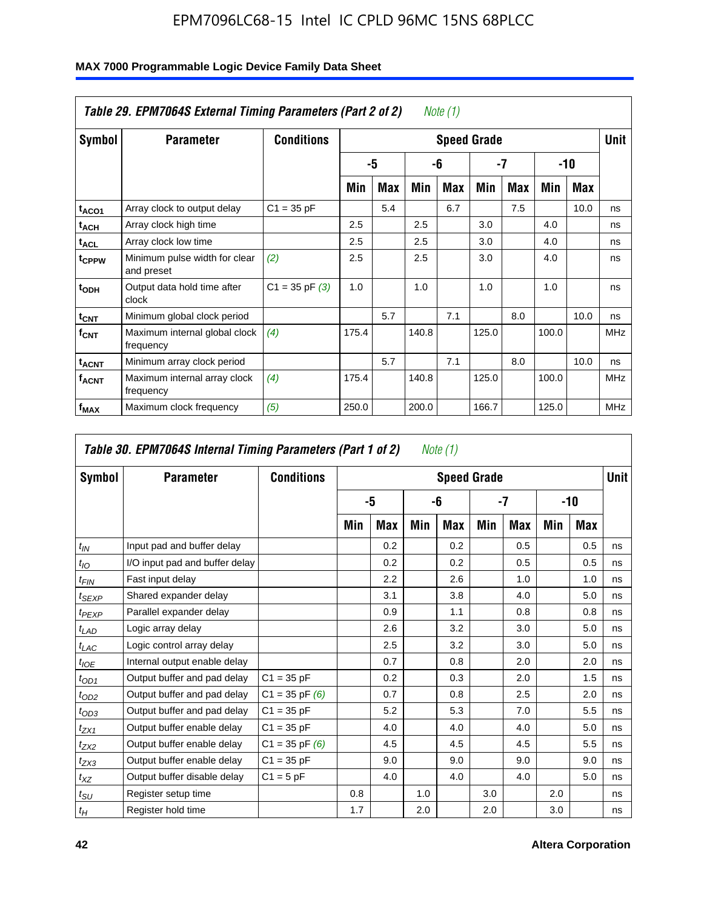**Table 29. EPM7064S External Timing Parameters (Part 2 of 2)** *Note (1)*

| Symbol | Parameter | Conditions | Speed Grade | | | | | | | | Unit |
|---|---|---|---|---|---|---|---|---|---|---|---|
| | | | -5 | | -6 | | -7 | | -10 | | |
| | | | Min | Max | Min | Max | Min | Max | Min | Max | |
| $t_{ACO1}$ | Array clock to output delay | C1 = 35 pF | | 5.4 | | 6.7 | | 7.5 | | 10.0 | ns |
| $t_{ACH}$ | Array clock high time | | 2.5 | | 2.5 | | 3.0 | | 4.0 | | ns |
| $t_{ACL}$ | Array clock low time | | 2.5 | | 2.5 | | 3.0 | | 4.0 | | ns |
| $t_{CPPW}$ | Minimum pulse width for clear and preset | *(2)* | 2.5 | | 2.5 | | 3.0 | | 4.0 | | ns |
| $t_{ODH}$ | Output data hold time after clock | C1 = 35 pF *(3)* | 1.0 | | 1.0 | | 1.0 | | 1.0 | | ns |
| $t_{CNT}$ | Minimum global clock period | | | 5.7 | | 7.1 | | 8.0 | | 10.0 | ns |
| $f_{CNT}$ | Maximum internal global clock frequency | *(4)* | 175.4 | | 140.8 | | 125.0 | | 100.0 | | MHz |
| $t_{ACNT}$ | Minimum array clock period | | | 5.7 | | 7.1 | | 8.0 | | 10.0 | ns |
| $f_{ACNT}$ | Maximum internal array clock frequency | *(4)* | 175.4 | | 140.8 | | 125.0 | | 100.0 | | MHz |
| $f_{MAX}$ | Maximum clock frequency | *(5)* | 250.0 | | 200.0 | | 166.7 | | 125.0 | | MHz |

**Table 30. EPM7064S Internal Timing Parameters (Part 1 of 2)** *Note (1)*

| Symbol | Parameter | Conditions | Speed Grade | | | | | | | | Unit |
|---|---|---|---|---|---|---|---|---|---|---|---|
| | | | -5 | | -6 | | -7 | | -10 | | |
| | | | Min | Max | Min | Max | Min | Max | Min | Max | |
| $t_{IN}$ | Input pad and buffer delay | | | 0.2 | | 0.2 | | 0.5 | | 0.5 | ns |
| $t_{IO}$ | I/O input pad and buffer delay | | | 0.2 | | 0.2 | | 0.5 | | 0.5 | ns |
| $t_{FIN}$ | Fast input delay | | | 2.2 | | 2.6 | | 1.0 | | 1.0 | ns |
| $t_{SEXP}$ | Shared expander delay | | | 3.1 | | 3.8 | | 4.0 | | 5.0 | ns |
| $t_{PEXP}$ | Parallel expander delay | | | 0.9 | | 1.1 | | 0.8 | | 0.8 | ns |
| $t_{LAD}$ | Logic array delay | | | 2.6 | | 3.2 | | 3.0 | | 5.0 | ns |
| $t_{LAC}$ | Logic control array delay | | | 2.5 | | 3.2 | | 3.0 | | 5.0 | ns |
| $t_{IOE}$ | Internal output enable delay | | | 0.7 | | 0.8 | | 2.0 | | 2.0 | ns |
| $t_{OD1}$ | Output buffer and pad delay | C1 = 35 pF | | 0.2 | | 0.3 | | 2.0 | | 1.5 | ns |
| $t_{OD2}$ | Output buffer and pad delay | C1 = 35 pF *(6)* | | 0.7 | | 0.8 | | 2.5 | | 2.0 | ns |
| $t_{OD3}$ | Output buffer and pad delay | C1 = 35 pF | | 5.2 | | 5.3 | | 7.0 | | 5.5 | ns |
| $t_{ZX1}$ | Output buffer enable delay | C1 = 35 pF | | 4.0 | | 4.0 | | 4.0 | | 5.0 | ns |
| $t_{ZX2}$ | Output buffer enable delay | C1 = 35 pF *(6)* | | 4.5 | | 4.5 | | 4.5 | | 5.5 | ns |
| $t_{ZX3}$ | Output buffer enable delay | C1 = 35 pF | | 9.0 | | 9.0 | | 9.0 | | 9.0 | ns |
| $t_{XZ}$ | Output buffer disable delay | C1 = 5 pF | | 4.0 | | 4.0 | | 4.0 | | 5.0 | ns |
| $t_{SU}$ | Register setup time | | 0.8 | | 1.0 | | 3.0 | | 2.0 | | ns |
| $t_{H}$ | Register hold time | | 1.7 | | 2.0 | | 2.0 | | 3.0 | | ns |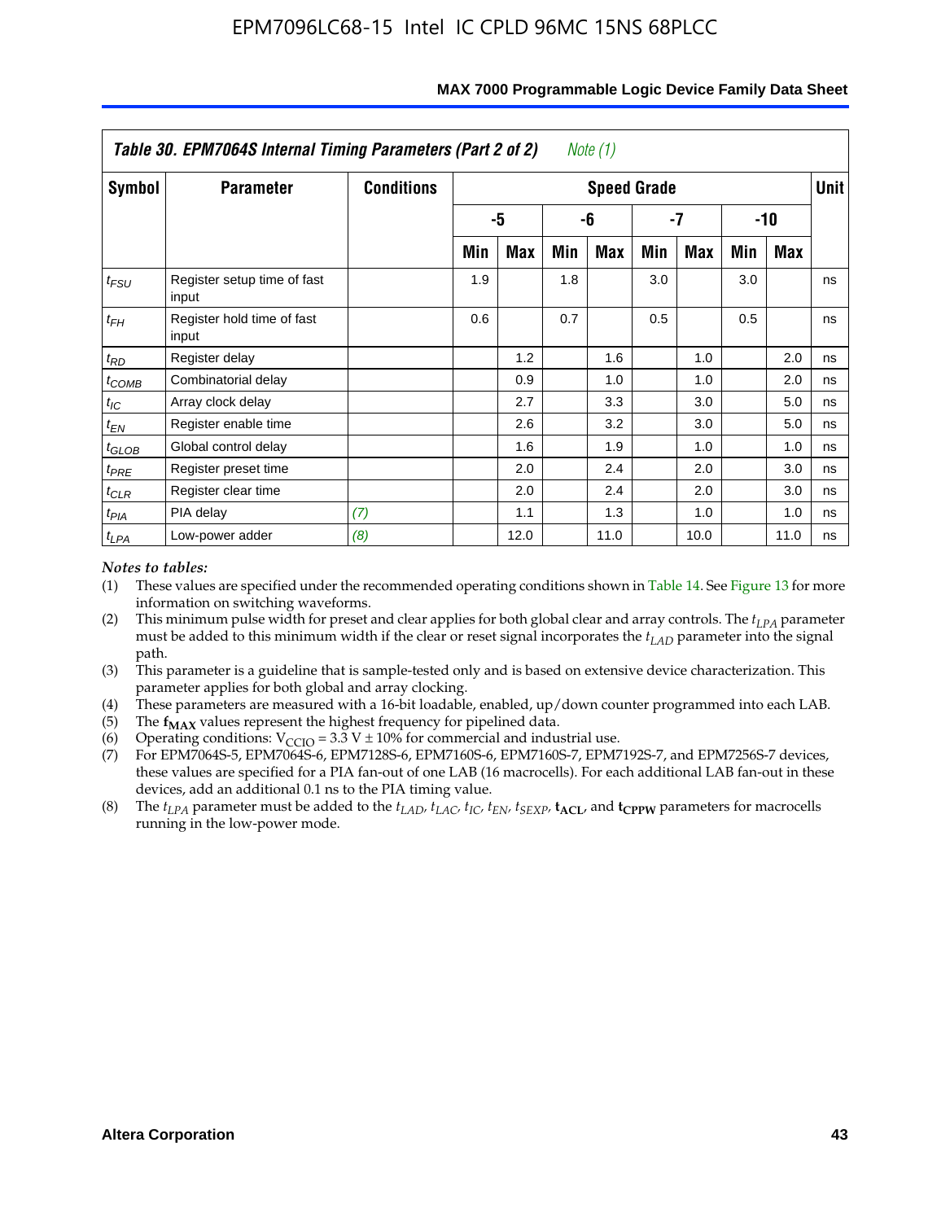**Table 30. EPM7064S Internal Timing Parameters (Part 2 of 2)** *Note (1)*

| Symbol | Parameter | Conditions | Speed Grade | | | | | | | | Unit |
|---|---|---|---|---|---|---|---|---|---|---|---|
| | | | -5 | | -6 | | -7 | | -10 | | |
| | | | Min | Max | Min | Max | Min | Max | Min | Max | |
| $t_{FSU}$ | Register setup time of fast input | | 1.9 | | 1.8 | | 3.0 | | 3.0 | | ns |
| $t_{FH}$ | Register hold time of fast input | | 0.6 | | 0.7 | | 0.5 | | 0.5 | | ns |
| $t_{RD}$ | Register delay | | | 1.2 | | 1.6 | | 1.0 | | 2.0 | ns |
| $t_{COMB}$ | Combinatorial delay | | | 0.9 | | 1.0 | | 1.0 | | 2.0 | ns |
| $t_{IC}$ | Array clock delay | | | 2.7 | | 3.3 | | 3.0 | | 5.0 | ns |
| $t_{EN}$ | Register enable time | | | 2.6 | | 3.2 | | 3.0 | | 5.0 | ns |
| $t_{GLOB}$ | Global control delay | | | 1.6 | | 1.9 | | 1.0 | | 1.0 | ns |
| $t_{PRE}$ | Register preset time | | | 2.0 | | 2.4 | | 2.0 | | 3.0 | ns |
| $t_{CLR}$ | Register clear time | | | 2.0 | | 2.4 | | 2.0 | | 3.0 | ns |
| $t_{PIA}$ | PIA delay | *(7)* | | 1.1 | | 1.3 | | 1.0 | | 1.0 | ns |
| $t_{LPA}$ | Low-power adder | *(8)* | | 12.0 | | 11.0 | | 10.0 | | 11.0 | ns |

*Notes to tables:*

(1) These values are specified under the recommended operating conditions shown in Table 14. See Figure 13 for more information on switching waveforms.

(2) This minimum pulse width for preset and clear applies for both global clear and array controls. The $t_{LPA}$ parameter must be added to this minimum width if the clear or reset signal incorporates the $t_{LAD}$ parameter into the signal path.

(3) This parameter is a guideline that is sample-tested only and is based on extensive device characterization. This parameter applies for both global and array clocking.

(4) These parameters are measured with a 16-bit loadable, enabled, up/down counter programmed into each LAB.

(5) The $\mathbf{f_{MAX}}$ values represent the highest frequency for pipelined data.

(6) Operating conditions: $V_{CCIO}$ = 3.3 V ± 10% for commercial and industrial use.

(7) For EPM7064S-5, EPM7064S-6, EPM7128S-6, EPM7160S-6, EPM7160S-7, EPM7192S-7, and EPM7256S-7 devices, these values are specified for a PIA fan-out of one LAB (16 macrocells). For each additional LAB fan-out in these devices, add an additional 0.1 ns to the PIA timing value.

(8) The $t_{LPA}$ parameter must be added to the $t_{LAD}$, $t_{LAC}$, $t_{IC}$, $t_{EN}$, $t_{SEXP}$, $\mathbf{t_{ACL}}$, and $\mathbf{t_{CPPW}}$ parameters for macrocells running in the low-power mode.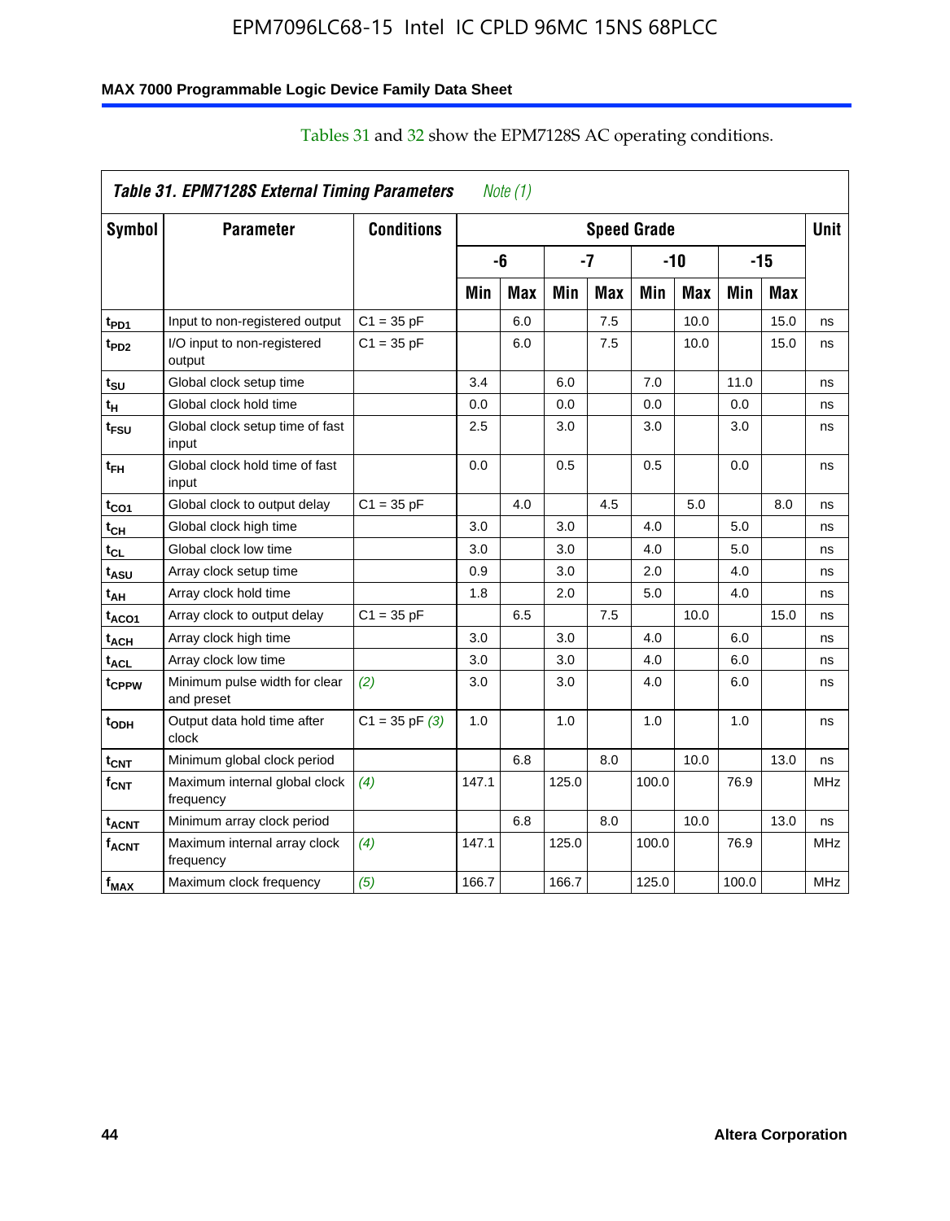Tables 31 and 32 show the EPM7128S AC operating conditions.

| Symbol | Parameter | Conditions | Speed Grade | | | | | | | | Unit |
|---|---|---|---|---|---|---|---|---|---|---|---|
| | | | -6 | | -7 | | -10 | | -15 | | |
| | | | Min | Max | Min | Max | Min | Max | Min | Max | |
| $t_{PD1}$ | Input to non-registered output | C1 = 35 pF | | 6.0 | | 7.5 | | 10.0 | | 15.0 | ns |
| $t_{PD2}$ | I/O input to non-registered output | C1 = 35 pF | | 6.0 | | 7.5 | | 10.0 | | 15.0 | ns |
| $t_{SU}$ | Global clock setup time | | 3.4 | | 6.0 | | 7.0 | | 11.0 | | ns |
| $t_{H}$ | Global clock hold time | | 0.0 | | 0.0 | | 0.0 | | 0.0 | | ns |
| $t_{FSU}$ | Global clock setup time of fast input | | 2.5 | | 3.0 | | 3.0 | | 3.0 | | ns |
| $t_{FH}$ | Global clock hold time of fast input | | 0.0 | | 0.5 | | 0.5 | | 0.0 | | ns |
| $t_{CO1}$ | Global clock to output delay | C1 = 35 pF | | 4.0 | | 4.5 | | 5.0 | | 8.0 | ns |
| $t_{CH}$ | Global clock high time | | 3.0 | | 3.0 | | 4.0 | | 5.0 | | ns |
| $t_{CL}$ | Global clock low time | | 3.0 | | 3.0 | | 4.0 | | 5.0 | | ns |
| $t_{ASU}$ | Array clock setup time | | 0.9 | | 3.0 | | 2.0 | | 4.0 | | ns |
| $t_{AH}$ | Array clock hold time | | 1.8 | | 2.0 | | 5.0 | | 4.0 | | ns |
| $t_{ACO1}$ | Array clock to output delay | C1 = 35 pF | | 6.5 | | 7.5 | | 10.0 | | 15.0 | ns |
| $t_{ACH}$ | Array clock high time | | 3.0 | | 3.0 | | 4.0 | | 6.0 | | ns |
| $t_{ACL}$ | Array clock low time | | 3.0 | | 3.0 | | 4.0 | | 6.0 | | ns |
| $t_{CPPW}$ | Minimum pulse width for clear and preset | *(2)* | 3.0 | | 3.0 | | 4.0 | | 6.0 | | ns |
| $t_{ODH}$ | Output data hold time after clock | C1 = 35 pF *(3)* | 1.0 | | 1.0 | | 1.0 | | 1.0 | | ns |
| $t_{CNT}$ | Minimum global clock period | | | 6.8 | | 8.0 | | 10.0 | | 13.0 | ns |
| $f_{CNT}$ | Maximum internal global clock frequency | *(4)* | 147.1 | | 125.0 | | 100.0 | | 76.9 | | MHz |
| $t_{ACNT}$ | Minimum array clock period | | | 6.8 | | 8.0 | | 10.0 | | 13.0 | ns |
| $f_{ACNT}$ | Maximum internal array clock frequency | *(4)* | 147.1 | | 125.0 | | 100.0 | | 76.9 | | MHz |
| $f_{MAX}$ | Maximum clock frequency | *(5)* | 166.7 | | 166.7 | | 125.0 | | 100.0 | | MHz |

*Table 31. EPM7128S External Timing Parameters — Note (1)*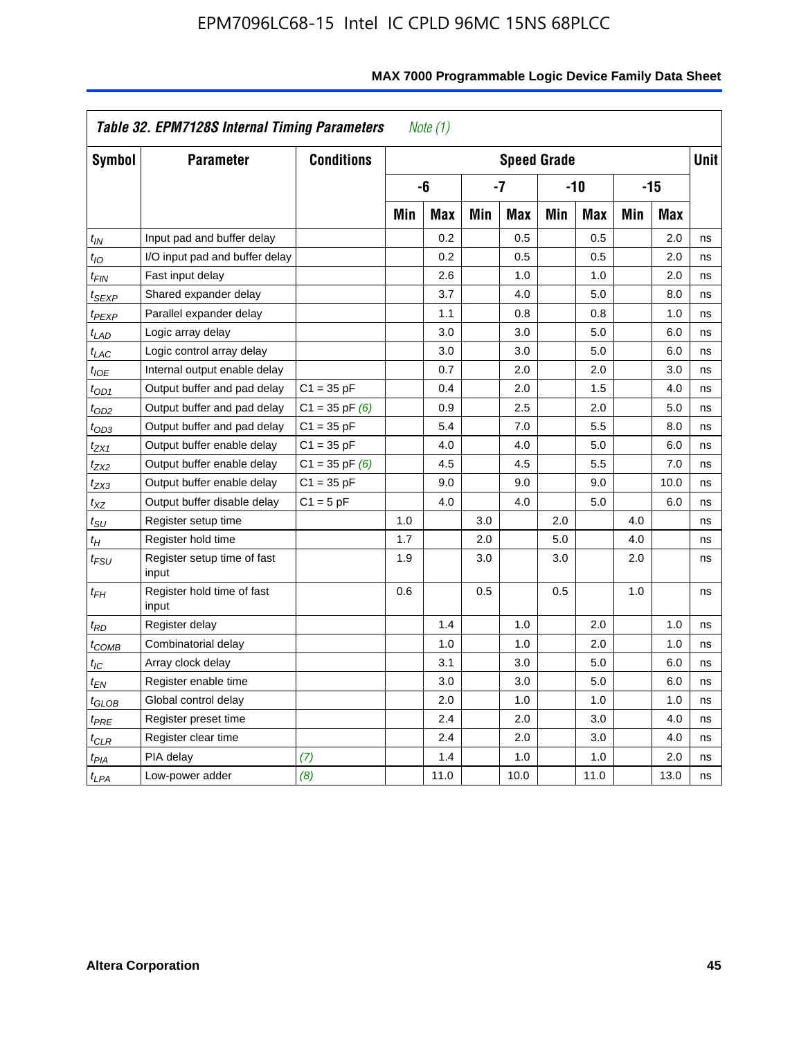### Table 32. EPM7128S Internal Timing Parameters *Note (1)*

| Symbol | Parameter | Conditions | Speed Grade | | | | | | | | Unit |
|---|---|---|---|---|---|---|---|---|---|---|---|
| | | | -6 | | -7 | | -10 | | -15 | | |
| | | | Min | Max | Min | Max | Min | Max | Min | Max | |
| $t_{IN}$ | Input pad and buffer delay | | | 0.2 | | 0.5 | | 0.5 | | 2.0 | ns |
| $t_{IO}$ | I/O input pad and buffer delay | | | 0.2 | | 0.5 | | 0.5 | | 2.0 | ns |
| $t_{FIN}$ | Fast input delay | | | 2.6 | | 1.0 | | 1.0 | | 2.0 | ns |
| $t_{SEXP}$ | Shared expander delay | | | 3.7 | | 4.0 | | 5.0 | | 8.0 | ns |
| $t_{PEXP}$ | Parallel expander delay | | | 1.1 | | 0.8 | | 0.8 | | 1.0 | ns |
| $t_{LAD}$ | Logic array delay | | | 3.0 | | 3.0 | | 5.0 | | 6.0 | ns |
| $t_{LAC}$ | Logic control array delay | | | 3.0 | | 3.0 | | 5.0 | | 6.0 | ns |
| $t_{IOE}$ | Internal output enable delay | | | 0.7 | | 2.0 | | 2.0 | | 3.0 | ns |
| $t_{OD1}$ | Output buffer and pad delay | C1 = 35 pF | | 0.4 | | 2.0 | | 1.5 | | 4.0 | ns |
| $t_{OD2}$ | Output buffer and pad delay | C1 = 35 pF *(6)* | | 0.9 | | 2.5 | | 2.0 | | 5.0 | ns |
| $t_{OD3}$ | Output buffer and pad delay | C1 = 35 pF | | 5.4 | | 7.0 | | 5.5 | | 8.0 | ns |
| $t_{ZX1}$ | Output buffer enable delay | C1 = 35 pF | | 4.0 | | 4.0 | | 5.0 | | 6.0 | ns |
| $t_{ZX2}$ | Output buffer enable delay | C1 = 35 pF *(6)* | | 4.5 | | 4.5 | | 5.5 | | 7.0 | ns |
| $t_{ZX3}$ | Output buffer enable delay | C1 = 35 pF | | 9.0 | | 9.0 | | 9.0 | | 10.0 | ns |
| $t_{XZ}$ | Output buffer disable delay | C1 = 5 pF | | 4.0 | | 4.0 | | 5.0 | | 6.0 | ns |
| $t_{SU}$ | Register setup time | | 1.0 | | 3.0 | | 2.0 | | 4.0 | | ns |
| $t_{H}$ | Register hold time | | 1.7 | | 2.0 | | 5.0 | | 4.0 | | ns |
| $t_{FSU}$ | Register setup time of fast input | | 1.9 | | 3.0 | | 3.0 | | 2.0 | | ns |
| $t_{FH}$ | Register hold time of fast input | | 0.6 | | 0.5 | | 0.5 | | 1.0 | | ns |
| $t_{RD}$ | Register delay | | | 1.4 | | 1.0 | | 2.0 | | 1.0 | ns |
| $t_{COMB}$ | Combinatorial delay | | | 1.0 | | 1.0 | | 2.0 | | 1.0 | ns |
| $t_{IC}$ | Array clock delay | | | 3.1 | | 3.0 | | 5.0 | | 6.0 | ns |
| $t_{EN}$ | Register enable time | | | 3.0 | | 3.0 | | 5.0 | | 6.0 | ns |
| $t_{GLOB}$ | Global control delay | | | 2.0 | | 1.0 | | 1.0 | | 1.0 | ns |
| $t_{PRE}$ | Register preset time | | | 2.4 | | 2.0 | | 3.0 | | 4.0 | ns |
| $t_{CLR}$ | Register clear time | | | 2.4 | | 2.0 | | 3.0 | | 4.0 | ns |
| $t_{PIA}$ | PIA delay | *(7)* | | 1.4 | | 1.0 | | 1.0 | | 2.0 | ns |
| $t_{LPA}$ | Low-power adder | *(8)* | | 11.0 | | 10.0 | | 11.0 | | 13.0 | ns |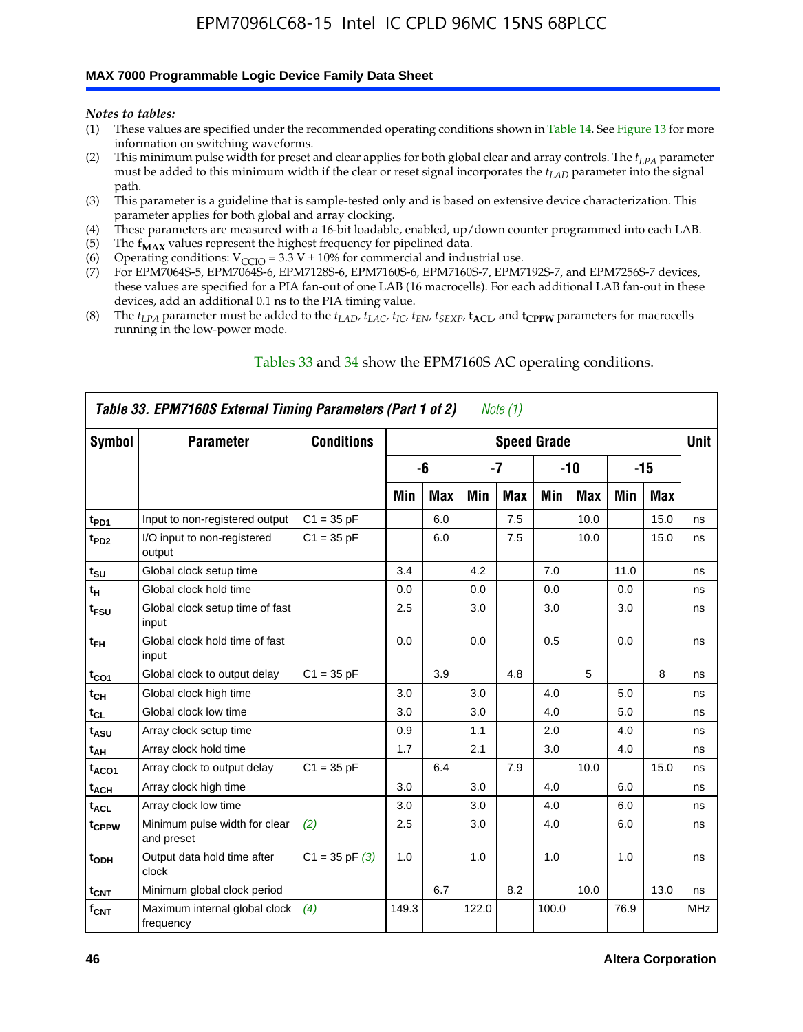*Notes to tables:*

(1) These values are specified under the recommended operating conditions shown in Table 14. See Figure 13 for more information on switching waveforms.
(2) This minimum pulse width for preset and clear applies for both global clear and array controls. The $t_{LPA}$ parameter must be added to this minimum width if the clear or reset signal incorporates the $t_{LAD}$ parameter into the signal path.
(3) This parameter is a guideline that is sample-tested only and is based on extensive device characterization. This parameter applies for both global and array clocking.
(4) These parameters are measured with a 16-bit loadable, enabled, up/down counter programmed into each LAB.
(5) The $\mathbf{f_{MAX}}$ values represent the highest frequency for pipelined data.
(6) Operating conditions: $V_{CCIO} = 3.3\ V \pm 10\%$ for commercial and industrial use.
(7) For EPM7064S-5, EPM7064S-6, EPM7128S-6, EPM7160S-6, EPM7160S-7, EPM7192S-7, and EPM7256S-7 devices, these values are specified for a PIA fan-out of one LAB (16 macrocells). For each additional LAB fan-out in these devices, add an additional 0.1 ns to the PIA timing value.
(8) The $t_{LPA}$ parameter must be added to the $t_{LAD}$, $t_{LAC}$, $t_{IC}$, $t_{EN}$, $t_{SEXP}$, $\mathbf{t_{ACL}}$, and $\mathbf{t_{CPPW}}$ parameters for macrocells running in the low-power mode.

Tables 33 and 34 show the EPM7160S AC operating conditions.

***Table 33. EPM7160S External Timing Parameters (Part 1 of 2)*** *Note (1)*

| Symbol | Parameter | Conditions | Speed Grade | | | | | | | | Unit |
|---|---|---|---|---|---|---|---|---|---|---|---|
| | | | -6 | | -7 | | -10 | | -15 | | |
| | | | Min | Max | Min | Max | Min | Max | Min | Max | |
| $t_{PD1}$ | Input to non-registered output | C1 = 35 pF | | 6.0 | | 7.5 | | 10.0 | | 15.0 | ns |
| $t_{PD2}$ | I/O input to non-registered output | C1 = 35 pF | | 6.0 | | 7.5 | | 10.0 | | 15.0 | ns |
| $t_{SU}$ | Global clock setup time | | 3.4 | | 4.2 | | 7.0 | | 11.0 | | ns |
| $t_{H}$ | Global clock hold time | | 0.0 | | 0.0 | | 0.0 | | 0.0 | | ns |
| $t_{FSU}$ | Global clock setup time of fast input | | 2.5 | | 3.0 | | 3.0 | | 3.0 | | ns |
| $t_{FH}$ | Global clock hold time of fast input | | 0.0 | | 0.0 | | 0.5 | | 0.0 | | ns |
| $t_{CO1}$ | Global clock to output delay | C1 = 35 pF | | 3.9 | | 4.8 | | 5 | | 8 | ns |
| $t_{CH}$ | Global clock high time | | 3.0 | | 3.0 | | 4.0 | | 5.0 | | ns |
| $t_{CL}$ | Global clock low time | | 3.0 | | 3.0 | | 4.0 | | 5.0 | | ns |
| $t_{ASU}$ | Array clock setup time | | 0.9 | | 1.1 | | 2.0 | | 4.0 | | ns |
| $t_{AH}$ | Array clock hold time | | 1.7 | | 2.1 | | 3.0 | | 4.0 | | ns |
| $t_{ACO1}$ | Array clock to output delay | C1 = 35 pF | | 6.4 | | 7.9 | | 10.0 | | 15.0 | ns |
| $t_{ACH}$ | Array clock high time | | 3.0 | | 3.0 | | 4.0 | | 6.0 | | ns |
| $t_{ACL}$ | Array clock low time | | 3.0 | | 3.0 | | 4.0 | | 6.0 | | ns |
| $t_{CPPW}$ | Minimum pulse width for clear and preset | *(2)* | 2.5 | | 3.0 | | 4.0 | | 6.0 | | ns |
| $t_{ODH}$ | Output data hold time after clock | C1 = 35 pF *(3)* | 1.0 | | 1.0 | | 1.0 | | 1.0 | | ns |
| $t_{CNT}$ | Minimum global clock period | | | 6.7 | | 8.2 | | 10.0 | | 13.0 | ns |
| $f_{CNT}$ | Maximum internal global clock frequency | *(4)* | 149.3 | | 122.0 | | 100.0 | | 76.9 | | MHz |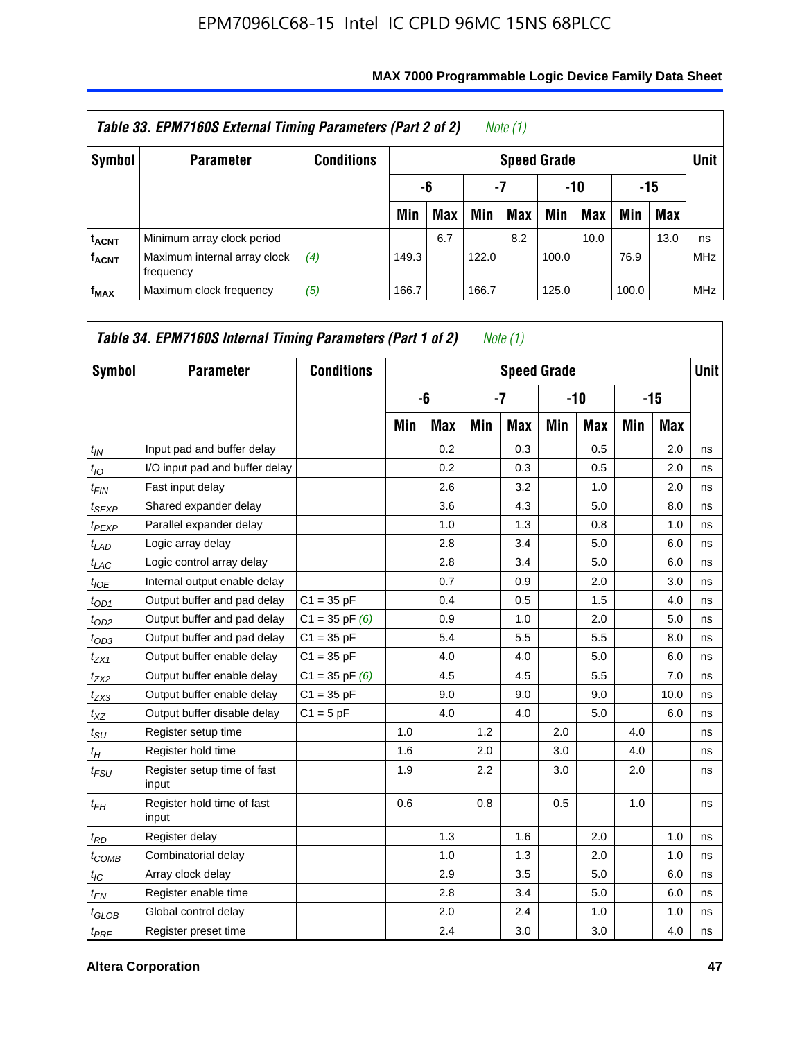**Table 33. EPM7160S External Timing Parameters (Part 2 of 2)** *Note (1)*

| Symbol | Parameter | Conditions | Speed Grade | | | | | | | | Unit |
|---|---|---|---|---|---|---|---|---|---|---|---|
| | | | -6 | | -7 | | -10 | | -15 | | |
| | | | Min | Max | Min | Max | Min | Max | Min | Max | |
| $t_{ACNT}$ | Minimum array clock period | | | 6.7 | | 8.2 | | 10.0 | | 13.0 | ns |
| $f_{ACNT}$ | Maximum internal array clock frequency | *(4)* | 149.3 | | 122.0 | | 100.0 | | 76.9 | | MHz |
| $f_{MAX}$ | Maximum clock frequency | *(5)* | 166.7 | | 166.7 | | 125.0 | | 100.0 | | MHz |

**Table 34. EPM7160S Internal Timing Parameters (Part 1 of 2)** *Note (1)*

| Symbol | Parameter | Conditions | Speed Grade | | | | | | | | Unit |
|---|---|---|---|---|---|---|---|---|---|---|---|
| | | | -6 | | -7 | | -10 | | -15 | | |
| | | | Min | Max | Min | Max | Min | Max | Min | Max | |
| $t_{IN}$ | Input pad and buffer delay | | | 0.2 | | 0.3 | | 0.5 | | 2.0 | ns |
| $t_{IO}$ | I/O input pad and buffer delay | | | 0.2 | | 0.3 | | 0.5 | | 2.0 | ns |
| $t_{FIN}$ | Fast input delay | | | 2.6 | | 3.2 | | 1.0 | | 2.0 | ns |
| $t_{SEXP}$ | Shared expander delay | | | 3.6 | | 4.3 | | 5.0 | | 8.0 | ns |
| $t_{PEXP}$ | Parallel expander delay | | | 1.0 | | 1.3 | | 0.8 | | 1.0 | ns |
| $t_{LAD}$ | Logic array delay | | | 2.8 | | 3.4 | | 5.0 | | 6.0 | ns |
| $t_{LAC}$ | Logic control array delay | | | 2.8 | | 3.4 | | 5.0 | | 6.0 | ns |
| $t_{IOE}$ | Internal output enable delay | | | 0.7 | | 0.9 | | 2.0 | | 3.0 | ns |
| $t_{OD1}$ | Output buffer and pad delay | C1 = 35 pF | | 0.4 | | 0.5 | | 1.5 | | 4.0 | ns |
| $t_{OD2}$ | Output buffer and pad delay | C1 = 35 pF *(6)* | | 0.9 | | 1.0 | | 2.0 | | 5.0 | ns |
| $t_{OD3}$ | Output buffer and pad delay | C1 = 35 pF | | 5.4 | | 5.5 | | 5.5 | | 8.0 | ns |
| $t_{ZX1}$ | Output buffer enable delay | C1 = 35 pF | | 4.0 | | 4.0 | | 5.0 | | 6.0 | ns |
| $t_{ZX2}$ | Output buffer enable delay | C1 = 35 pF *(6)* | | 4.5 | | 4.5 | | 5.5 | | 7.0 | ns |
| $t_{ZX3}$ | Output buffer enable delay | C1 = 35 pF | | 9.0 | | 9.0 | | 9.0 | | 10.0 | ns |
| $t_{XZ}$ | Output buffer disable delay | C1 = 5 pF | | 4.0 | | 4.0 | | 5.0 | | 6.0 | ns |
| $t_{SU}$ | Register setup time | | 1.0 | | 1.2 | | 2.0 | | 4.0 | | ns |
| $t_{H}$ | Register hold time | | 1.6 | | 2.0 | | 3.0 | | 4.0 | | ns |
| $t_{FSU}$ | Register setup time of fast input | | 1.9 | | 2.2 | | 3.0 | | 2.0 | | ns |
| $t_{FH}$ | Register hold time of fast input | | 0.6 | | 0.8 | | 0.5 | | 1.0 | | ns |
| $t_{RD}$ | Register delay | | | 1.3 | | 1.6 | | 2.0 | | 1.0 | ns |
| $t_{COMB}$ | Combinatorial delay | | | 1.0 | | 1.3 | | 2.0 | | 1.0 | ns |
| $t_{IC}$ | Array clock delay | | | 2.9 | | 3.5 | | 5.0 | | 6.0 | ns |
| $t_{EN}$ | Register enable time | | | 2.8 | | 3.4 | | 5.0 | | 6.0 | ns |
| $t_{GLOB}$ | Global control delay | | | 2.0 | | 2.4 | | 1.0 | | 1.0 | ns |
| $t_{PRE}$ | Register preset time | | | 2.4 | | 3.0 | | 3.0 | | 4.0 | ns |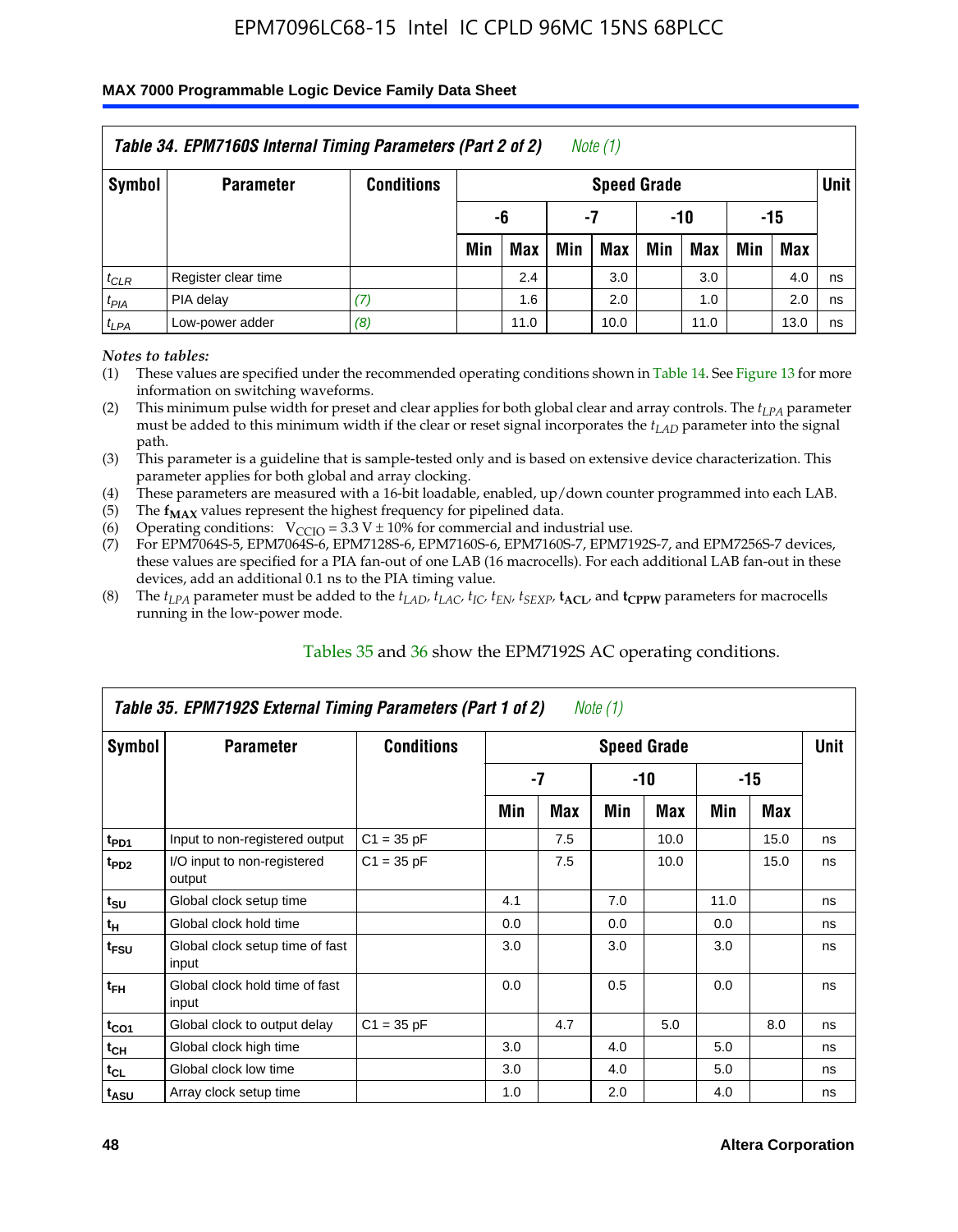## Table 34. EPM7160S Internal Timing Parameters (Part 2 of 2) *Note (1)*

| Symbol | Parameter | Conditions | Speed Grade | | | | | | | | Unit |
|---|---|---|---|---|---|---|---|---|---|---|---|
| | | | -6 | | -7 | | -10 | | -15 | | |
| | | | Min | Max | Min | Max | Min | Max | Min | Max | |
| $t_{CLR}$ | Register clear time | | | 2.4 | | 3.0 | | 3.0 | | 4.0 | ns |
| $t_{PIA}$ | PIA delay | *(7)* | | 1.6 | | 2.0 | | 1.0 | | 2.0 | ns |
| $t_{LPA}$ | Low-power adder | *(8)* | | 11.0 | | 10.0 | | 11.0 | | 13.0 | ns |

*Notes to tables:*

(1) These values are specified under the recommended operating conditions shown in Table 14. See Figure 13 for more information on switching waveforms.

(2) This minimum pulse width for preset and clear applies for both global clear and array controls. The $t_{LPA}$ parameter must be added to this minimum width if the clear or reset signal incorporates the $t_{LAD}$ parameter into the signal path.

(3) This parameter is a guideline that is sample-tested only and is based on extensive device characterization. This parameter applies for both global and array clocking.

(4) These parameters are measured with a 16-bit loadable, enabled, up/down counter programmed into each LAB.

(5) The $\mathbf{f_{MAX}}$ values represent the highest frequency for pipelined data.

(6) Operating conditions: $V_{CCIO} = 3.3\ V \pm 10\%$ for commercial and industrial use.

(7) For EPM7064S-5, EPM7064S-6, EPM7128S-6, EPM7160S-6, EPM7160S-7, EPM7192S-7, and EPM7256S-7 devices, these values are specified for a PIA fan-out of one LAB (16 macrocells). For each additional LAB fan-out in these devices, add an additional 0.1 ns to the PIA timing value.

(8) The $t_{LPA}$ parameter must be added to the $t_{LAD}$, $t_{LAC}$, $t_{IC}$, $t_{EN}$, $t_{SEXP}$, $\mathbf{t_{ACL}}$, and $\mathbf{t_{CPPW}}$ parameters for macrocells running in the low-power mode.

Tables 35 and 36 show the EPM7192S AC operating conditions.

## Table 35. EPM7192S External Timing Parameters (Part 1 of 2) *Note (1)*

| Symbol | Parameter | Conditions | Speed Grade | | | | | | Unit |
|---|---|---|---|---|---|---|---|---|---|
| | | | -7 | | -10 | | -15 | | |
| | | | Min | Max | Min | Max | Min | Max | |
| $t_{PD1}$ | Input to non-registered output | C1 = 35 pF | | 7.5 | | 10.0 | | 15.0 | ns |
| $t_{PD2}$ | I/O input to non-registered output | C1 = 35 pF | | 7.5 | | 10.0 | | 15.0 | ns |
| $t_{SU}$ | Global clock setup time | | 4.1 | | 7.0 | | 11.0 | | ns |
| $t_{H}$ | Global clock hold time | | 0.0 | | 0.0 | | 0.0 | | ns |
| $t_{FSU}$ | Global clock setup time of fast input | | 3.0 | | 3.0 | | 3.0 | | ns |
| $t_{FH}$ | Global clock hold time of fast input | | 0.0 | | 0.5 | | 0.0 | | ns |
| $t_{CO1}$ | Global clock to output delay | C1 = 35 pF | | 4.7 | | 5.0 | | 8.0 | ns |
| $t_{CH}$ | Global clock high time | | 3.0 | | 4.0 | | 5.0 | | ns |
| $t_{CL}$ | Global clock low time | | 3.0 | | 4.0 | | 5.0 | | ns |
| $t_{ASU}$ | Array clock setup time | | 1.0 | | 2.0 | | 4.0 | | ns |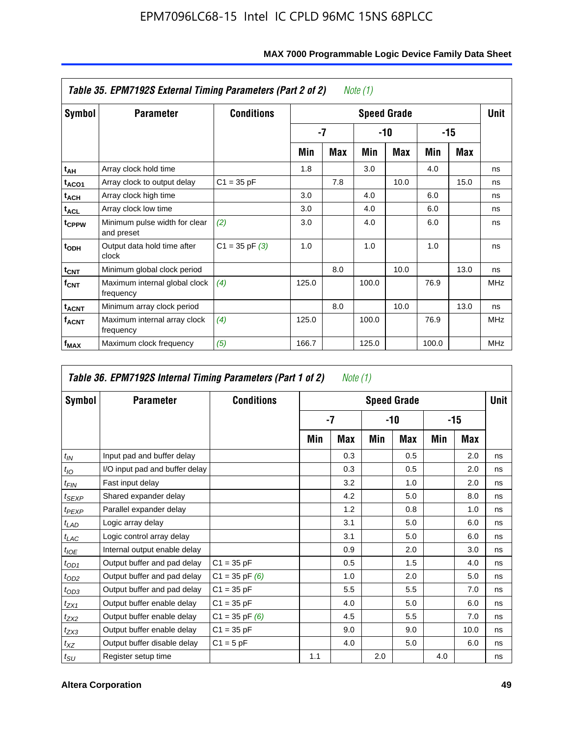**Table 35. EPM7192S External Timing Parameters (Part 2 of 2)** *Note (1)*

| Symbol | Parameter | Conditions | Speed Grade | | | | | | Unit |
|---|---|---|---|---|---|---|---|---|---|
| | | | -7 | | -10 | | -15 | | |
| | | | Min | Max | Min | Max | Min | Max | |
| $t_{AH}$ | Array clock hold time | | 1.8 | | 3.0 | | 4.0 | | ns |
| $t_{ACO1}$ | Array clock to output delay | C1 = 35 pF | | 7.8 | | 10.0 | | 15.0 | ns |
| $t_{ACH}$ | Array clock high time | | 3.0 | | 4.0 | | 6.0 | | ns |
| $t_{ACL}$ | Array clock low time | | 3.0 | | 4.0 | | 6.0 | | ns |
| $t_{CPPW}$ | Minimum pulse width for clear and preset | *(2)* | 3.0 | | 4.0 | | 6.0 | | ns |
| $t_{ODH}$ | Output data hold time after clock | C1 = 35 pF *(3)* | 1.0 | | 1.0 | | 1.0 | | ns |
| $t_{CNT}$ | Minimum global clock period | | | 8.0 | | 10.0 | | 13.0 | ns |
| $f_{CNT}$ | Maximum internal global clock frequency | *(4)* | 125.0 | | 100.0 | | 76.9 | | MHz |
| $t_{ACNT}$ | Minimum array clock period | | | 8.0 | | 10.0 | | 13.0 | ns |
| $f_{ACNT}$ | Maximum internal array clock frequency | *(4)* | 125.0 | | 100.0 | | 76.9 | | MHz |
| $f_{MAX}$ | Maximum clock frequency | *(5)* | 166.7 | | 125.0 | | 100.0 | | MHz |

**Table 36. EPM7192S Internal Timing Parameters (Part 1 of 2)** *Note (1)*

| Symbol | Parameter | Conditions | Speed Grade | | | | | | Unit |
|---|---|---|---|---|---|---|---|---|---|
| | | | -7 | | -10 | | -15 | | |
| | | | Min | Max | Min | Max | Min | Max | |
| $t_{IN}$ | Input pad and buffer delay | | | 0.3 | | 0.5 | | 2.0 | ns |
| $t_{IO}$ | I/O input pad and buffer delay | | | 0.3 | | 0.5 | | 2.0 | ns |
| $t_{FIN}$ | Fast input delay | | | 3.2 | | 1.0 | | 2.0 | ns |
| $t_{SEXP}$ | Shared expander delay | | | 4.2 | | 5.0 | | 8.0 | ns |
| $t_{PEXP}$ | Parallel expander delay | | | 1.2 | | 0.8 | | 1.0 | ns |
| $t_{LAD}$ | Logic array delay | | | 3.1 | | 5.0 | | 6.0 | ns |
| $t_{LAC}$ | Logic control array delay | | | 3.1 | | 5.0 | | 6.0 | ns |
| $t_{IOE}$ | Internal output enable delay | | | 0.9 | | 2.0 | | 3.0 | ns |
| $t_{OD1}$ | Output buffer and pad delay | C1 = 35 pF | | 0.5 | | 1.5 | | 4.0 | ns |
| $t_{OD2}$ | Output buffer and pad delay | C1 = 35 pF *(6)* | | 1.0 | | 2.0 | | 5.0 | ns |
| $t_{OD3}$ | Output buffer and pad delay | C1 = 35 pF | | 5.5 | | 5.5 | | 7.0 | ns |
| $t_{ZX1}$ | Output buffer enable delay | C1 = 35 pF | | 4.0 | | 5.0 | | 6.0 | ns |
| $t_{ZX2}$ | Output buffer enable delay | C1 = 35 pF *(6)* | | 4.5 | | 5.5 | | 7.0 | ns |
| $t_{ZX3}$ | Output buffer enable delay | C1 = 35 pF | | 9.0 | | 9.0 | | 10.0 | ns |
| $t_{XZ}$ | Output buffer disable delay | C1 = 5 pF | | 4.0 | | 5.0 | | 6.0 | ns |
| $t_{SU}$ | Register setup time | | 1.1 | | 2.0 | | 4.0 | | ns |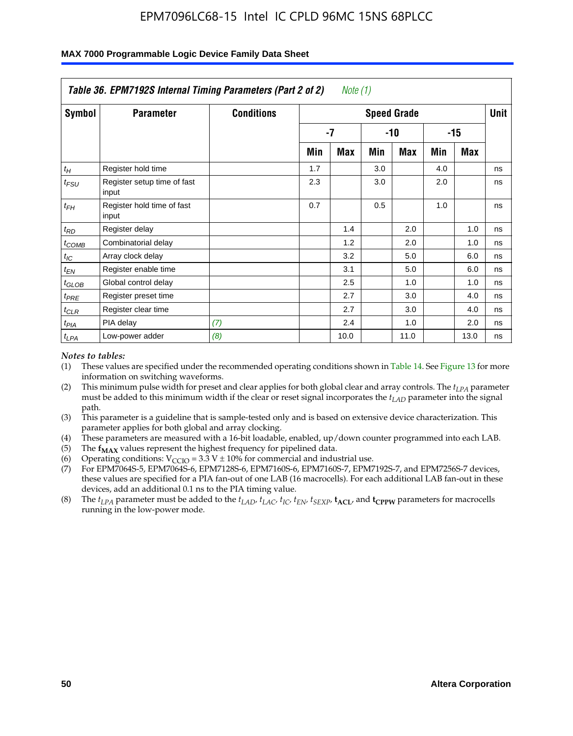| *Table 36. EPM7192S Internal Timing Parameters (Part 2 of 2) Note (1)* | | | | | | | | | |
|---|---|---|---|---|---|---|---|---|---|
| **Symbol** | **Parameter** | **Conditions** | **Speed Grade** | | | | | | **Unit** |
| | | | **-7** | | **-10** | | **-15** | | |
| | | | **Min** | **Max** | **Min** | **Max** | **Min** | **Max** | |
| $t_H$ | Register hold time | | 1.7 | | 3.0 | | 4.0 | | ns |
| $t_{FSU}$ | Register setup time of fast input | | 2.3 | | 3.0 | | 2.0 | | ns |
| $t_{FH}$ | Register hold time of fast input | | 0.7 | | 0.5 | | 1.0 | | ns |
| $t_{RD}$ | Register delay | | | 1.4 | | 2.0 | | 1.0 | ns |
| $t_{COMB}$ | Combinatorial delay | | | 1.2 | | 2.0 | | 1.0 | ns |
| $t_{IC}$ | Array clock delay | | | 3.2 | | 5.0 | | 6.0 | ns |
| $t_{EN}$ | Register enable time | | | 3.1 | | 5.0 | | 6.0 | ns |
| $t_{GLOB}$ | Global control delay | | | 2.5 | | 1.0 | | 1.0 | ns |
| $t_{PRE}$ | Register preset time | | | 2.7 | | 3.0 | | 4.0 | ns |
| $t_{CLR}$ | Register clear time | | | 2.7 | | 3.0 | | 4.0 | ns |
| $t_{PIA}$ | PIA delay | *(7)* | | 2.4 | | 1.0 | | 2.0 | ns |
| $t_{LPA}$ | Low-power adder | *(8)* | | 10.0 | | 11.0 | | 13.0 | ns |

*Notes to tables:*

(1) These values are specified under the recommended operating conditions shown in Table 14. See Figure 13 for more information on switching waveforms.

(2) This minimum pulse width for preset and clear applies for both global clear and array controls. The $t_{LPA}$ parameter must be added to this minimum width if the clear or reset signal incorporates the $t_{LAD}$ parameter into the signal path.

(3) This parameter is a guideline that is sample-tested only and is based on extensive device characterization. This parameter applies for both global and array clocking.

(4) These parameters are measured with a 16-bit loadable, enabled, up/down counter programmed into each LAB.

(5) The $\mathbf{f_{MAX}}$ values represent the highest frequency for pipelined data.

(6) Operating conditions: $V_{CCIO} = 3.3\ V \pm 10\%$ for commercial and industrial use.

(7) For EPM7064S-5, EPM7064S-6, EPM7128S-6, EPM7160S-6, EPM7160S-7, EPM7192S-7, and EPM7256S-7 devices, these values are specified for a PIA fan-out of one LAB (16 macrocells). For each additional LAB fan-out in these devices, add an additional 0.1 ns to the PIA timing value.

(8) The $t_{LPA}$ parameter must be added to the $t_{LAD}$, $t_{LAC}$, $t_{IC}$, $t_{EN}$, $t_{SEXP}$, $\mathbf{t_{ACL}}$, and $\mathbf{t_{CPPW}}$ parameters for macrocells running in the low-power mode.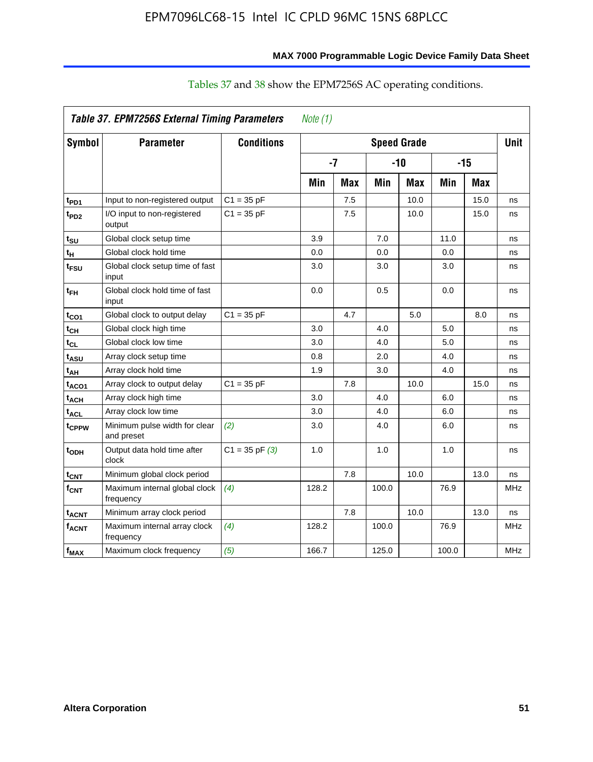Tables 37 and 38 show the EPM7256S AC operating conditions.

| Table 37. EPM7256S External Timing Parameters *Note (1)* | | | | | | | | | |
|---|---|---|---|---|---|---|---|---|---|
| **Symbol** | **Parameter** | **Conditions** | **Speed Grade** | | | | | | **Unit** |
| | | | **-7** | | **-10** | | **-15** | | |
| | | | **Min** | **Max** | **Min** | **Max** | **Min** | **Max** | |
| $t_{PD1}$ | Input to non-registered output | C1 = 35 pF | | 7.5 | | 10.0 | | 15.0 | ns |
| $t_{PD2}$ | I/O input to non-registered output | C1 = 35 pF | | 7.5 | | 10.0 | | 15.0 | ns |
| $t_{SU}$ | Global clock setup time | | 3.9 | | 7.0 | | 11.0 | | ns |
| $t_{H}$ | Global clock hold time | | 0.0 | | 0.0 | | 0.0 | | ns |
| $t_{FSU}$ | Global clock setup time of fast input | | 3.0 | | 3.0 | | 3.0 | | ns |
| $t_{FH}$ | Global clock hold time of fast input | | 0.0 | | 0.5 | | 0.0 | | ns |
| $t_{CO1}$ | Global clock to output delay | C1 = 35 pF | | 4.7 | | 5.0 | | 8.0 | ns |
| $t_{CH}$ | Global clock high time | | 3.0 | | 4.0 | | 5.0 | | ns |
| $t_{CL}$ | Global clock low time | | 3.0 | | 4.0 | | 5.0 | | ns |
| $t_{ASU}$ | Array clock setup time | | 0.8 | | 2.0 | | 4.0 | | ns |
| $t_{AH}$ | Array clock hold time | | 1.9 | | 3.0 | | 4.0 | | ns |
| $t_{ACO1}$ | Array clock to output delay | C1 = 35 pF | | 7.8 | | 10.0 | | 15.0 | ns |
| $t_{ACH}$ | Array clock high time | | 3.0 | | 4.0 | | 6.0 | | ns |
| $t_{ACL}$ | Array clock low time | | 3.0 | | 4.0 | | 6.0 | | ns |
| $t_{CPPW}$ | Minimum pulse width for clear and preset | *(2)* | 3.0 | | 4.0 | | 6.0 | | ns |
| $t_{ODH}$ | Output data hold time after clock | C1 = 35 pF *(3)* | 1.0 | | 1.0 | | 1.0 | | ns |
| $t_{CNT}$ | Minimum global clock period | | | 7.8 | | 10.0 | | 13.0 | ns |
| $f_{CNT}$ | Maximum internal global clock frequency | *(4)* | 128.2 | | 100.0 | | 76.9 | | MHz |
| $t_{ACNT}$ | Minimum array clock period | | | 7.8 | | 10.0 | | 13.0 | ns |
| $f_{ACNT}$ | Maximum internal array clock frequency | *(4)* | 128.2 | | 100.0 | | 76.9 | | MHz |
| $f_{MAX}$ | Maximum clock frequency | *(5)* | 166.7 | | 125.0 | | 100.0 | | MHz |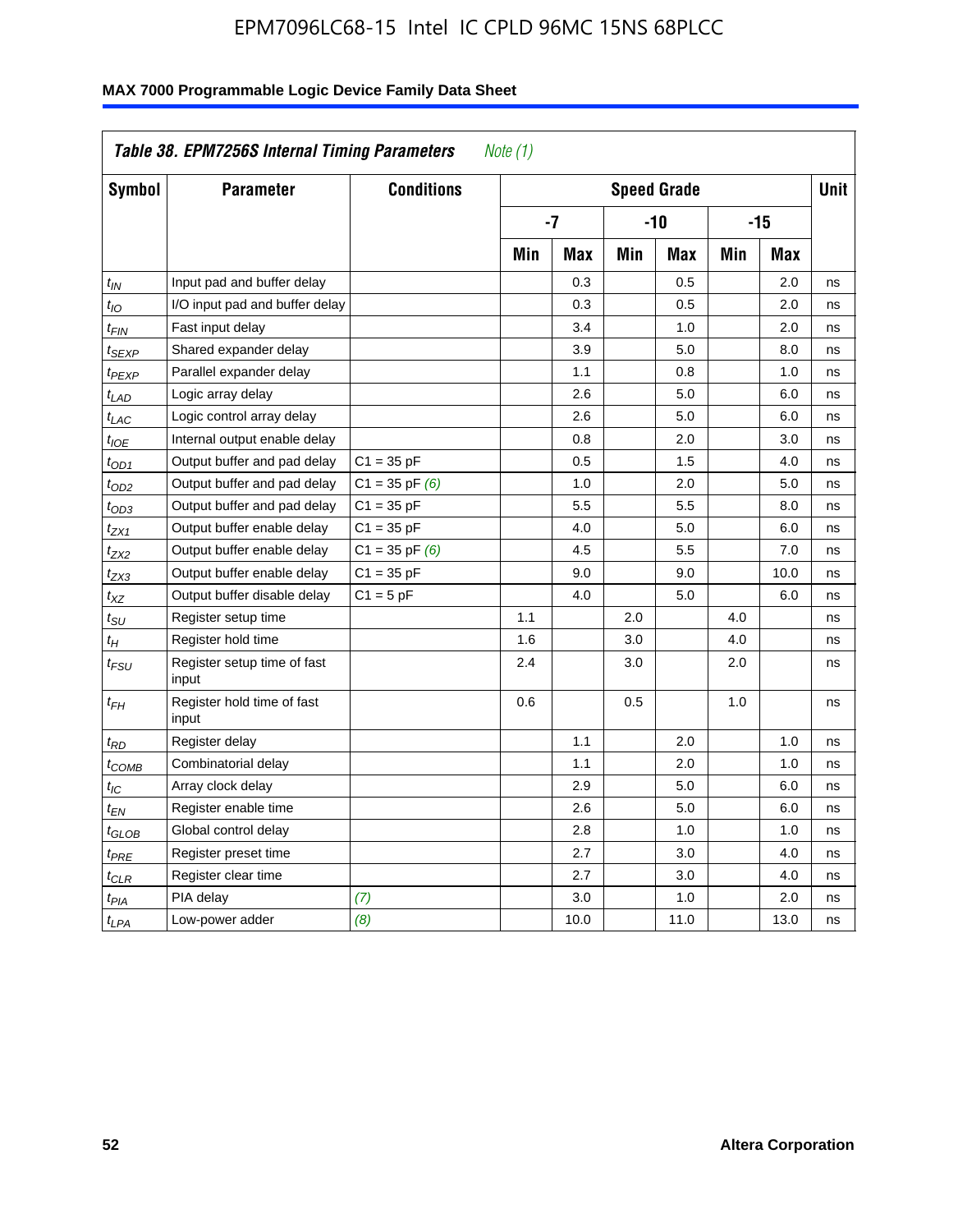**Table 38. EPM7256S Internal Timing Parameters** *Note (1)*

| Symbol | Parameter | Conditions | Speed Grade | | | | | | Unit |
|---|---|---|---|---|---|---|---|---|---|
| | | | -7 | | -10 | | -15 | | |
| | | | Min | Max | Min | Max | Min | Max | |
| $t_{IN}$ | Input pad and buffer delay | | | 0.3 | | 0.5 | | 2.0 | ns |
| $t_{IO}$ | I/O input pad and buffer delay | | | 0.3 | | 0.5 | | 2.0 | ns |
| $t_{FIN}$ | Fast input delay | | | 3.4 | | 1.0 | | 2.0 | ns |
| $t_{SEXP}$ | Shared expander delay | | | 3.9 | | 5.0 | | 8.0 | ns |
| $t_{PEXP}$ | Parallel expander delay | | | 1.1 | | 0.8 | | 1.0 | ns |
| $t_{LAD}$ | Logic array delay | | | 2.6 | | 5.0 | | 6.0 | ns |
| $t_{LAC}$ | Logic control array delay | | | 2.6 | | 5.0 | | 6.0 | ns |
| $t_{IOE}$ | Internal output enable delay | | | 0.8 | | 2.0 | | 3.0 | ns |
| $t_{OD1}$ | Output buffer and pad delay | C1 = 35 pF | | 0.5 | | 1.5 | | 4.0 | ns |
| $t_{OD2}$ | Output buffer and pad delay | C1 = 35 pF *(6)* | | 1.0 | | 2.0 | | 5.0 | ns |
| $t_{OD3}$ | Output buffer and pad delay | C1 = 35 pF | | 5.5 | | 5.5 | | 8.0 | ns |
| $t_{ZX1}$ | Output buffer enable delay | C1 = 35 pF | | 4.0 | | 5.0 | | 6.0 | ns |
| $t_{ZX2}$ | Output buffer enable delay | C1 = 35 pF *(6)* | | 4.5 | | 5.5 | | 7.0 | ns |
| $t_{ZX3}$ | Output buffer enable delay | C1 = 35 pF | | 9.0 | | 9.0 | | 10.0 | ns |
| $t_{XZ}$ | Output buffer disable delay | C1 = 5 pF | | 4.0 | | 5.0 | | 6.0 | ns |
| $t_{SU}$ | Register setup time | | 1.1 | | 2.0 | | 4.0 | | ns |
| $t_{H}$ | Register hold time | | 1.6 | | 3.0 | | 4.0 | | ns |
| $t_{FSU}$ | Register setup time of fast input | | 2.4 | | 3.0 | | 2.0 | | ns |
| $t_{FH}$ | Register hold time of fast input | | 0.6 | | 0.5 | | 1.0 | | ns |
| $t_{RD}$ | Register delay | | | 1.1 | | 2.0 | | 1.0 | ns |
| $t_{COMB}$ | Combinatorial delay | | | 1.1 | | 2.0 | | 1.0 | ns |
| $t_{IC}$ | Array clock delay | | | 2.9 | | 5.0 | | 6.0 | ns |
| $t_{EN}$ | Register enable time | | | 2.6 | | 5.0 | | 6.0 | ns |
| $t_{GLOB}$ | Global control delay | | | 2.8 | | 1.0 | | 1.0 | ns |
| $t_{PRE}$ | Register preset time | | | 2.7 | | 3.0 | | 4.0 | ns |
| $t_{CLR}$ | Register clear time | | | 2.7 | | 3.0 | | 4.0 | ns |
| $t_{PIA}$ | PIA delay | *(7)* | | 3.0 | | 1.0 | | 2.0 | ns |
| $t_{LPA}$ | Low-power adder | *(8)* | | 10.0 | | 11.0 | | 13.0 | ns |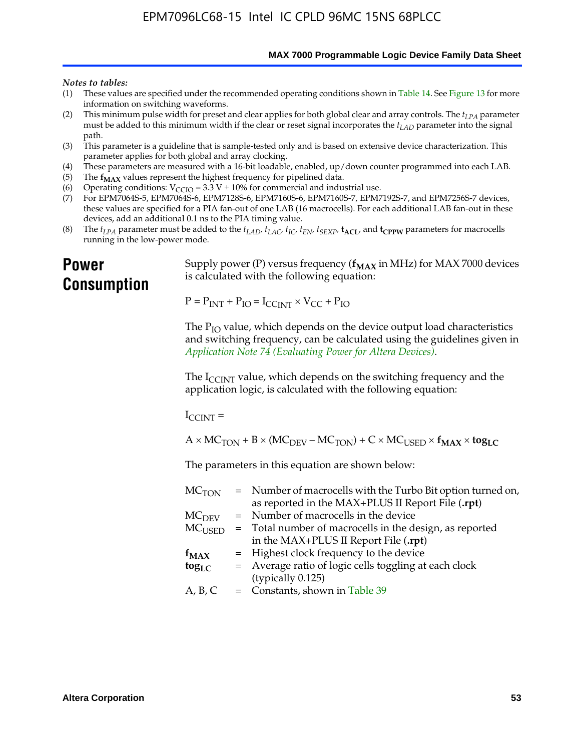*Notes to tables:*

(1) These values are specified under the recommended operating conditions shown in Table 14. See Figure 13 for more information on switching waveforms.
(2) This minimum pulse width for preset and clear applies for both global clear and array controls. The $t_{LPA}$ parameter must be added to this minimum width if the clear or reset signal incorporates the $t_{LAD}$ parameter into the signal path.
(3) This parameter is a guideline that is sample-tested only and is based on extensive device characterization. This parameter applies for both global and array clocking.
(4) These parameters are measured with a 16-bit loadable, enabled, up/down counter programmed into each LAB.
(5) The $\mathbf{f_{MAX}}$ values represent the highest frequency for pipelined data.
(6) Operating conditions: $V_{CCIO}$ = 3.3 V ± 10% for commercial and industrial use.
(7) For EPM7064S-5, EPM7064S-6, EPM7128S-6, EPM7160S-6, EPM7160S-7, EPM7192S-7, and EPM7256S-7 devices, these values are specified for a PIA fan-out of one LAB (16 macrocells). For each additional LAB fan-out in these devices, add an additional 0.1 ns to the PIA timing value.
(8) The $t_{LPA}$ parameter must be added to the $t_{LAD}$, $t_{LAC}$, $t_{IC}$, $t_{EN}$, $t_{SEXP}$, $\mathbf{t_{ACL}}$, and $\mathbf{t_{CPPW}}$ parameters for macrocells running in the low-power mode.

# Power Consumption

Supply power (P) versus frequency ($\mathbf{f_{MAX}}$ in MHz) for MAX 7000 devices is calculated with the following equation:

$$P = P_{INT} + P_{IO} = I_{CCINT} \times V_{CC} + P_{IO}$$

The $P_{IO}$ value, which depends on the device output load characteristics and switching frequency, can be calculated using the guidelines given in *Application Note 74 (Evaluating Power for Altera Devices)*.

The $I_{CCINT}$ value, which depends on the switching frequency and the application logic, is calculated with the following equation:

$$I_{CCINT} =$$

$$A \times MC_{TON} + B \times (MC_{DEV} - MC_{TON}) + C \times MC_{USED} \times \mathbf{f_{MAX}} \times \mathbf{tog_{LC}}$$

The parameters in this equation are shown below:

| | | |
|---|---|---|
| $MC_{TON}$ | = | Number of macrocells with the Turbo Bit option turned on, as reported in the MAX+PLUS II Report File (**.rpt**) |
| $MC_{DEV}$ | = | Number of macrocells in the device |
| $MC_{USED}$ | = | Total number of macrocells in the design, as reported in the MAX+PLUS II Report File (**.rpt**) |
| $\mathbf{f_{MAX}}$ | = | Highest clock frequency to the device |
| $\mathbf{tog_{LC}}$ | = | Average ratio of logic cells toggling at each clock (typically 0.125) |
| A, B, C | = | Constants, shown in Table 39 |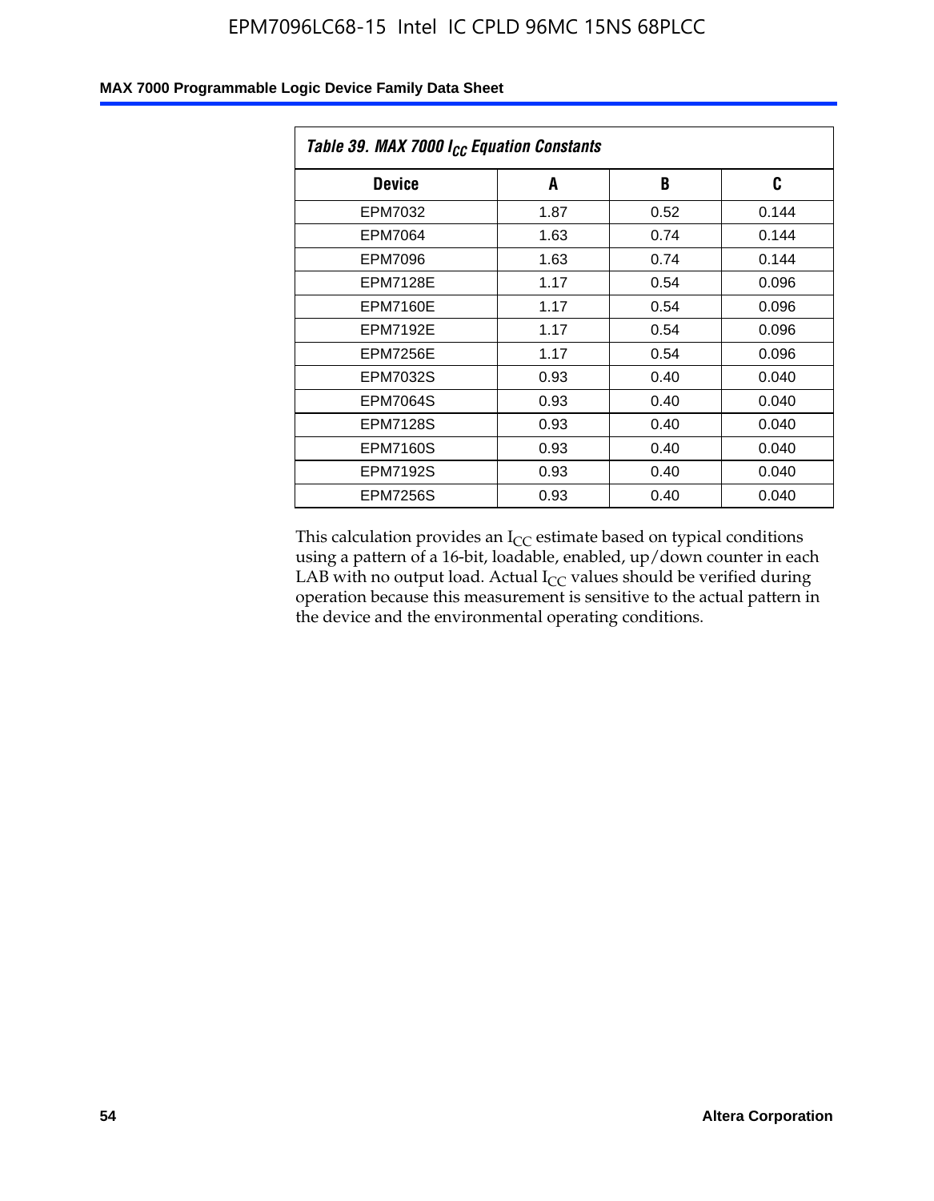| *Table 39. MAX 7000 $I_{CC}$ Equation Constants* | | | |
|---|---|---|---|
| **Device** | **A** | **B** | **C** |
| EPM7032 | 1.87 | 0.52 | 0.144 |
| EPM7064 | 1.63 | 0.74 | 0.144 |
| EPM7096 | 1.63 | 0.74 | 0.144 |
| EPM7128E | 1.17 | 0.54 | 0.096 |
| EPM7160E | 1.17 | 0.54 | 0.096 |
| EPM7192E | 1.17 | 0.54 | 0.096 |
| EPM7256E | 1.17 | 0.54 | 0.096 |
| EPM7032S | 0.93 | 0.40 | 0.040 |
| EPM7064S | 0.93 | 0.40 | 0.040 |
| EPM7128S | 0.93 | 0.40 | 0.040 |
| EPM7160S | 0.93 | 0.40 | 0.040 |
| EPM7192S | 0.93 | 0.40 | 0.040 |
| EPM7256S | 0.93 | 0.40 | 0.040 |

This calculation provides an $I_{CC}$ estimate based on typical conditions using a pattern of a 16-bit, loadable, enabled, up/down counter in each LAB with no output load. Actual $I_{CC}$ values should be verified during operation because this measurement is sensitive to the actual pattern in the device and the environmental operating conditions.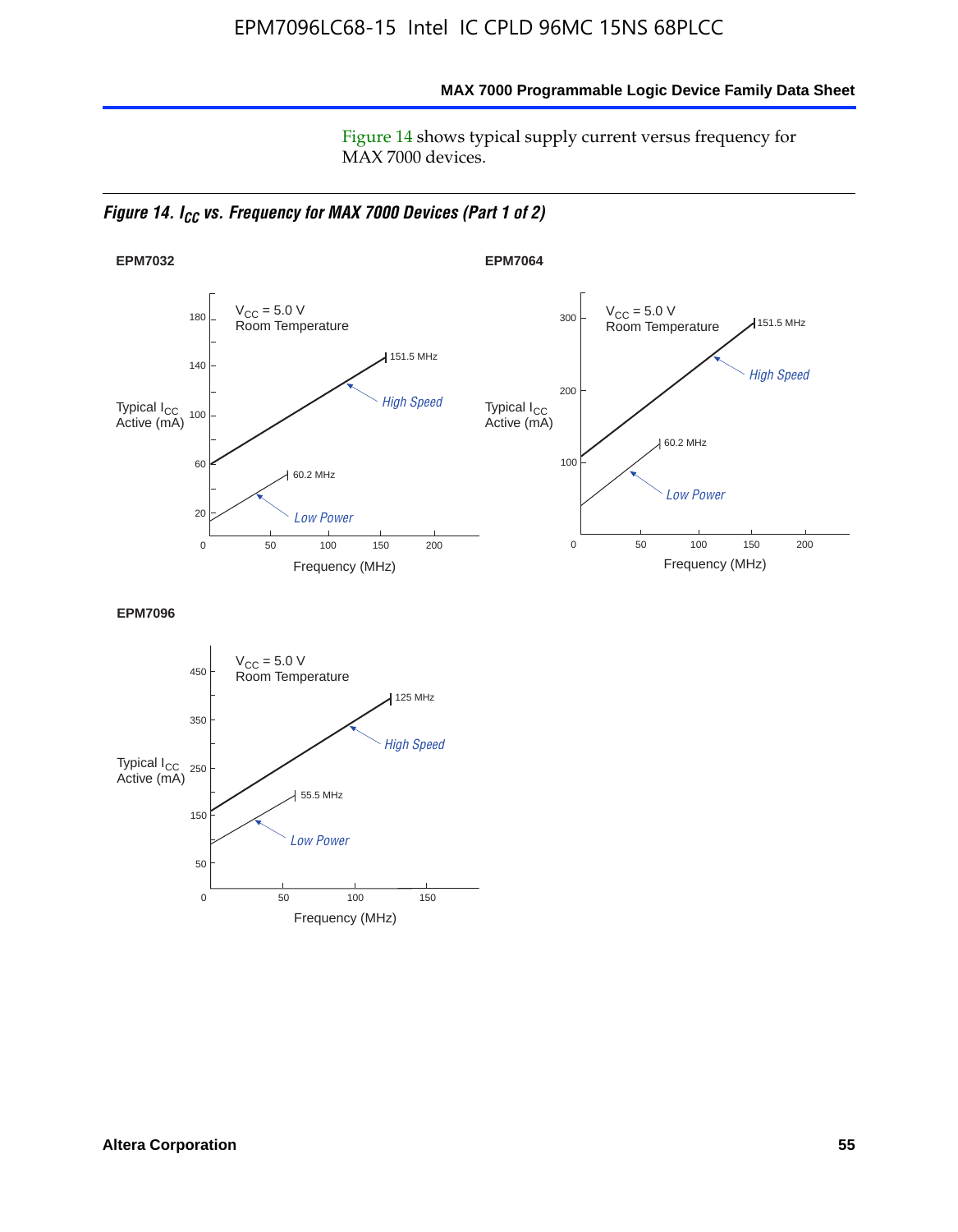Figure 14 shows typical supply current versus frequency for MAX 7000 devices.

*Figure 14. $I_{CC}$ vs. Frequency for MAX 7000 Devices (Part 1 of 2)*

**EPM7032**

$V_{CC}$ = 5.0 V
Room Temperature

Typical $I_{CC}$ Active (mA)

High Speed: 151.5 MHz
Low Power: 60.2 MHz

Frequency (MHz)

**EPM7064**

$V_{CC}$ = 5.0 V
Room Temperature

Typical $I_{CC}$ Active (mA)

High Speed: 151.5 MHz
Low Power: 60.2 MHz

Frequency (MHz)

**EPM7096**

$V_{CC}$ = 5.0 V
Room Temperature

Typical $I_{CC}$ Active (mA)

High Speed: 125 MHz
Low Power: 55.5 MHz

Frequency (MHz)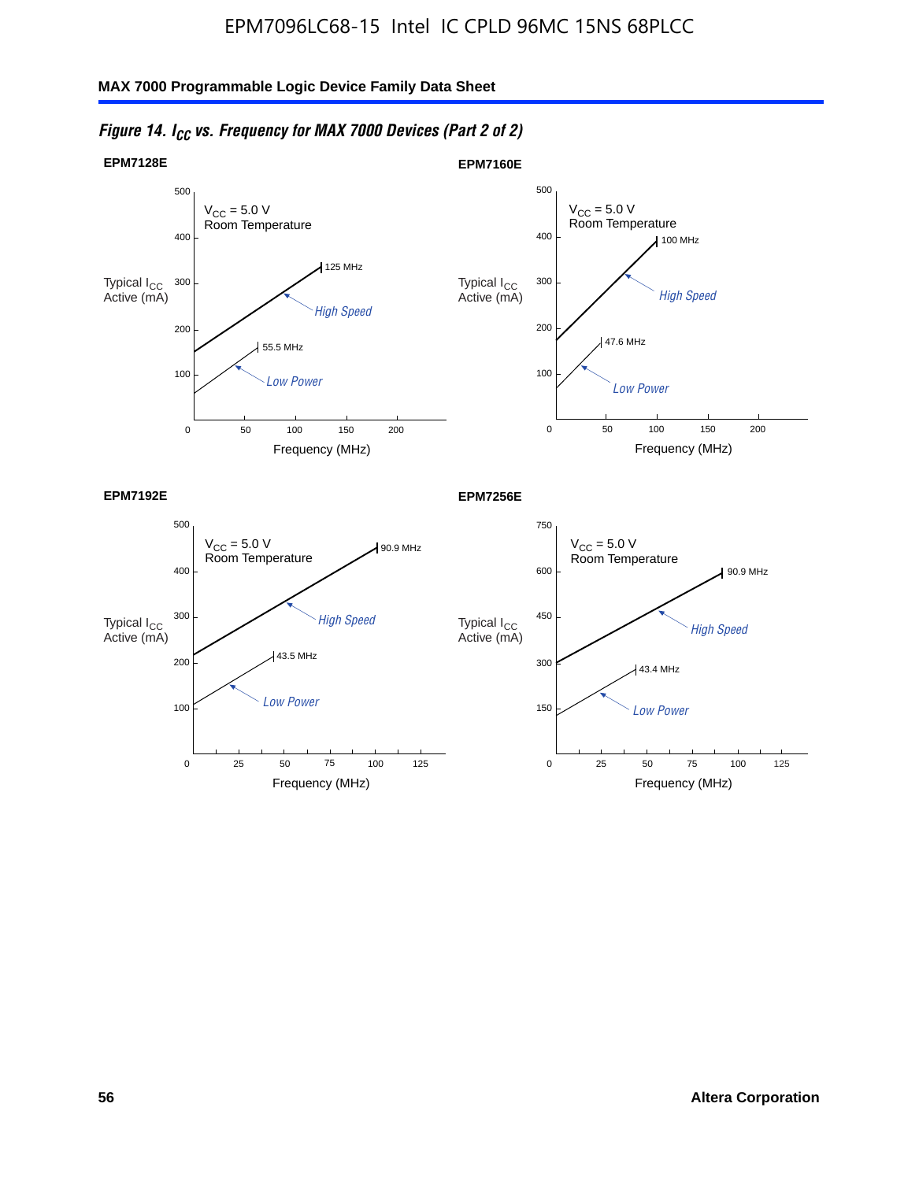*Figure 14. $I_{CC}$ vs. Frequency for MAX 7000 Devices (Part 2 of 2)*

**EPM7128E**

$V_{CC}$ = 5.0 V
Room Temperature

Typical $I_{CC}$ Active (mA)

125 MHz — High Speed

55.5 MHz — Low Power

Frequency (MHz)

**EPM7160E**

$V_{CC}$ = 5.0 V
Room Temperature

Typical $I_{CC}$ Active (mA)

100 MHz — High Speed

47.6 MHz — Low Power

Frequency (MHz)

**EPM7192E**

$V_{CC}$ = 5.0 V
Room Temperature

Typical $I_{CC}$ Active (mA)

90.9 MHz — High Speed

43.5 MHz — Low Power

Frequency (MHz)

**EPM7256E**

$V_{CC}$ = 5.0 V
Room Temperature

Typical $I_{CC}$ Active (mA)

90.9 MHz — High Speed

43.4 MHz — Low Power

Frequency (MHz)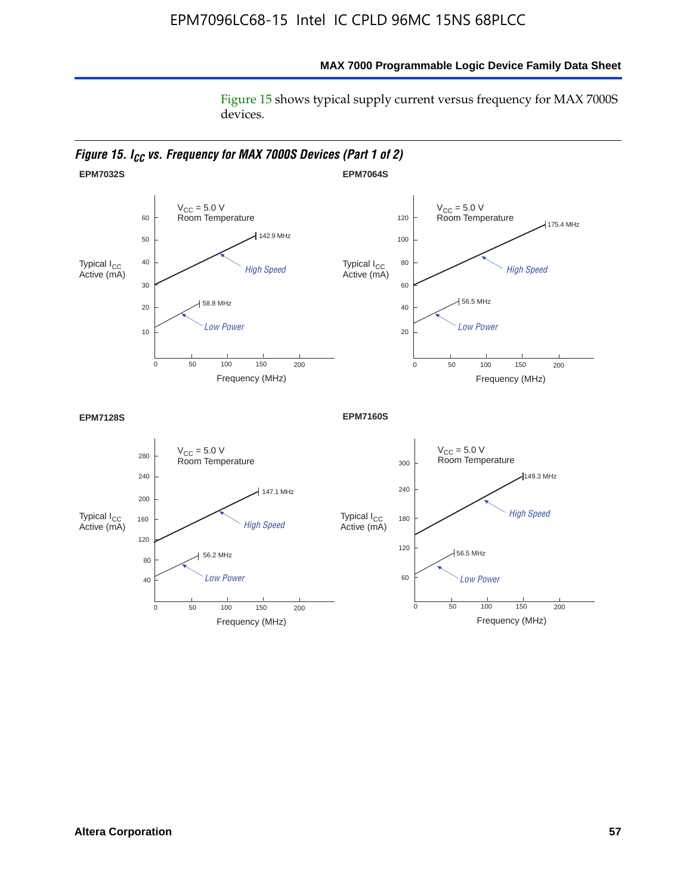Figure 15 shows typical supply current versus frequency for MAX 7000S devices.

*Figure 15. $I_{CC}$ vs. Frequency for MAX 7000S Devices (Part 1 of 2)*

**EPM7032S**

$V_{CC}$ = 5.0 V
Room Temperature

Typical $I_{CC}$ Active (mA)

High Speed: 142.9 MHz

Low Power: 58.8 MHz

Frequency (MHz)

**EPM7064S**

$V_{CC}$ = 5.0 V
Room Temperature

Typical $I_{CC}$ Active (mA)

High Speed: 175.4 MHz

Low Power: 56.5 MHz

Frequency (MHz)

**EPM7128S**

$V_{CC}$ = 5.0 V
Room Temperature

Typical $I_{CC}$ Active (mA)

High Speed: 147.1 MHz

Low Power: 56.2 MHz

Frequency (MHz)

**EPM7160S**

$V_{CC}$ = 5.0 V
Room Temperature

Typical $I_{CC}$ Active (mA)

High Speed: 149.3 MHz

Low Power: 56.5 MHz

Frequency (MHz)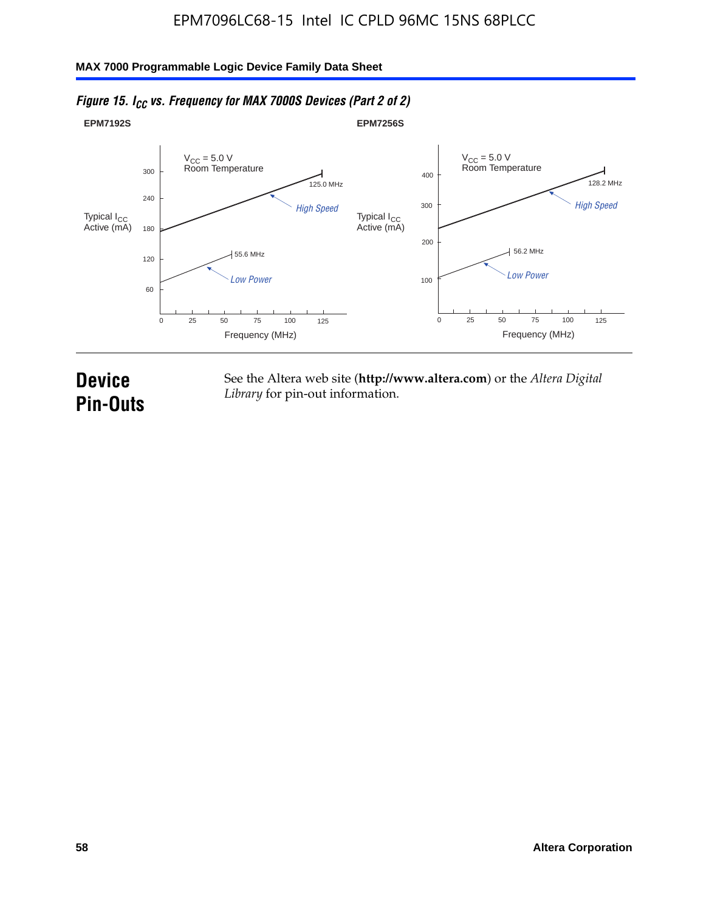*Figure 15. $I_{CC}$ vs. Frequency for MAX 7000S Devices (Part 2 of 2)*

**EPM7192S**

$V_{CC}$ = 5.0 V
Room Temperature

Typical $I_{CC}$ Active (mA)

300, 240, 180, 120, 60

125.0 MHz

*High Speed*

55.6 MHz

*Low Power*

0, 25, 50, 75, 100, 125

Frequency (MHz)

**EPM7256S**

$V_{CC}$ = 5.0 V
Room Temperature

Typical $I_{CC}$ Active (mA)

400, 300, 200, 100

128.2 MHz

*High Speed*

56.2 MHz

*Low Power*

0, 25, 50, 75, 100, 125

Frequency (MHz)

# Device Pin-Outs

See the Altera web site (**http://www.altera.com**) or the *Altera Digital Library* for pin-out information.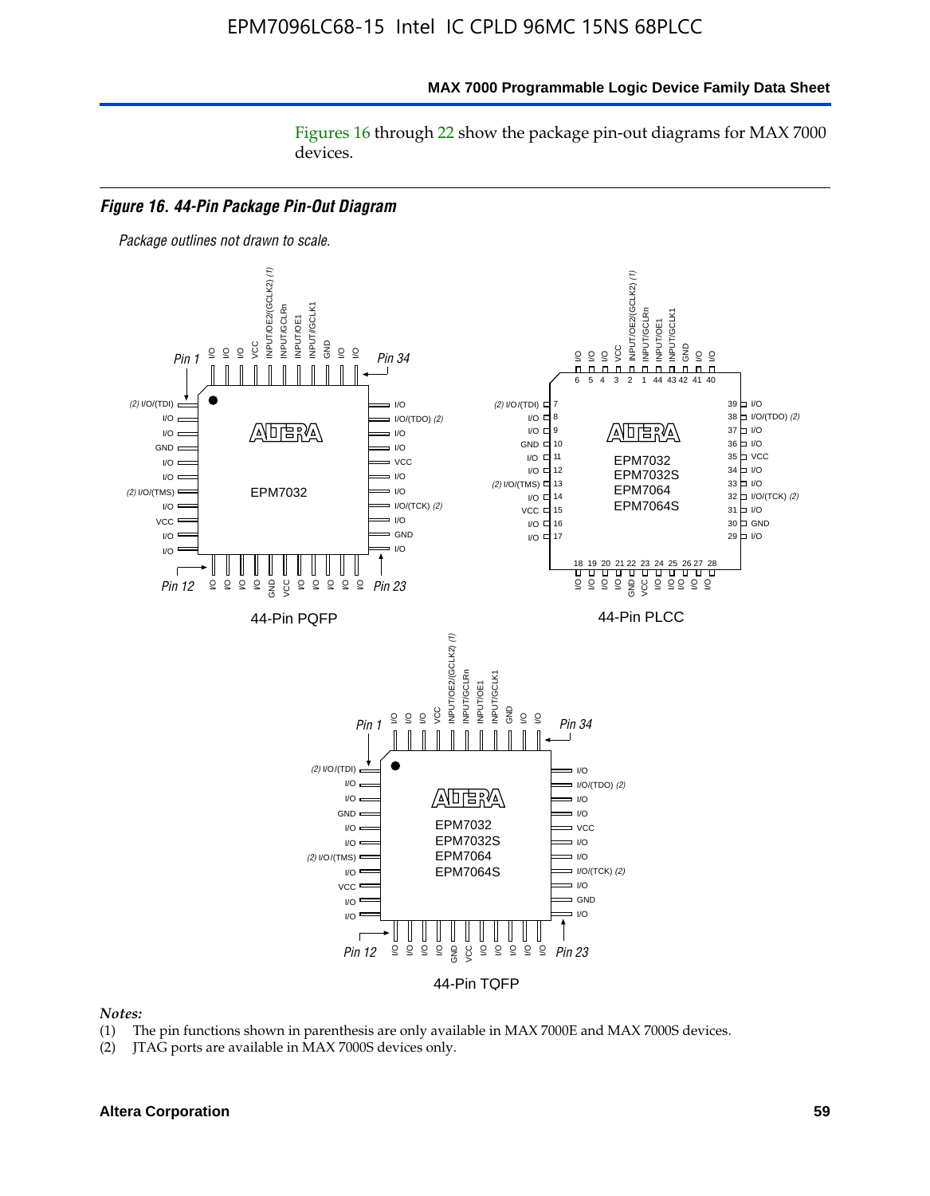Figures 16 through 22 show the package pin-out diagrams for MAX 7000 devices.

***Figure 16. 44-Pin Package Pin-Out Diagram***

*Package outlines not drawn to scale.*

44-Pin PQFP

44-Pin PLCC

44-Pin TQFP

*Notes:*

(1) The pin functions shown in parenthesis are only available in MAX 7000E and MAX 7000S devices.

(2) JTAG ports are available in MAX 7000S devices only.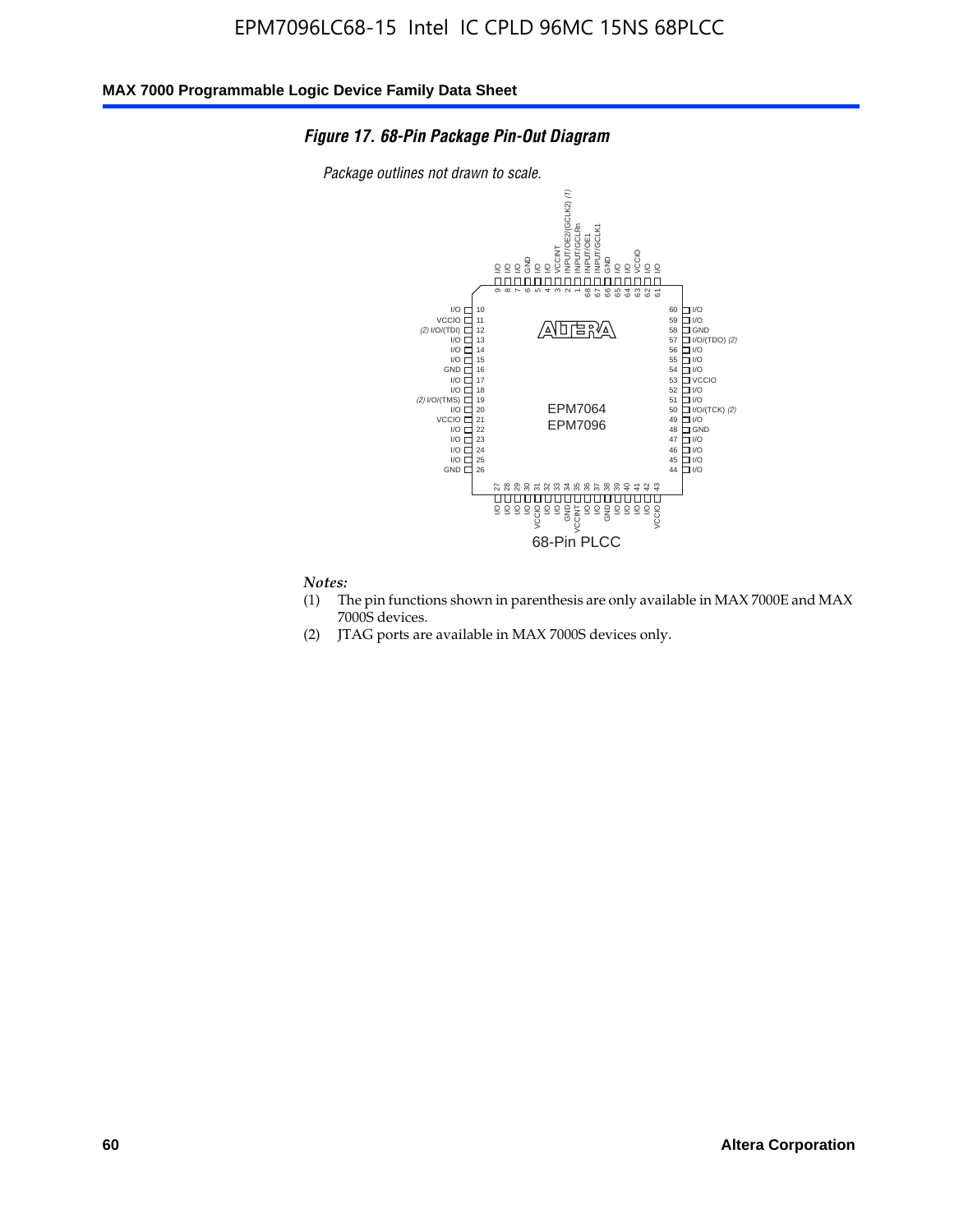EPM7096LC68-15 Intel IC CPLD 96MC 15NS 68PLCC

*Figure 17. 68-Pin Package Pin-Out Diagram*

*Package outlines not drawn to scale.*

| Pin | Function | Pin | Function |
|---|---|---|---|
| 1 | INPUT/GCLRn | 35 | VCCINT |
| 2 | INPUT/OE2/(GCLK2) (1) | 36 | I/O |
| 3 | VCCINT | 37 | I/O |
| 4 | I/O | 38 | GND |
| 5 | I/O | 39 | I/O |
| 6 | GND | 40 | I/O |
| 7 | I/O | 41 | I/O |
| 8 | I/O | 42 | I/O |
| 9 | I/O | 43 | VCCIO |
| 10 | I/O | 44 | I/O |
| 11 | VCCIO | 45 | I/O |
| 12 | (2) I/O/(TDI) | 46 | I/O |
| 13 | I/O | 47 | I/O |
| 14 | I/O | 48 | GND |
| 15 | I/O | 49 | I/O |
| 16 | GND | 50 | I/O/(TCK) (2) |
| 17 | I/O | 51 | I/O |
| 18 | I/O | 52 | I/O |
| 19 | (2) I/O/(TMS) | 53 | VCCIO |
| 20 | I/O | 54 | I/O |
| 21 | VCCIO | 55 | I/O |
| 22 | I/O | 56 | I/O |
| 23 | I/O | 57 | I/O/(TDO) (2) |
| 24 | I/O | 58 | GND |
| 25 | I/O | 59 | I/O |
| 26 | GND | 60 | I/O |
| 27 | I/O | 61 | I/O |
| 28 | I/O | 62 | I/O |
| 29 | I/O | 63 | VCCIO |
| 30 | I/O | 64 | I/O |
| 31 | VCCIO | 65 | I/O |
| 32 | I/O | 66 | GND |
| 33 | I/O | 67 | INPUT/GCLK1 |
| 34 | GND | 68 | INPUT/OE1 |

EPM7064
EPM7096

68-Pin PLCC

*Notes:*

(1) The pin functions shown in parenthesis are only available in MAX 7000E and MAX 7000S devices.

(2) JTAG ports are available in MAX 7000S devices only.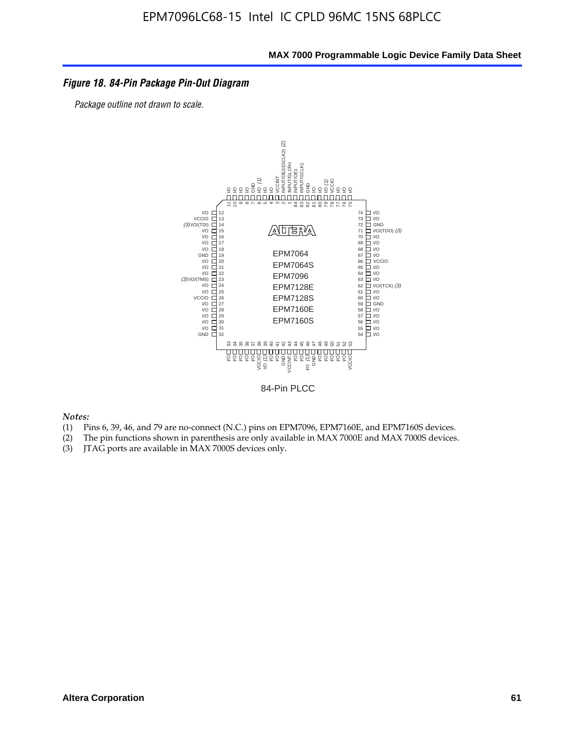### *Figure 18. 84-Pin Package Pin-Out Diagram*

*Package outline not drawn to scale.*

84-Pin PLCC

*Notes:*

(1) Pins 6, 39, 46, and 79 are no-connect (N.C.) pins on EPM7096, EPM7160E, and EPM7160S devices.
(2) The pin functions shown in parenthesis are only available in MAX 7000E and MAX 7000S devices.
(3) JTAG ports are available in MAX 7000S devices only.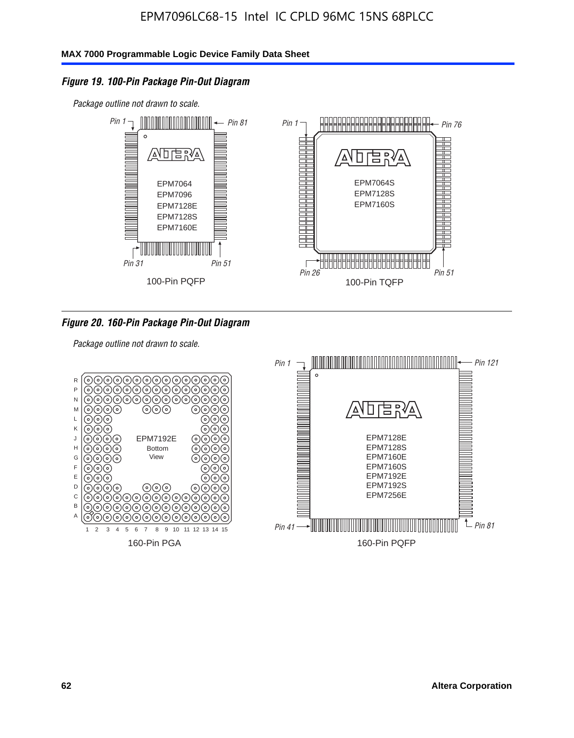### *Figure 19. 100-Pin Package Pin-Out Diagram*

*Package outline not drawn to scale.*

*Pin 1* *Pin 81*

EPM7064
EPM7096
EPM7128E
EPM7128S
EPM7160E

*Pin 31* *Pin 51*

100-Pin PQFP

*Pin 1* *Pin 76*

EPM7064S
EPM7128S
EPM7160S

*Pin 26* *Pin 51*

100-Pin TQFP

### *Figure 20. 160-Pin Package Pin-Out Diagram*

*Package outline not drawn to scale.*

EPM7192E
Bottom View

160-Pin PGA

*Pin 1* *Pin 121*

EPM7128E
EPM7128S
EPM7160E
EPM7160S
EPM7192E
EPM7192S
EPM7256E

*Pin 41* *Pin 81*

160-Pin PQFP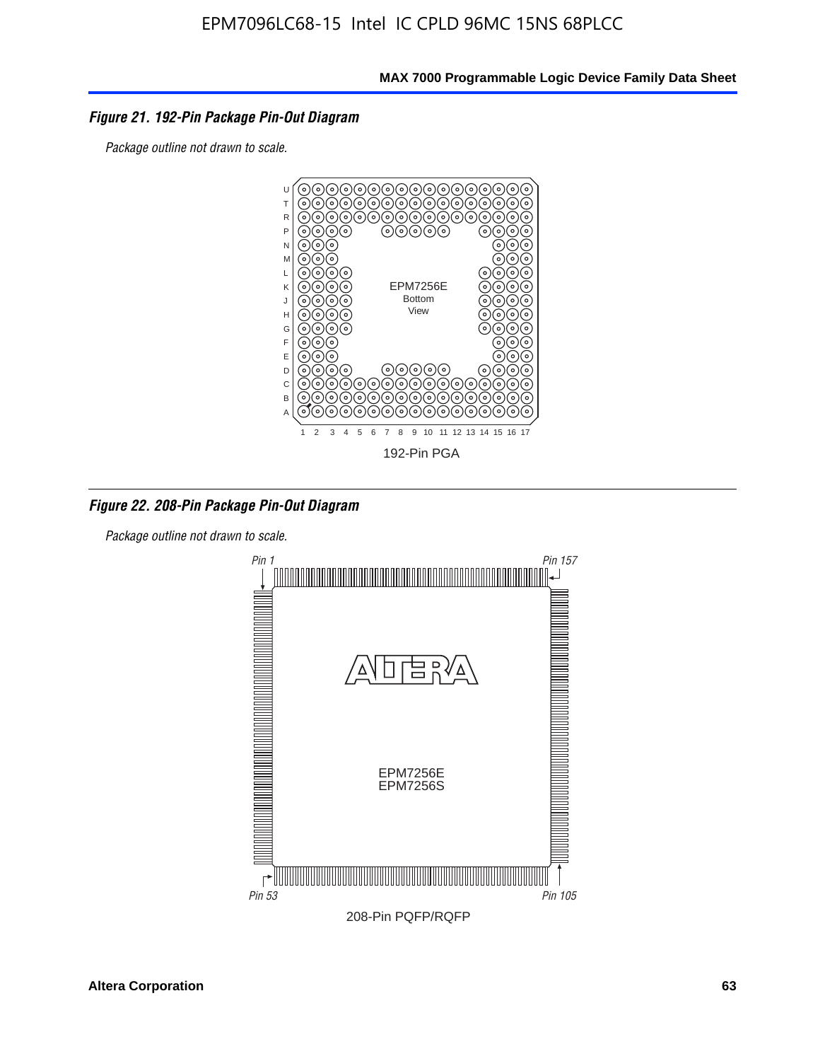## Figure 21. 192-Pin Package Pin-Out Diagram

*Package outline not drawn to scale.*

192-Pin PGA

## Figure 22. 208-Pin Package Pin-Out Diagram

*Package outline not drawn to scale.*

208-Pin PQFP/RQFP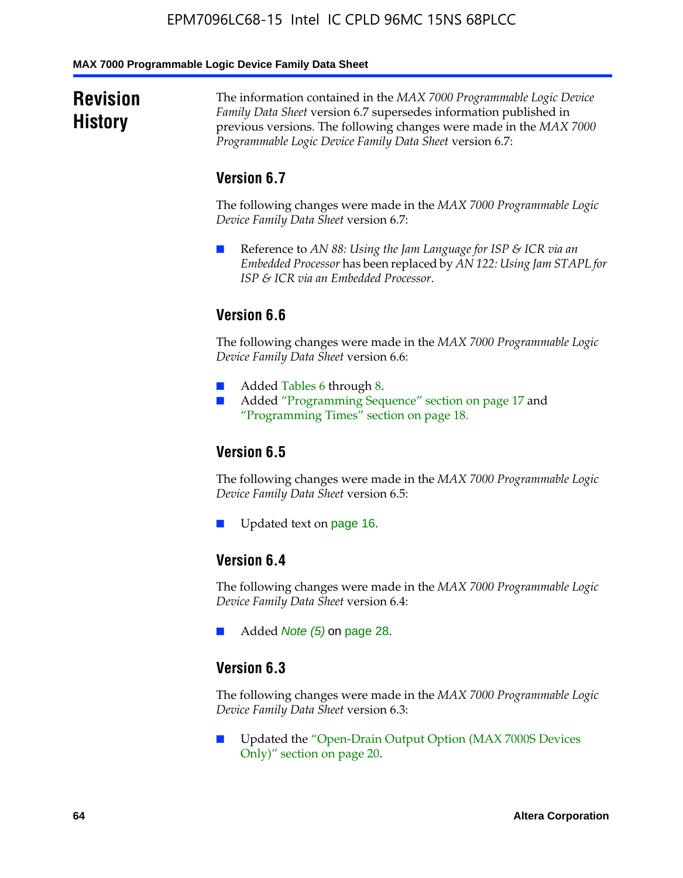# Revision History

The information contained in the *MAX 7000 Programmable Logic Device Family Data Sheet* version 6.7 supersedes information published in previous versions. The following changes were made in the *MAX 7000 Programmable Logic Device Family Data Sheet* version 6.7:

## Version 6.7

The following changes were made in the *MAX 7000 Programmable Logic Device Family Data Sheet* version 6.7:

- Reference to *AN 88: Using the Jam Language for ISP & ICR via an Embedded Processor* has been replaced by *AN 122: Using Jam STAPL for ISP & ICR via an Embedded Processor*.

## Version 6.6

The following changes were made in the *MAX 7000 Programmable Logic Device Family Data Sheet* version 6.6:

- Added Tables 6 through 8.
- Added "Programming Sequence" section on page 17 and "Programming Times" section on page 18.

## Version 6.5

The following changes were made in the *MAX 7000 Programmable Logic Device Family Data Sheet* version 6.5:

- Updated text on page 16.

## Version 6.4

The following changes were made in the *MAX 7000 Programmable Logic Device Family Data Sheet* version 6.4:

- Added *Note (5)* on page 28.

## Version 6.3

The following changes were made in the *MAX 7000 Programmable Logic Device Family Data Sheet* version 6.3:

- Updated the "Open-Drain Output Option (MAX 7000S Devices Only)" section on page 20.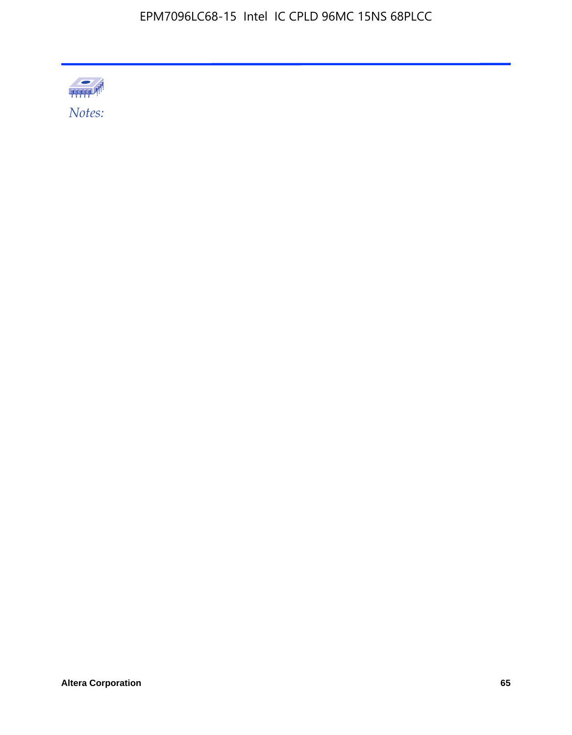*Notes:*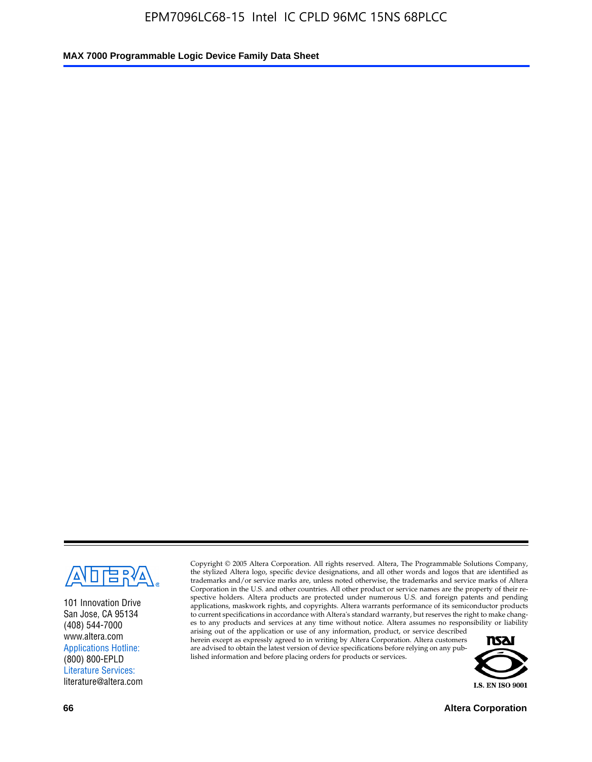101 Innovation Drive
San Jose, CA 95134
(408) 544-7000
www.altera.com
Applications Hotline:
(800) 800-EPLD
Literature Services:
literature@altera.com

Copyright © 2005 Altera Corporation. All rights reserved. Altera, The Programmable Solutions Company, the stylized Altera logo, specific device designations, and all other words and logos that are identified as trademarks and/or service marks are, unless noted otherwise, the trademarks and service marks of Altera Corporation in the U.S. and other countries. All other product or service names are the property of their respective holders. Altera products are protected under numerous U.S. and foreign patents and pending applications, maskwork rights, and copyrights. Altera warrants performance of its semiconductor products to current specifications in accordance with Altera's standard warranty, but reserves the right to make changes to any products and services at any time without notice. Altera assumes no responsibility or liability arising out of the application or use of any information, product, or service described herein except as expressly agreed to in writing by Altera Corporation. Altera customers are advised to obtain the latest version of device specifications before relying on any published information and before placing orders for products or services.

I.S. EN ISO 9001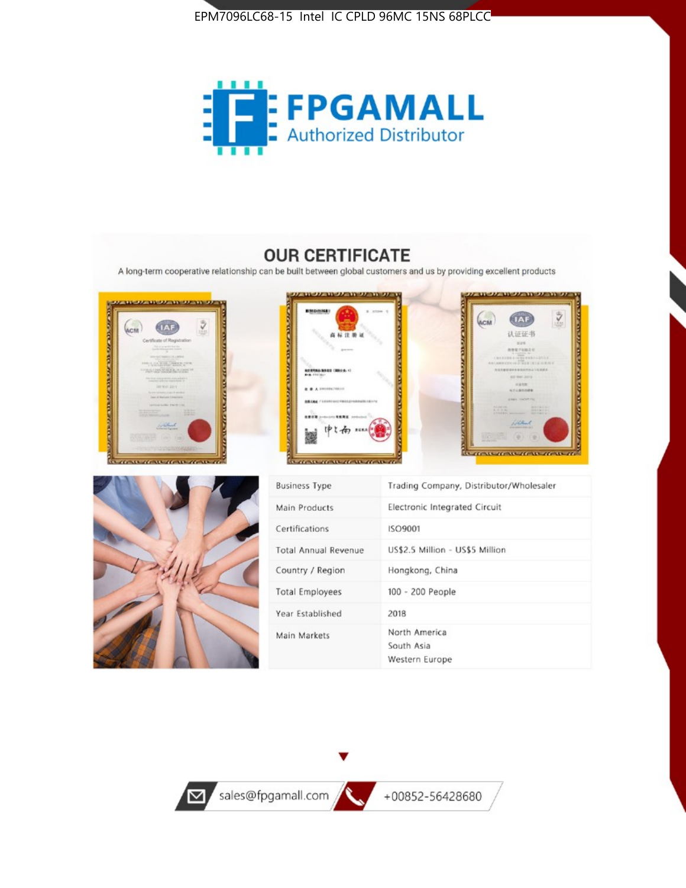EPM7096LC68-15 Intel IC CPLD 96MC 15NS 68PLCC

FPGAMALL
Authorized Distributor

## OUR CERTIFICATE

A long-term cooperative relationship can be built between global customers and us by providing excellent products

| | |
|---|---|
| Business Type | Trading Company, Distributor/Wholesaler |
| Main Products | Electronic Integrated Circuit |
| Certifications | ISO9001 |
| Total Annual Revenue | US$2.5 Million - US$5 Million |
| Country / Region | Hongkong, China |
| Total Employees | 100 - 200 People |
| Year Established | 2018 |
| Main Markets | North America<br>South Asia<br>Western Europe |

sales@fpgamall.com

+00852-56428680